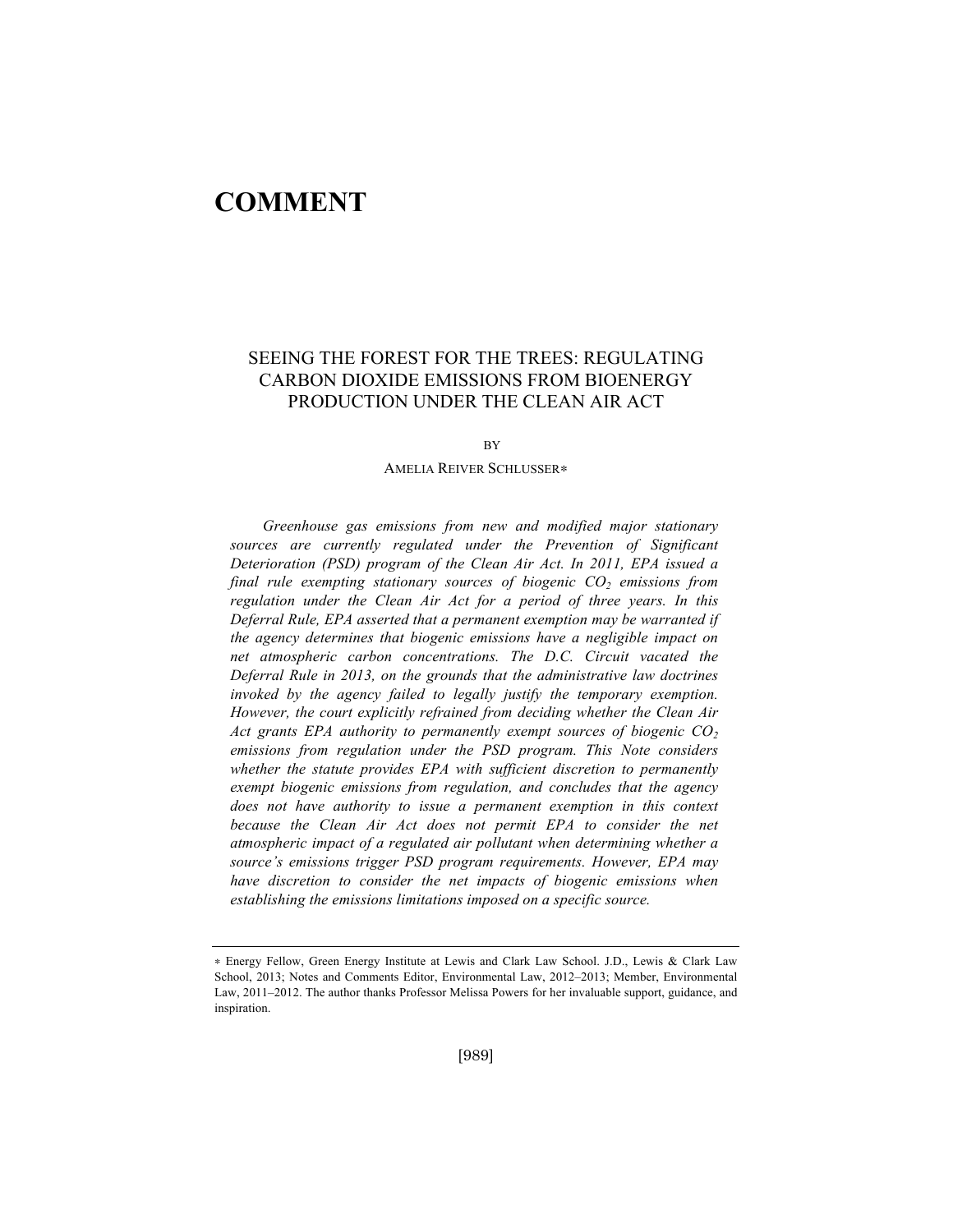# COMMENT

## SEEING THE FOREST FOR THE TREES: REGULATING CARBON DIOXIDE EMISSIONS FROM BIOENERGY PRODUCTION UNDER THE CLEAN AIR ACT

BY

AMELIA REIVER SCHLUSSER*

*Greenhouse gas emissions from new and modified major stationary sources are currently regulated under the Prevention of Significant Deterioration (PSD) program of the Clean Air Act. In 2011, EPA issued a final rule exempting stationary sources of biogenic $CO_2$ emissions from regulation under the Clean Air Act for a period of three years. In this Deferral Rule, EPA asserted that a permanent exemption may be warranted if the agency determines that biogenic emissions have a negligible impact on net atmospheric carbon concentrations. The D.C. Circuit vacated the Deferral Rule in 2013, on the grounds that the administrative law doctrines invoked by the agency failed to legally justify the temporary exemption. However, the court explicitly refrained from deciding whether the Clean Air Act grants EPA authority to permanently exempt sources of biogenic $CO_2$ emissions from regulation under the PSD program. This Note considers whether the statute provides EPA with sufficient discretion to permanently exempt biogenic emissions from regulation, and concludes that the agency does not have authority to issue a permanent exemption in this context because the Clean Air Act does not permit EPA to consider the net atmospheric impact of a regulated air pollutant when determining whether a source's emissions trigger PSD program requirements. However, EPA may have discretion to consider the net impacts of biogenic emissions when establishing the emissions limitations imposed on a specific source.*

---

* Energy Fellow, Green Energy Institute at Lewis and Clark Law School. J.D., Lewis & Clark Law School, 2013; Notes and Comments Editor, Environmental Law, 2012–2013; Member, Environmental Law, 2011–2012. The author thanks Professor Melissa Powers for her invaluable support, guidance, and inspiration.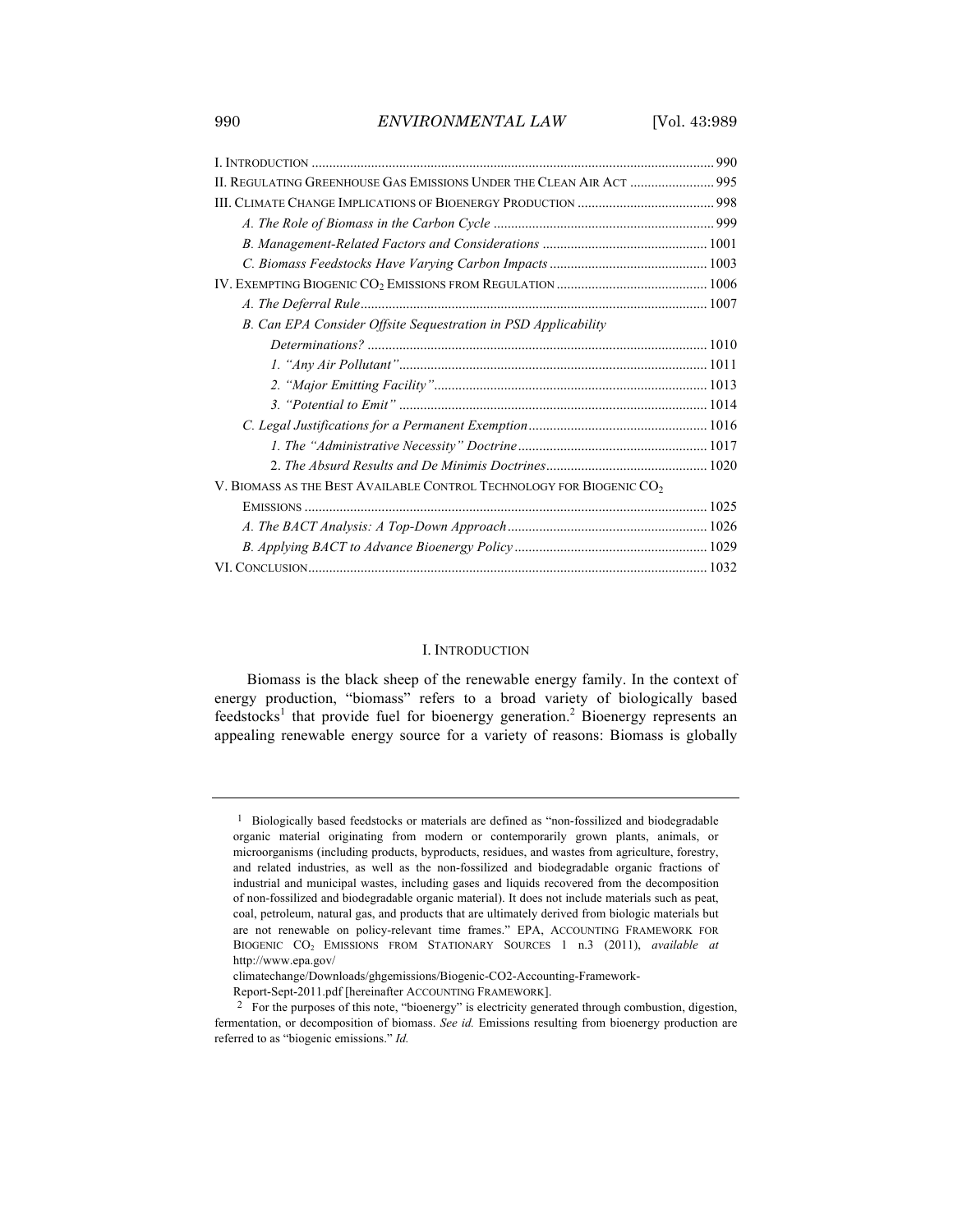I. INTRODUCTION .................................................................................................................. 990
II. REGULATING GREENHOUSE GAS EMISSIONS UNDER THE CLEAN AIR ACT ........................ 995
III. CLIMATE CHANGE IMPLICATIONS OF BIOENERGY PRODUCTION ....................................... 998
 *A. The Role of Biomass in the Carbon Cycle* ............................................................... 999
 *B. Management-Related Factors and Considerations* ............................................... 1001
 *C. Biomass Feedstocks Have Varying Carbon Impacts* ............................................. 1003
IV. EXEMPTING BIOGENIC $CO_2$ EMISSIONS FROM REGULATION ............................................ 1006
 *A. The Deferral Rule* ................................................................................................... 1007
 *B. Can EPA Consider Offsite Sequestration in PSD Applicability Determinations?* ................................................................................................. 1010
  *1. "Any Air Pollutant"* ........................................................................................ 1011
  *2. "Major Emitting Facility"* .............................................................................. 1013
  *3. "Potential to Emit"* ........................................................................................ 1014
 *C. Legal Justifications for a Permanent Exemption* ................................................... 1016
  *1. The "Administrative Necessity" Doctrine* ...................................................... 1017
  2. *The Absurd Results and De Minimis Doctrines* .............................................. 1020
V. BIOMASS AS THE BEST AVAILABLE CONTROL TECHNOLOGY FOR BIOGENIC $CO_2$ EMISSIONS .................................................................................................................. 1025
 *A. The BACT Analysis: A Top-Down Approach* ......................................................... 1026
 *B. Applying BACT to Advance Bioenergy Policy* ....................................................... 1029
VI. CONCLUSION ................................................................................................................. 1032

## I. INTRODUCTION

Biomass is the black sheep of the renewable energy family. In the context of energy production, "biomass" refers to a broad variety of biologically based feedstocks[1] that provide fuel for bioenergy generation.[2] Bioenergy represents an appealing renewable energy source for a variety of reasons: Biomass is globally

---

[1] Biologically based feedstocks or materials are defined as "non-fossilized and biodegradable organic material originating from modern or contemporarily grown plants, animals, or microorganisms (including products, byproducts, residues, and wastes from agriculture, forestry, and related industries, as well as the non-fossilized and biodegradable organic fractions of industrial and municipal wastes, including gases and liquids recovered from the decomposition of non-fossilized and biodegradable organic material). It does not include materials such as peat, coal, petroleum, natural gas, and products that are ultimately derived from biologic materials but are not renewable on policy-relevant time frames." EPA, ACCOUNTING FRAMEWORK FOR BIOGENIC $CO_2$ EMISSIONS FROM STATIONARY SOURCES 1 n.3 (2011), *available at* http://www.epa.gov/climatechange/Downloads/ghgemissions/Biogenic-CO2-Accounting-Framework-Report-Sept-2011.pdf [hereinafter ACCOUNTING FRAMEWORK].

[2] For the purposes of this note, "bioenergy" is electricity generated through combustion, digestion, fermentation, or decomposition of biomass. *See id.* Emissions resulting from bioenergy production are referred to as "biogenic emissions." *Id.*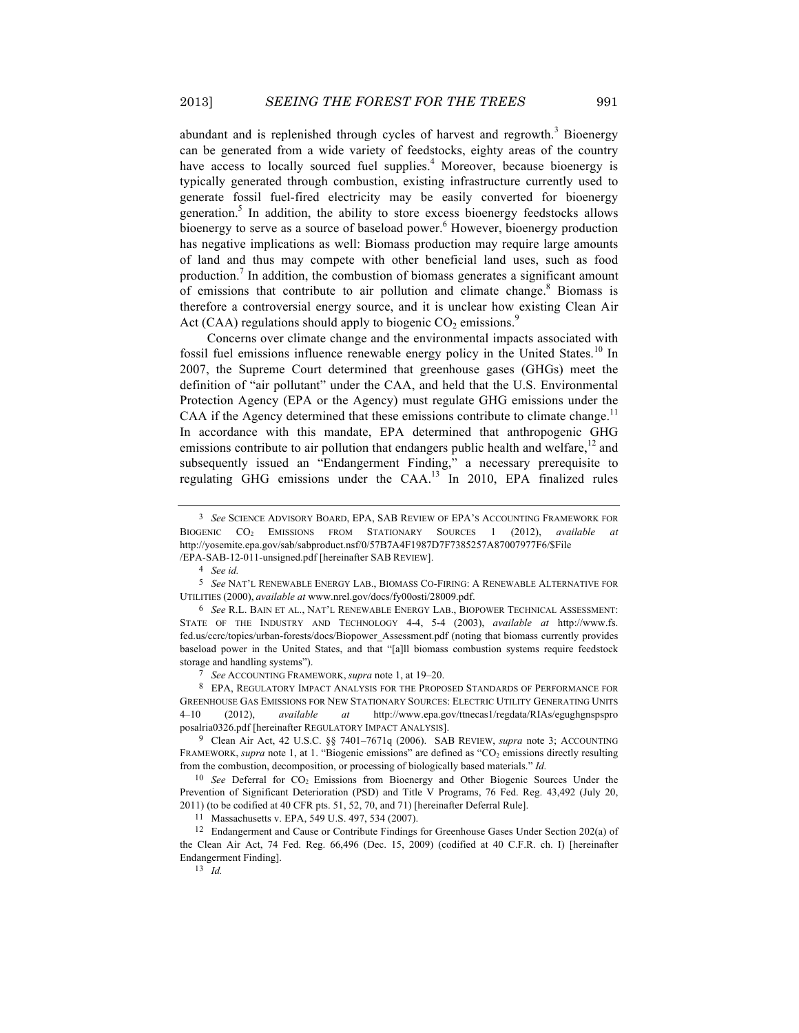abundant and is replenished through cycles of harvest and regrowth.[3] Bioenergy can be generated from a wide variety of feedstocks, eighty areas of the country have access to locally sourced fuel supplies.[4] Moreover, because bioenergy is typically generated through combustion, existing infrastructure currently used to generate fossil fuel-fired electricity may be easily converted for bioenergy generation.[5] In addition, the ability to store excess bioenergy feedstocks allows bioenergy to serve as a source of baseload power.[6] However, bioenergy production has negative implications as well: Biomass production may require large amounts of land and thus may compete with other beneficial land uses, such as food production.[7] In addition, the combustion of biomass generates a significant amount of emissions that contribute to air pollution and climate change.[8] Biomass is therefore a controversial energy source, and it is unclear how existing Clean Air Act (CAA) regulations should apply to biogenic $CO_2$ emissions.[9]

Concerns over climate change and the environmental impacts associated with fossil fuel emissions influence renewable energy policy in the United States.[10] In 2007, the Supreme Court determined that greenhouse gases (GHGs) meet the definition of "air pollutant" under the CAA, and held that the U.S. Environmental Protection Agency (EPA or the Agency) must regulate GHG emissions under the CAA if the Agency determined that these emissions contribute to climate change.[11] In accordance with this mandate, EPA determined that anthropogenic GHG emissions contribute to air pollution that endangers public health and welfare,[12] and subsequently issued an "Endangerment Finding," a necessary prerequisite to regulating GHG emissions under the CAA.[13] In 2010, EPA finalized rules

---

3 *See* SCIENCE ADVISORY BOARD, EPA, SAB REVIEW OF EPA'S ACCOUNTING FRAMEWORK FOR BIOGENIC $CO_2$ EMISSIONS FROM STATIONARY SOURCES 1 (2012), *available at* http://yosemite.epa.gov/sab/sabproduct.nsf/0/57B7A4F1987D7F7385257A87007977F6/$File /EPA-SAB-12-011-unsigned.pdf [hereinafter SAB REVIEW].

4 *See id.*

5 *See* NAT'L RENEWABLE ENERGY LAB., BIOMASS CO-FIRING: A RENEWABLE ALTERNATIVE FOR UTILITIES (2000), *available at* www.nrel.gov/docs/fy00osti/28009.pdf.

6 *See* R.L. BAIN ET AL., NAT'L RENEWABLE ENERGY LAB., BIOPOWER TECHNICAL ASSESSMENT: STATE OF THE INDUSTRY AND TECHNOLOGY 4-4, 5-4 (2003), *available at* http://www.fs.fed.us/ccrc/topics/urban-forests/docs/Biopower_Assessment.pdf (noting that biomass currently provides baseload power in the United States, and that "[a]ll biomass combustion systems require feedstock storage and handling systems").

7 *See* ACCOUNTING FRAMEWORK, *supra* note 1, at 19–20.

8 EPA, REGULATORY IMPACT ANALYSIS FOR THE PROPOSED STANDARDS OF PERFORMANCE FOR GREENHOUSE GAS EMISSIONS FOR NEW STATIONARY SOURCES: ELECTRIC UTILITY GENERATING UNITS 4–10 (2012), *available at* http://www.epa.gov/ttnecas1/regdata/RIAs/egughgnspspro posalria0326.pdf [hereinafter REGULATORY IMPACT ANALYSIS].

9 Clean Air Act, 42 U.S.C. §§ 7401–7671q (2006). SAB REVIEW, *supra* note 3; ACCOUNTING FRAMEWORK, *supra* note 1, at 1. "Biogenic emissions" are defined as "$CO_2$ emissions directly resulting from the combustion, decomposition, or processing of biologically based materials." *Id.*

10 *See* Deferral for $CO_2$ Emissions from Bioenergy and Other Biogenic Sources Under the Prevention of Significant Deterioration (PSD) and Title V Programs, 76 Fed. Reg. 43,492 (July 20, 2011) (to be codified at 40 CFR pts. 51, 52, 70, and 71) [hereinafter Deferral Rule].

11 Massachusetts v. EPA, 549 U.S. 497, 534 (2007).

12 Endangerment and Cause or Contribute Findings for Greenhouse Gases Under Section 202(a) of the Clean Air Act, 74 Fed. Reg. 66,496 (Dec. 15, 2009) (codified at 40 C.F.R. ch. I) [hereinafter Endangerment Finding].

13 *Id.*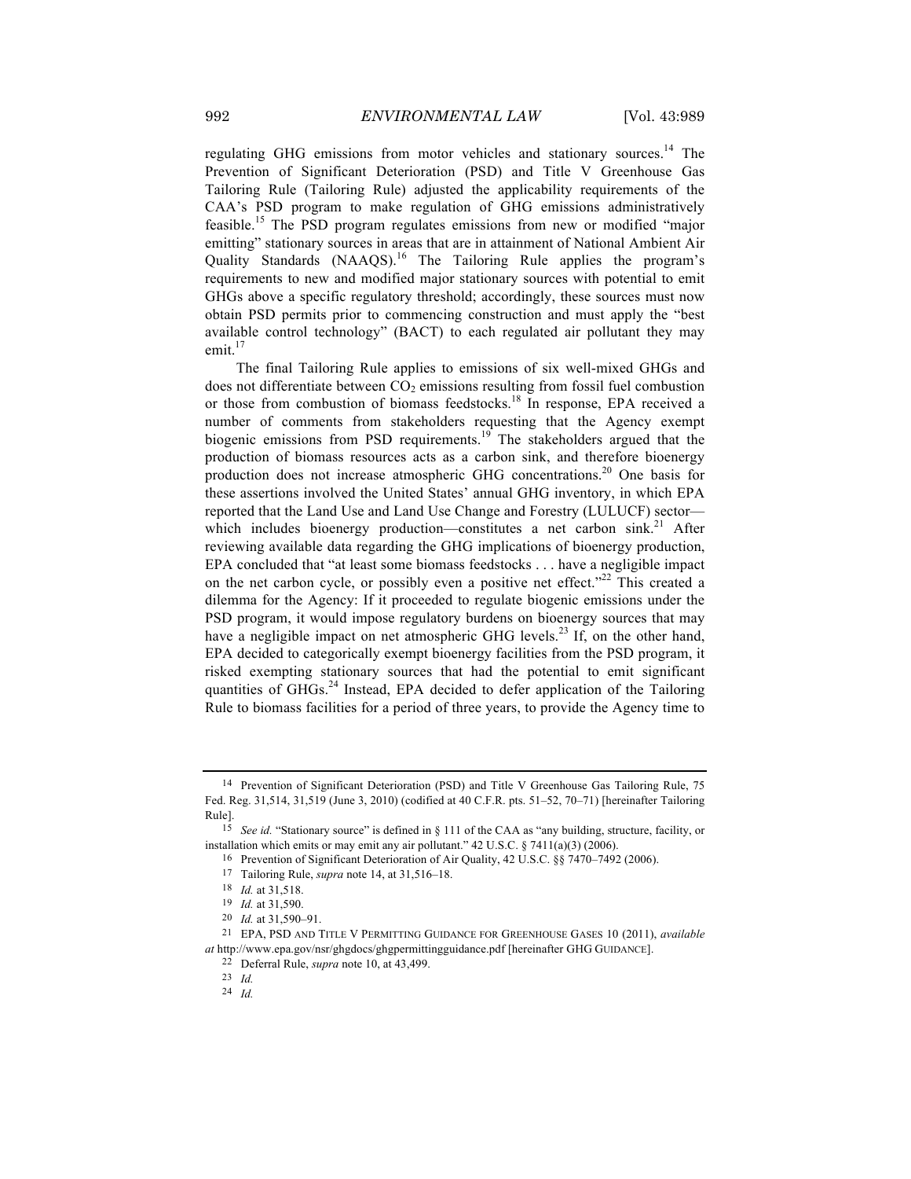regulating GHG emissions from motor vehicles and stationary sources.[14] The Prevention of Significant Deterioration (PSD) and Title V Greenhouse Gas Tailoring Rule (Tailoring Rule) adjusted the applicability requirements of the CAA's PSD program to make regulation of GHG emissions administratively feasible.[15] The PSD program regulates emissions from new or modified "major emitting" stationary sources in areas that are in attainment of National Ambient Air Quality Standards (NAAQS).[16] The Tailoring Rule applies the program's requirements to new and modified major stationary sources with potential to emit GHGs above a specific regulatory threshold; accordingly, these sources must now obtain PSD permits prior to commencing construction and must apply the "best available control technology" (BACT) to each regulated air pollutant they may emit.[17]

The final Tailoring Rule applies to emissions of six well-mixed GHGs and does not differentiate between $CO_2$ emissions resulting from fossil fuel combustion or those from combustion of biomass feedstocks.[18] In response, EPA received a number of comments from stakeholders requesting that the Agency exempt biogenic emissions from PSD requirements.[19] The stakeholders argued that the production of biomass resources acts as a carbon sink, and therefore bioenergy production does not increase atmospheric GHG concentrations.[20] One basis for these assertions involved the United States' annual GHG inventory, in which EPA reported that the Land Use and Land Use Change and Forestry (LULUCF) sector—which includes bioenergy production—constitutes a net carbon sink.[21] After reviewing available data regarding the GHG implications of bioenergy production, EPA concluded that "at least some biomass feedstocks . . . have a negligible impact on the net carbon cycle, or possibly even a positive net effect."[22] This created a dilemma for the Agency: If it proceeded to regulate biogenic emissions under the PSD program, it would impose regulatory burdens on bioenergy sources that may have a negligible impact on net atmospheric GHG levels.[23] If, on the other hand, EPA decided to categorically exempt bioenergy facilities from the PSD program, it risked exempting stationary sources that had the potential to emit significant quantities of GHGs.[24] Instead, EPA decided to defer application of the Tailoring Rule to biomass facilities for a period of three years, to provide the Agency time to

---

14 Prevention of Significant Deterioration (PSD) and Title V Greenhouse Gas Tailoring Rule, 75 Fed. Reg. 31,514, 31,519 (June 3, 2010) (codified at 40 C.F.R. pts. 51–52, 70–71) [hereinafter Tailoring Rule].

15 *See id.* "Stationary source" is defined in § 111 of the CAA as "any building, structure, facility, or installation which emits or may emit any air pollutant." 42 U.S.C. § 7411(a)(3) (2006).

16 Prevention of Significant Deterioration of Air Quality, 42 U.S.C. §§ 7470–7492 (2006).

17 Tailoring Rule, *supra* note 14, at 31,516–18.

18 *Id.* at 31,518.

19 *Id.* at 31,590.

20 *Id.* at 31,590–91.

21 EPA, PSD AND TITLE V PERMITTING GUIDANCE FOR GREENHOUSE GASES 10 (2011), *available at* http://www.epa.gov/nsr/ghgdocs/ghgpermittingguidance.pdf [hereinafter GHG GUIDANCE].

22 Deferral Rule, *supra* note 10, at 43,499.

23 *Id.*

24 *Id.*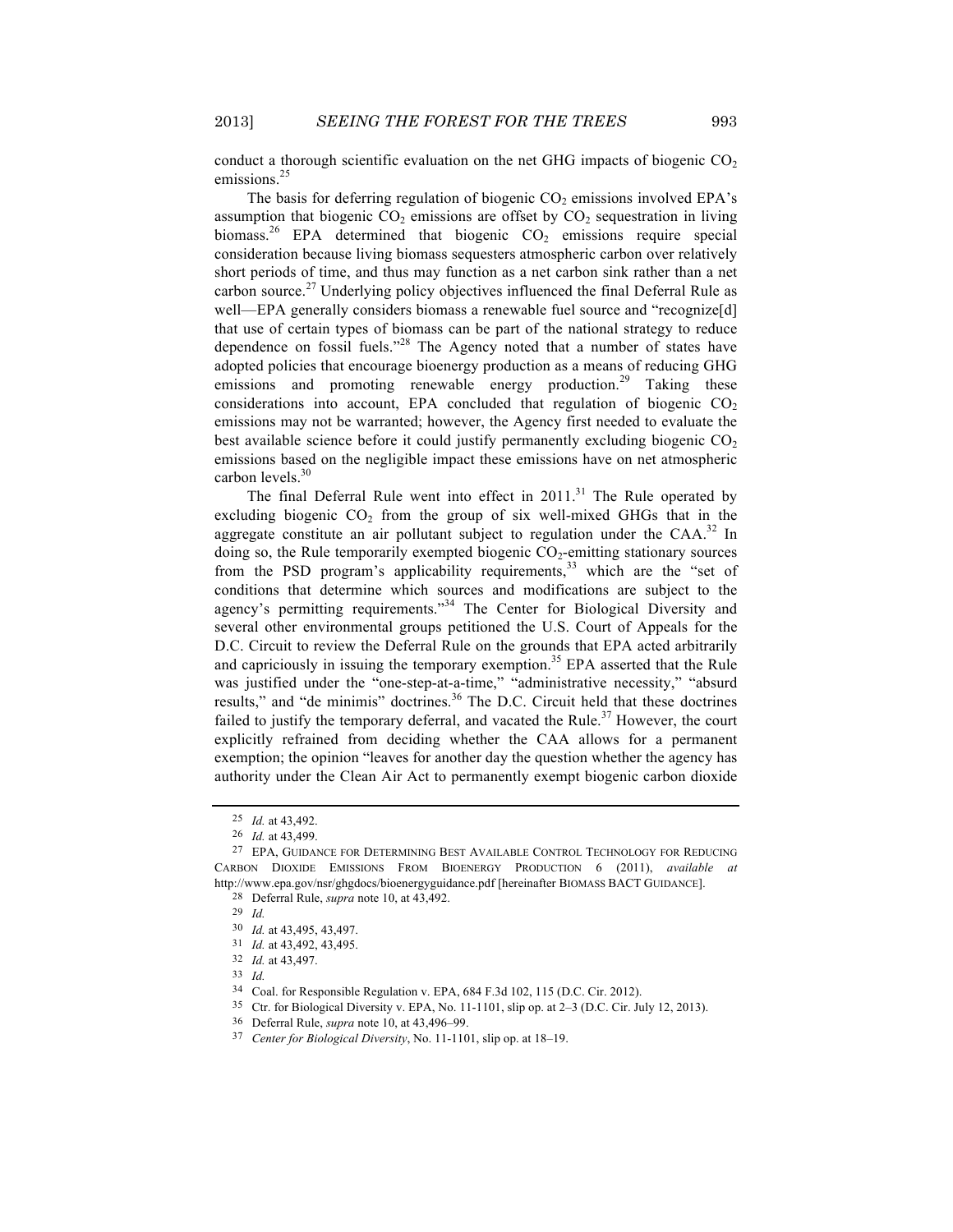conduct a thorough scientific evaluation on the net GHG impacts of biogenic $CO_2$ emissions.[25]

The basis for deferring regulation of biogenic $CO_2$ emissions involved EPA's assumption that biogenic $CO_2$ emissions are offset by $CO_2$ sequestration in living biomass.[26] EPA determined that biogenic $CO_2$ emissions require special consideration because living biomass sequesters atmospheric carbon over relatively short periods of time, and thus may function as a net carbon sink rather than a net carbon source.[27] Underlying policy objectives influenced the final Deferral Rule as well—EPA generally considers biomass a renewable fuel source and "recognize[d] that use of certain types of biomass can be part of the national strategy to reduce dependence on fossil fuels."[28] The Agency noted that a number of states have adopted policies that encourage bioenergy production as a means of reducing GHG emissions and promoting renewable energy production.[29] Taking these considerations into account, EPA concluded that regulation of biogenic $CO_2$ emissions may not be warranted; however, the Agency first needed to evaluate the best available science before it could justify permanently excluding biogenic $CO_2$ emissions based on the negligible impact these emissions have on net atmospheric carbon levels.[30]

The final Deferral Rule went into effect in 2011.[31] The Rule operated by excluding biogenic $CO_2$ from the group of six well-mixed GHGs that in the aggregate constitute an air pollutant subject to regulation under the CAA.[32] In doing so, the Rule temporarily exempted biogenic $CO_2$-emitting stationary sources from the PSD program's applicability requirements,[33] which are the "set of conditions that determine which sources and modifications are subject to the agency's permitting requirements."[34] The Center for Biological Diversity and several other environmental groups petitioned the U.S. Court of Appeals for the D.C. Circuit to review the Deferral Rule on the grounds that EPA acted arbitrarily and capriciously in issuing the temporary exemption.[35] EPA asserted that the Rule was justified under the "one-step-at-a-time," "administrative necessity," "absurd results," and "de minimis" doctrines.[36] The D.C. Circuit held that these doctrines failed to justify the temporary deferral, and vacated the Rule.[37] However, the court explicitly refrained from deciding whether the CAA allows for a permanent exemption; the opinion "leaves for another day the question whether the agency has authority under the Clean Air Act to permanently exempt biogenic carbon dioxide

---

25 *Id.* at 43,492.

26 *Id.* at 43,499.

27 EPA, GUIDANCE FOR DETERMINING BEST AVAILABLE CONTROL TECHNOLOGY FOR REDUCING CARBON DIOXIDE EMISSIONS FROM BIOENERGY PRODUCTION 6 (2011), *available at* http://www.epa.gov/nsr/ghgdocs/bioenergyguidance.pdf [hereinafter BIOMASS BACT GUIDANCE].

28 Deferral Rule, *supra* note 10, at 43,492.

29 *Id.*

30 *Id.* at 43,495, 43,497.

31 *Id.* at 43,492, 43,495.

32 *Id.* at 43,497.

33 *Id.*

34 Coal. for Responsible Regulation v. EPA, 684 F.3d 102, 115 (D.C. Cir. 2012).

35 Ctr. for Biological Diversity v. EPA, No. 11-1101, slip op. at 2–3 (D.C. Cir. July 12, 2013).

36 Deferral Rule, *supra* note 10, at 43,496–99.

37 *Center for Biological Diversity*, No. 11-1101, slip op. at 18–19.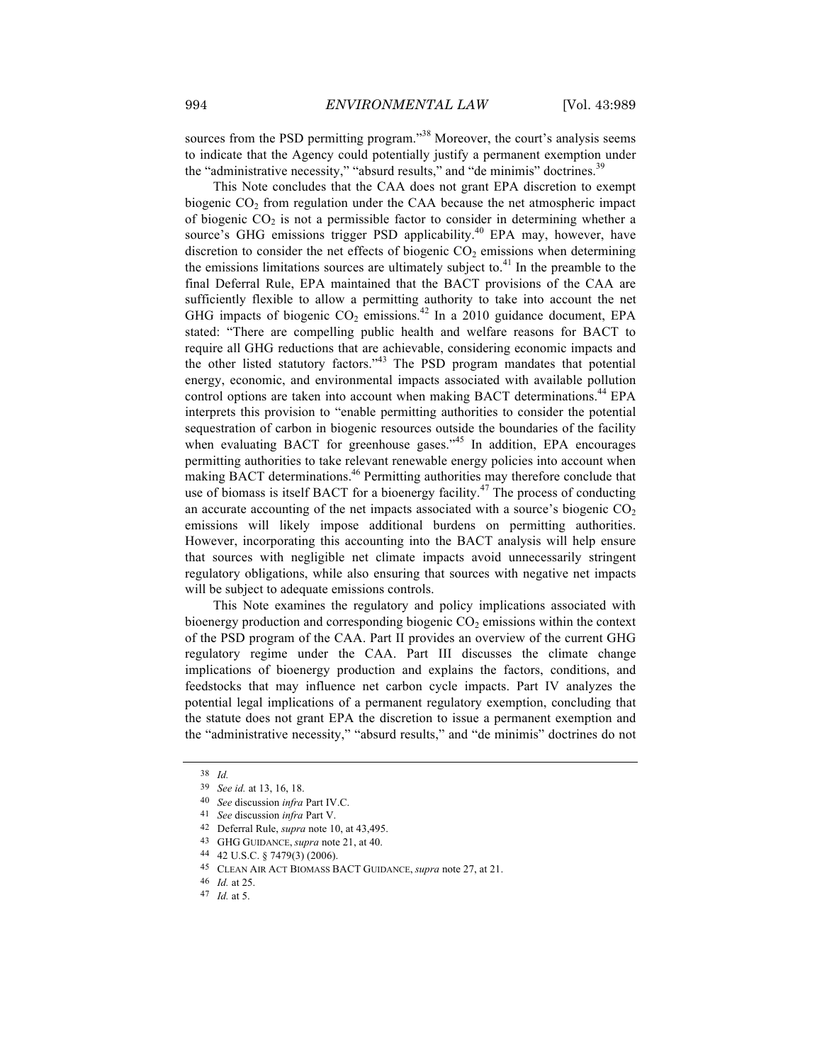sources from the PSD permitting program."[38] Moreover, the court's analysis seems to indicate that the Agency could potentially justify a permanent exemption under the "administrative necessity," "absurd results," and "de minimis" doctrines.[39]

This Note concludes that the CAA does not grant EPA discretion to exempt biogenic $CO_2$ from regulation under the CAA because the net atmospheric impact of biogenic $CO_2$ is not a permissible factor to consider in determining whether a source's GHG emissions trigger PSD applicability.[40] EPA may, however, have discretion to consider the net effects of biogenic $CO_2$ emissions when determining the emissions limitations sources are ultimately subject to.[41] In the preamble to the final Deferral Rule, EPA maintained that the BACT provisions of the CAA are sufficiently flexible to allow a permitting authority to take into account the net GHG impacts of biogenic $CO_2$ emissions.[42] In a 2010 guidance document, EPA stated: "There are compelling public health and welfare reasons for BACT to require all GHG reductions that are achievable, considering economic impacts and the other listed statutory factors."[43] The PSD program mandates that potential energy, economic, and environmental impacts associated with available pollution control options are taken into account when making BACT determinations.[44] EPA interprets this provision to "enable permitting authorities to consider the potential sequestration of carbon in biogenic resources outside the boundaries of the facility when evaluating BACT for greenhouse gases."[45] In addition, EPA encourages permitting authorities to take relevant renewable energy policies into account when making BACT determinations.[46] Permitting authorities may therefore conclude that use of biomass is itself BACT for a bioenergy facility.[47] The process of conducting an accurate accounting of the net impacts associated with a source's biogenic $CO_2$ emissions will likely impose additional burdens on permitting authorities. However, incorporating this accounting into the BACT analysis will help ensure that sources with negligible net climate impacts avoid unnecessarily stringent regulatory obligations, while also ensuring that sources with negative net impacts will be subject to adequate emissions controls.

This Note examines the regulatory and policy implications associated with bioenergy production and corresponding biogenic $CO_2$ emissions within the context of the PSD program of the CAA. Part II provides an overview of the current GHG regulatory regime under the CAA. Part III discusses the climate change implications of bioenergy production and explains the factors, conditions, and feedstocks that may influence net carbon cycle impacts. Part IV analyzes the potential legal implications of a permanent regulatory exemption, concluding that the statute does not grant EPA the discretion to issue a permanent exemption and the "administrative necessity," "absurd results," and "de minimis" doctrines do not

---

38 *Id.*

39 *See id.* at 13, 16, 18.

40 *See* discussion *infra* Part IV.C.

41 *See* discussion *infra* Part V.

42 Deferral Rule, *supra* note 10, at 43,495.

43 GHG GUIDANCE, *supra* note 21, at 40.

44 42 U.S.C. § 7479(3) (2006).

45 CLEAN AIR ACT BIOMASS BACT GUIDANCE, *supra* note 27, at 21.

46 *Id.* at 25.

47 *Id.* at 5.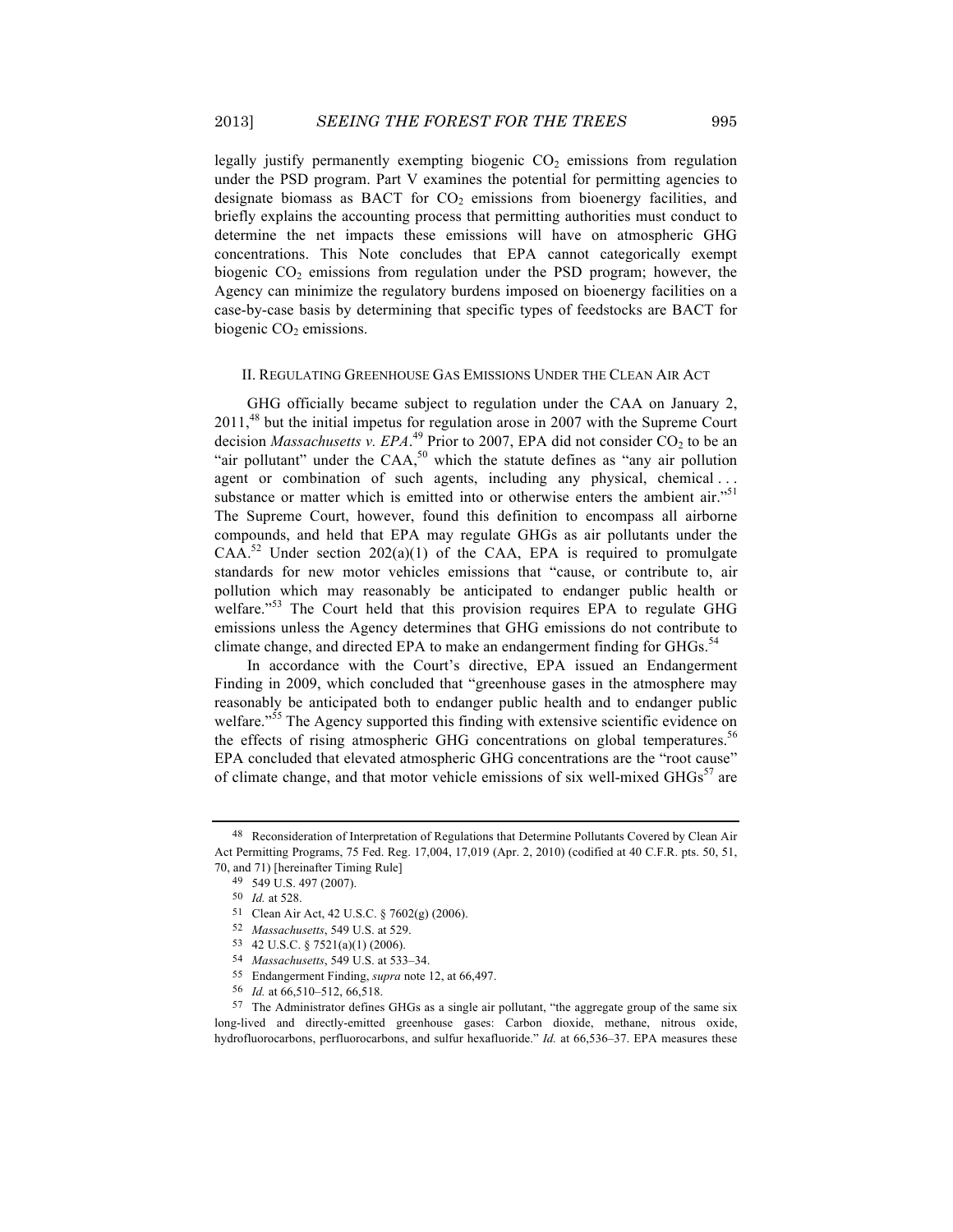legally justify permanently exempting biogenic $CO_2$ emissions from regulation under the PSD program. Part V examines the potential for permitting agencies to designate biomass as BACT for $CO_2$ emissions from bioenergy facilities, and briefly explains the accounting process that permitting authorities must conduct to determine the net impacts these emissions will have on atmospheric GHG concentrations. This Note concludes that EPA cannot categorically exempt biogenic $CO_2$ emissions from regulation under the PSD program; however, the Agency can minimize the regulatory burdens imposed on bioenergy facilities on a case-by-case basis by determining that specific types of feedstocks are BACT for biogenic $CO_2$ emissions.

## II. Regulating Greenhouse Gas Emissions Under the Clean Air Act

GHG officially became subject to regulation under the CAA on January 2, 2011,[48] but the initial impetus for regulation arose in 2007 with the Supreme Court decision *Massachusetts v. EPA*.[49] Prior to 2007, EPA did not consider $CO_2$ to be an "air pollutant" under the CAA,[50] which the statute defines as "any air pollution agent or combination of such agents, including any physical, chemical . . . substance or matter which is emitted into or otherwise enters the ambient air."[51] The Supreme Court, however, found this definition to encompass all airborne compounds, and held that EPA may regulate GHGs as air pollutants under the CAA.[52] Under section 202(a)(1) of the CAA, EPA is required to promulgate standards for new motor vehicles emissions that "cause, or contribute to, air pollution which may reasonably be anticipated to endanger public health or welfare."[53] The Court held that this provision requires EPA to regulate GHG emissions unless the Agency determines that GHG emissions do not contribute to climate change, and directed EPA to make an endangerment finding for GHGs.[54]

In accordance with the Court's directive, EPA issued an Endangerment Finding in 2009, which concluded that "greenhouse gases in the atmosphere may reasonably be anticipated both to endanger public health and to endanger public welfare."[55] The Agency supported this finding with extensive scientific evidence on the effects of rising atmospheric GHG concentrations on global temperatures.[56] EPA concluded that elevated atmospheric GHG concentrations are the "root cause" of climate change, and that motor vehicle emissions of six well-mixed GHGs[57] are

---

48 Reconsideration of Interpretation of Regulations that Determine Pollutants Covered by Clean Air Act Permitting Programs, 75 Fed. Reg. 17,004, 17,019 (Apr. 2, 2010) (codified at 40 C.F.R. pts. 50, 51, 70, and 71) [hereinafter Timing Rule]

49 549 U.S. 497 (2007).

50 *Id.* at 528.

51 Clean Air Act, 42 U.S.C. § 7602(g) (2006).

52 *Massachusetts*, 549 U.S. at 529.

53 42 U.S.C. § 7521(a)(1) (2006).

54 *Massachusetts*, 549 U.S. at 533–34.

55 Endangerment Finding, *supra* note 12, at 66,497.

56 *Id.* at 66,510–512, 66,518.

57 The Administrator defines GHGs as a single air pollutant, "the aggregate group of the same six long-lived and directly-emitted greenhouse gases: Carbon dioxide, methane, nitrous oxide, hydrofluorocarbons, perfluorocarbons, and sulfur hexafluoride." *Id.* at 66,536–37. EPA measures these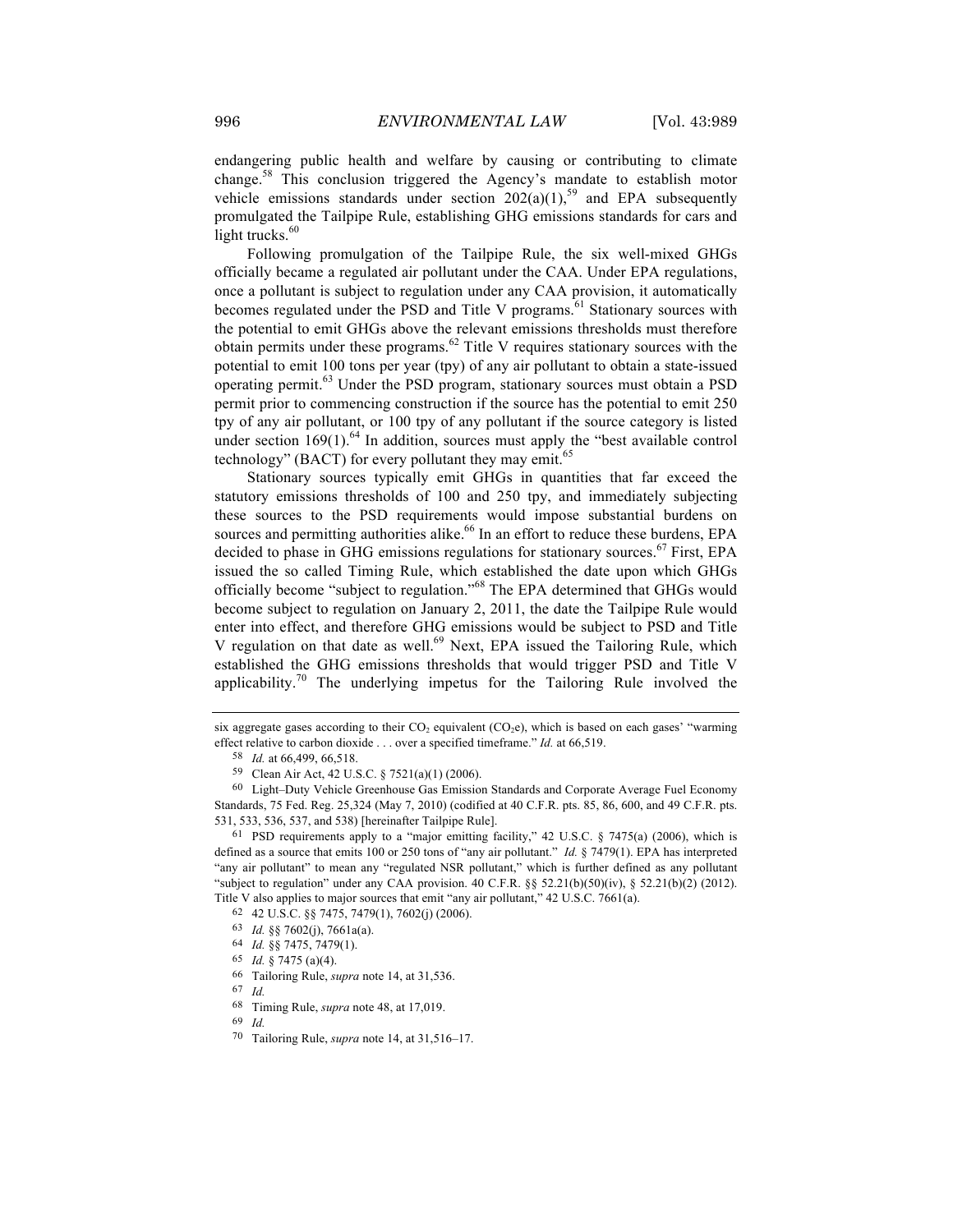endangering public health and welfare by causing or contributing to climate change.[58] This conclusion triggered the Agency's mandate to establish motor vehicle emissions standards under section 202(a)(1),[59] and EPA subsequently promulgated the Tailpipe Rule, establishing GHG emissions standards for cars and light trucks.[60]

Following promulgation of the Tailpipe Rule, the six well-mixed GHGs officially became a regulated air pollutant under the CAA. Under EPA regulations, once a pollutant is subject to regulation under any CAA provision, it automatically becomes regulated under the PSD and Title V programs.[61] Stationary sources with the potential to emit GHGs above the relevant emissions thresholds must therefore obtain permits under these programs.[62] Title V requires stationary sources with the potential to emit 100 tons per year (tpy) of any air pollutant to obtain a state-issued operating permit.[63] Under the PSD program, stationary sources must obtain a PSD permit prior to commencing construction if the source has the potential to emit 250 tpy of any air pollutant, or 100 tpy of any pollutant if the source category is listed under section 169(1).[64] In addition, sources must apply the "best available control technology" (BACT) for every pollutant they may emit.[65]

Stationary sources typically emit GHGs in quantities that far exceed the statutory emissions thresholds of 100 and 250 tpy, and immediately subjecting these sources to the PSD requirements would impose substantial burdens on sources and permitting authorities alike.[66] In an effort to reduce these burdens, EPA decided to phase in GHG emissions regulations for stationary sources.[67] First, EPA issued the so called Timing Rule, which established the date upon which GHGs officially become "subject to regulation."[68] The EPA determined that GHGs would become subject to regulation on January 2, 2011, the date the Tailpipe Rule would enter into effect, and therefore GHG emissions would be subject to PSD and Title V regulation on that date as well.[69] Next, EPA issued the Tailoring Rule, which established the GHG emissions thresholds that would trigger PSD and Title V applicability.[70] The underlying impetus for the Tailoring Rule involved the

---

six aggregate gases according to their $CO_2$ equivalent ($CO_2e$), which is based on each gases' "warming effect relative to carbon dioxide . . . over a specified timeframe." *Id.* at 66,519.

58 *Id.* at 66,499, 66,518.

59 Clean Air Act, 42 U.S.C. § 7521(a)(1) (2006).

60 Light–Duty Vehicle Greenhouse Gas Emission Standards and Corporate Average Fuel Economy Standards, 75 Fed. Reg. 25,324 (May 7, 2010) (codified at 40 C.F.R. pts. 85, 86, 600, and 49 C.F.R. pts. 531, 533, 536, 537, and 538) [hereinafter Tailpipe Rule].

61 PSD requirements apply to a "major emitting facility," 42 U.S.C. § 7475(a) (2006), which is defined as a source that emits 100 or 250 tons of "any air pollutant." *Id.* § 7479(1). EPA has interpreted "any air pollutant" to mean any "regulated NSR pollutant," which is further defined as any pollutant "subject to regulation" under any CAA provision. 40 C.F.R. §§ 52.21(b)(50)(iv), § 52.21(b)(2) (2012). Title V also applies to major sources that emit "any air pollutant," 42 U.S.C. 7661(a).

62 42 U.S.C. §§ 7475, 7479(1), 7602(j) (2006).

63 *Id.* §§ 7602(j), 7661a(a).

64 *Id.* §§ 7475, 7479(1).

65 *Id.* § 7475 (a)(4).

66 Tailoring Rule, *supra* note 14, at 31,536.

67 *Id.*

68 Timing Rule, *supra* note 48, at 17,019.

69 *Id.*

70 Tailoring Rule, *supra* note 14, at 31,516–17.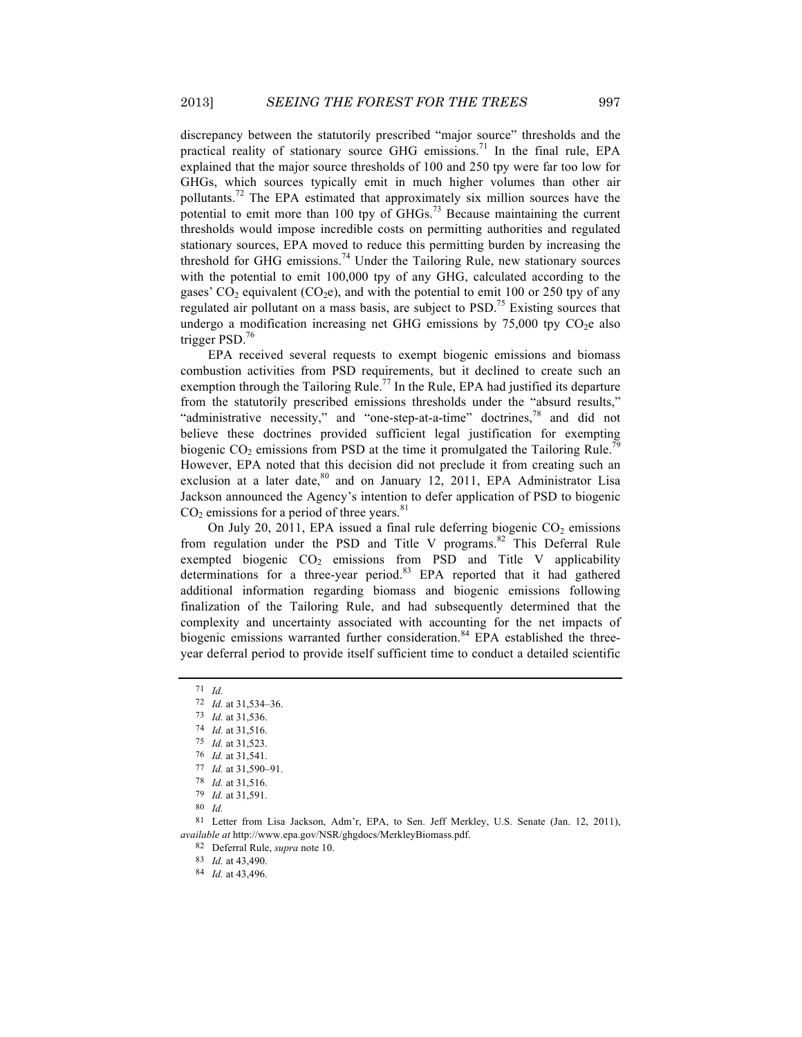discrepancy between the statutorily prescribed "major source" thresholds and the practical reality of stationary source GHG emissions.[71] In the final rule, EPA explained that the major source thresholds of 100 and 250 tpy were far too low for GHGs, which sources typically emit in much higher volumes than other air pollutants.[72] The EPA estimated that approximately six million sources have the potential to emit more than 100 tpy of GHGs.[73] Because maintaining the current thresholds would impose incredible costs on permitting authorities and regulated stationary sources, EPA moved to reduce this permitting burden by increasing the threshold for GHG emissions.[74] Under the Tailoring Rule, new stationary sources with the potential to emit 100,000 tpy of any GHG, calculated according to the gases' $CO_2$ equivalent ($CO_2e$), and with the potential to emit 100 or 250 tpy of any regulated air pollutant on a mass basis, are subject to PSD.[75] Existing sources that undergo a modification increasing net GHG emissions by 75,000 tpy $CO_2e$ also trigger PSD.[76]

EPA received several requests to exempt biogenic emissions and biomass combustion activities from PSD requirements, but it declined to create such an exemption through the Tailoring Rule.[77] In the Rule, EPA had justified its departure from the statutorily prescribed emissions thresholds under the "absurd results," "administrative necessity," and "one-step-at-a-time" doctrines,[78] and did not believe these doctrines provided sufficient legal justification for exempting biogenic $CO_2$ emissions from PSD at the time it promulgated the Tailoring Rule.[79] However, EPA noted that this decision did not preclude it from creating such an exclusion at a later date,[80] and on January 12, 2011, EPA Administrator Lisa Jackson announced the Agency's intention to defer application of PSD to biogenic $CO_2$ emissions for a period of three years.[81]

On July 20, 2011, EPA issued a final rule deferring biogenic $CO_2$ emissions from regulation under the PSD and Title V programs.[82] This Deferral Rule exempted biogenic $CO_2$ emissions from PSD and Title V applicability determinations for a three-year period.[83] EPA reported that it had gathered additional information regarding biomass and biogenic emissions following finalization of the Tailoring Rule, and had subsequently determined that the complexity and uncertainty associated with accounting for the net impacts of biogenic emissions warranted further consideration.[84] EPA established the three-year deferral period to provide itself sufficient time to conduct a detailed scientific

---

71 *Id.*

72 *Id.* at 31,534–36.

73 *Id.* at 31,536.

74 *Id.* at 31,516.

75 *Id.* at 31,523.

76 *Id.* at 31,541.

77 *Id.* at 31,590–91.

78 *Id.* at 31,516.

79 *Id.* at 31,591.

80 *Id.*

81 Letter from Lisa Jackson, Adm'r, EPA, to Sen. Jeff Merkley, U.S. Senate (Jan. 12, 2011), *available at* http://www.epa.gov/NSR/ghgdocs/MerkleyBiomass.pdf.

82 Deferral Rule, *supra* note 10.

83 *Id.* at 43,490.

84 *Id.* at 43,496.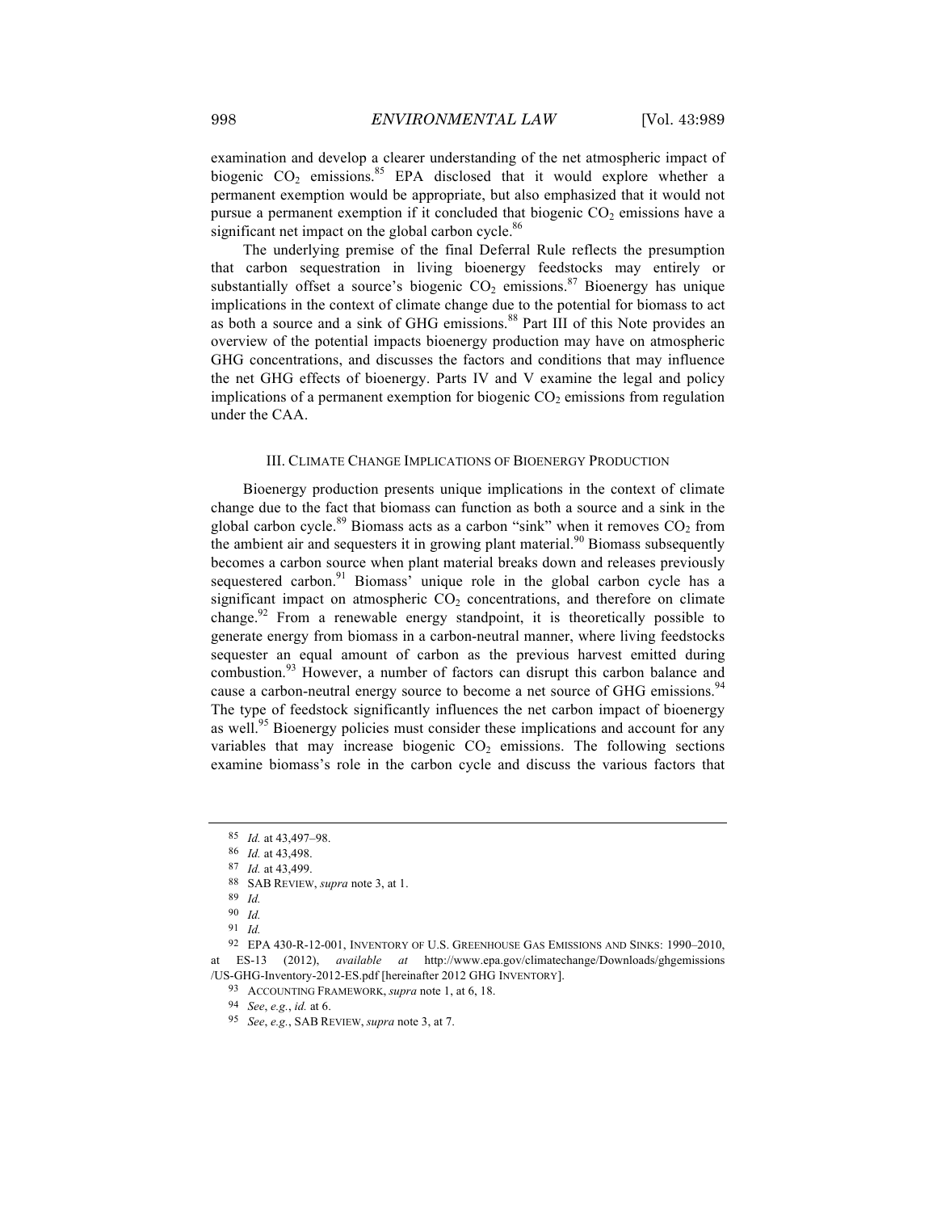examination and develop a clearer understanding of the net atmospheric impact of biogenic $CO_2$ emissions.[85] EPA disclosed that it would explore whether a permanent exemption would be appropriate, but also emphasized that it would not pursue a permanent exemption if it concluded that biogenic $CO_2$ emissions have a significant net impact on the global carbon cycle.[86]

The underlying premise of the final Deferral Rule reflects the presumption that carbon sequestration in living bioenergy feedstocks may entirely or substantially offset a source's biogenic $CO_2$ emissions.[87] Bioenergy has unique implications in the context of climate change due to the potential for biomass to act as both a source and a sink of GHG emissions.[88] Part III of this Note provides an overview of the potential impacts bioenergy production may have on atmospheric GHG concentrations, and discusses the factors and conditions that may influence the net GHG effects of bioenergy. Parts IV and V examine the legal and policy implications of a permanent exemption for biogenic $CO_2$ emissions from regulation under the CAA.

## III. CLIMATE CHANGE IMPLICATIONS OF BIOENERGY PRODUCTION

Bioenergy production presents unique implications in the context of climate change due to the fact that biomass can function as both a source and a sink in the global carbon cycle.[89] Biomass acts as a carbon "sink" when it removes $CO_2$ from the ambient air and sequesters it in growing plant material.[90] Biomass subsequently becomes a carbon source when plant material breaks down and releases previously sequestered carbon.[91] Biomass' unique role in the global carbon cycle has a significant impact on atmospheric $CO_2$ concentrations, and therefore on climate change.[92] From a renewable energy standpoint, it is theoretically possible to generate energy from biomass in a carbon-neutral manner, where living feedstocks sequester an equal amount of carbon as the previous harvest emitted during combustion.[93] However, a number of factors can disrupt this carbon balance and cause a carbon-neutral energy source to become a net source of GHG emissions.[94] The type of feedstock significantly influences the net carbon impact of bioenergy as well.[95] Bioenergy policies must consider these implications and account for any variables that may increase biogenic $CO_2$ emissions. The following sections examine biomass's role in the carbon cycle and discuss the various factors that

---

85 *Id.* at 43,497–98.

86 *Id.* at 43,498.

87 *Id.* at 43,499.

88 SAB REVIEW, *supra* note 3, at 1.

89 *Id.*

90 *Id.*

91 *Id.*

92 EPA 430-R-12-001, INVENTORY OF U.S. GREENHOUSE GAS EMISSIONS AND SINKS: 1990–2010, at ES-13 (2012), *available at* http://www.epa.gov/climatechange/Downloads/ghgemissions/US-GHG-Inventory-2012-ES.pdf [hereinafter 2012 GHG INVENTORY].

93 ACCOUNTING FRAMEWORK, *supra* note 1, at 6, 18.

94 *See*, *e.g.*, *id.* at 6.

95 *See*, *e.g.*, SAB REVIEW, *supra* note 3, at 7.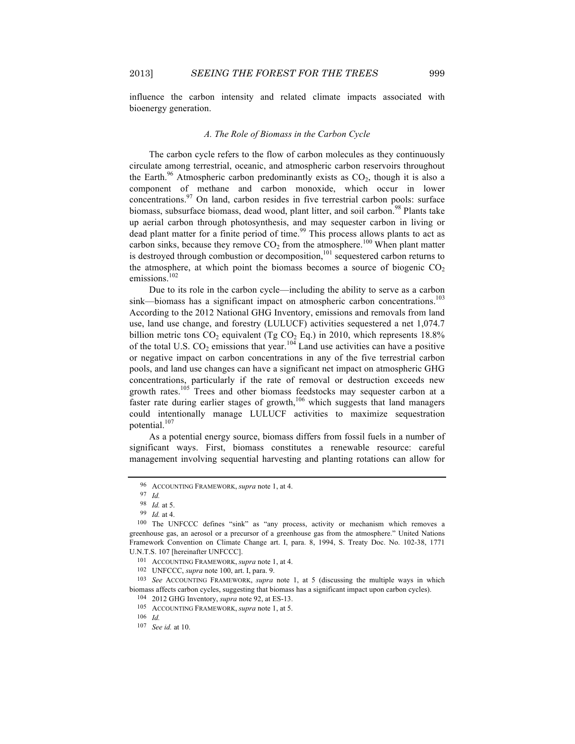influence the carbon intensity and related climate impacts associated with bioenergy generation.

### *A. The Role of Biomass in the Carbon Cycle*

The carbon cycle refers to the flow of carbon molecules as they continuously circulate among terrestrial, oceanic, and atmospheric carbon reservoirs throughout the Earth.[96] Atmospheric carbon predominantly exists as $CO_2$, though it is also a component of methane and carbon monoxide, which occur in lower concentrations.[97] On land, carbon resides in five terrestrial carbon pools: surface biomass, subsurface biomass, dead wood, plant litter, and soil carbon.[98] Plants take up aerial carbon through photosynthesis, and may sequester carbon in living or dead plant matter for a finite period of time.[99] This process allows plants to act as carbon sinks, because they remove $CO_2$ from the atmosphere.[100] When plant matter is destroyed through combustion or decomposition,[101] sequestered carbon returns to the atmosphere, at which point the biomass becomes a source of biogenic $CO_2$ emissions.[102]

Due to its role in the carbon cycle—including the ability to serve as a carbon sink—biomass has a significant impact on atmospheric carbon concentrations.[103] According to the 2012 National GHG Inventory, emissions and removals from land use, land use change, and forestry (LULUCF) activities sequestered a net 1,074.7 billion metric tons $CO_2$ equivalent (Tg $CO_2$ Eq.) in 2010, which represents 18.8% of the total U.S. $CO_2$ emissions that year.[104] Land use activities can have a positive or negative impact on carbon concentrations in any of the five terrestrial carbon pools, and land use changes can have a significant net impact on atmospheric GHG concentrations, particularly if the rate of removal or destruction exceeds new growth rates.[105] Trees and other biomass feedstocks may sequester carbon at a faster rate during earlier stages of growth,[106] which suggests that land managers could intentionally manage LULUCF activities to maximize sequestration potential.[107]

As a potential energy source, biomass differs from fossil fuels in a number of significant ways. First, biomass constitutes a renewable resource: careful management involving sequential harvesting and planting rotations can allow for

---

96 ACCOUNTING FRAMEWORK, *supra* note 1, at 4.

97 *Id.*

98 *Id.* at 5.

99 *Id.* at 4.

100 The UNFCCC defines "sink" as "any process, activity or mechanism which removes a greenhouse gas, an aerosol or a precursor of a greenhouse gas from the atmosphere." United Nations Framework Convention on Climate Change art. I, para. 8, 1994, S. Treaty Doc. No. 102-38, 1771 U.N.T.S. 107 [hereinafter UNFCCC].

101 ACCOUNTING FRAMEWORK, *supra* note 1, at 4.

102 UNFCCC, *supra* note 100, art. I, para. 9.

103 *See* ACCOUNTING FRAMEWORK, *supra* note 1, at 5 (discussing the multiple ways in which biomass affects carbon cycles, suggesting that biomass has a significant impact upon carbon cycles).

104 2012 GHG Inventory, *supra* note 92, at ES-13.

105 ACCOUNTING FRAMEWORK, *supra* note 1, at 5.

106 *Id.*

107 *See id.* at 10.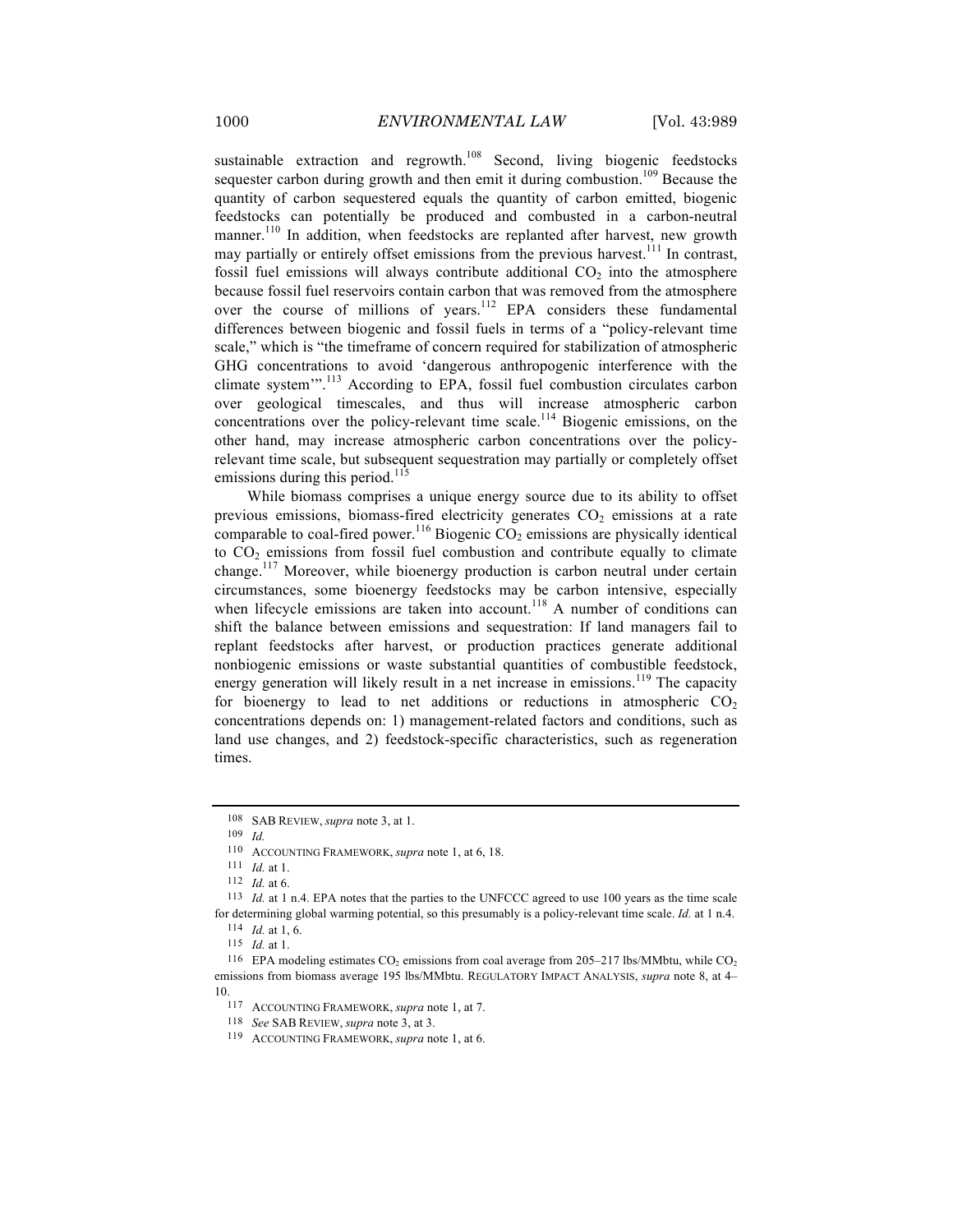sustainable extraction and regrowth.[108] Second, living biogenic feedstocks sequester carbon during growth and then emit it during combustion.[109] Because the quantity of carbon sequestered equals the quantity of carbon emitted, biogenic feedstocks can potentially be produced and combusted in a carbon-neutral manner.[110] In addition, when feedstocks are replanted after harvest, new growth may partially or entirely offset emissions from the previous harvest.[111] In contrast, fossil fuel emissions will always contribute additional $CO_2$ into the atmosphere because fossil fuel reservoirs contain carbon that was removed from the atmosphere over the course of millions of years.[112] EPA considers these fundamental differences between biogenic and fossil fuels in terms of a "policy-relevant time scale," which is "the timeframe of concern required for stabilization of atmospheric GHG concentrations to avoid 'dangerous anthropogenic interference with the climate system'".[113] According to EPA, fossil fuel combustion circulates carbon over geological timescales, and thus will increase atmospheric carbon concentrations over the policy-relevant time scale.[114] Biogenic emissions, on the other hand, may increase atmospheric carbon concentrations over the policy-relevant time scale, but subsequent sequestration may partially or completely offset emissions during this period.[115]

While biomass comprises a unique energy source due to its ability to offset previous emissions, biomass-fired electricity generates $CO_2$ emissions at a rate comparable to coal-fired power.[116] Biogenic $CO_2$ emissions are physically identical to $CO_2$ emissions from fossil fuel combustion and contribute equally to climate change.[117] Moreover, while bioenergy production is carbon neutral under certain circumstances, some bioenergy feedstocks may be carbon intensive, especially when lifecycle emissions are taken into account.[118] A number of conditions can shift the balance between emissions and sequestration: If land managers fail to replant feedstocks after harvest, or production practices generate additional nonbiogenic emissions or waste substantial quantities of combustible feedstock, energy generation will likely result in a net increase in emissions.[119] The capacity for bioenergy to lead to net additions or reductions in atmospheric $CO_2$ concentrations depends on: 1) management-related factors and conditions, such as land use changes, and 2) feedstock-specific characteristics, such as regeneration times.

---

108 SAB REVIEW, *supra* note 3, at 1.

109 *Id.*

110 ACCOUNTING FRAMEWORK, *supra* note 1, at 6, 18.

111 *Id.* at 1.

112 *Id.* at 6.

113 *Id.* at 1 n.4. EPA notes that the parties to the UNFCCC agreed to use 100 years as the time scale for determining global warming potential, so this presumably is a policy-relevant time scale. *Id.* at 1 n.4.

114 *Id.* at 1, 6.

115 *Id.* at 1.

116 EPA modeling estimates $CO_2$ emissions from coal average from 205–217 lbs/MMbtu, while $CO_2$ emissions from biomass average 195 lbs/MMbtu. REGULATORY IMPACT ANALYSIS, *supra* note 8, at 4–10.

117 ACCOUNTING FRAMEWORK, *supra* note 1, at 7.

118 *See* SAB REVIEW, *supra* note 3, at 3.

119 ACCOUNTING FRAMEWORK, *supra* note 1, at 6.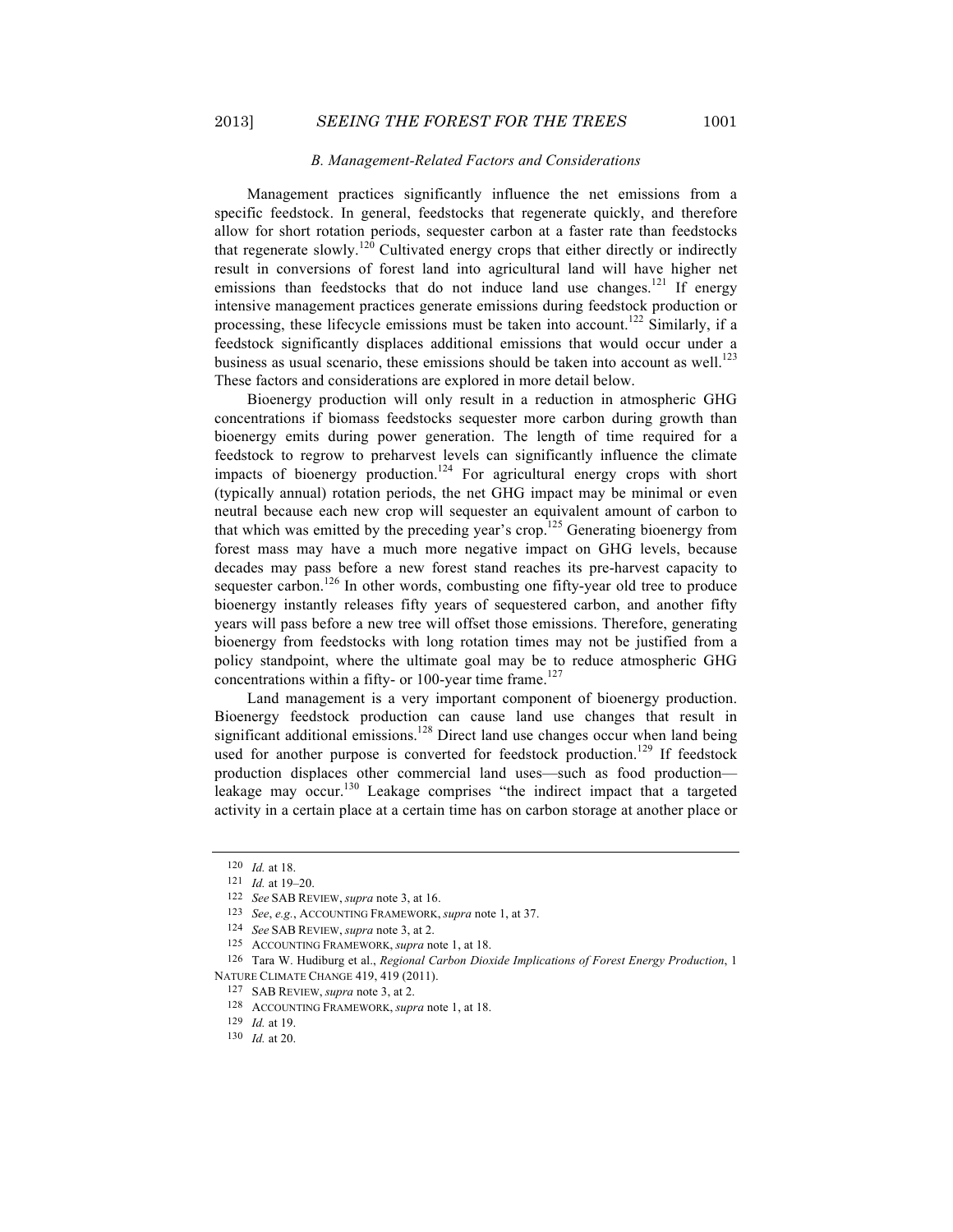### *B. Management-Related Factors and Considerations*

Management practices significantly influence the net emissions from a specific feedstock. In general, feedstocks that regenerate quickly, and therefore allow for short rotation periods, sequester carbon at a faster rate than feedstocks that regenerate slowly.[120] Cultivated energy crops that either directly or indirectly result in conversions of forest land into agricultural land will have higher net emissions than feedstocks that do not induce land use changes.[121] If energy intensive management practices generate emissions during feedstock production or processing, these lifecycle emissions must be taken into account.[122] Similarly, if a feedstock significantly displaces additional emissions that would occur under a business as usual scenario, these emissions should be taken into account as well.[123] These factors and considerations are explored in more detail below.

Bioenergy production will only result in a reduction in atmospheric GHG concentrations if biomass feedstocks sequester more carbon during growth than bioenergy emits during power generation. The length of time required for a feedstock to regrow to preharvest levels can significantly influence the climate impacts of bioenergy production.[124] For agricultural energy crops with short (typically annual) rotation periods, the net GHG impact may be minimal or even neutral because each new crop will sequester an equivalent amount of carbon to that which was emitted by the preceding year's crop.[125] Generating bioenergy from forest mass may have a much more negative impact on GHG levels, because decades may pass before a new forest stand reaches its pre-harvest capacity to sequester carbon.[126] In other words, combusting one fifty-year old tree to produce bioenergy instantly releases fifty years of sequestered carbon, and another fifty years will pass before a new tree will offset those emissions. Therefore, generating bioenergy from feedstocks with long rotation times may not be justified from a policy standpoint, where the ultimate goal may be to reduce atmospheric GHG concentrations within a fifty- or 100-year time frame.[127]

Land management is a very important component of bioenergy production. Bioenergy feedstock production can cause land use changes that result in significant additional emissions.[128] Direct land use changes occur when land being used for another purpose is converted for feedstock production.[129] If feedstock production displaces other commercial land uses—such as food production—leakage may occur.[130] Leakage comprises "the indirect impact that a targeted activity in a certain place at a certain time has on carbon storage at another place or

---

120 *Id.* at 18.

121 *Id.* at 19–20.

122 *See* SAB REVIEW, *supra* note 3, at 16.

123 *See*, *e.g.*, ACCOUNTING FRAMEWORK, *supra* note 1, at 37.

124 *See* SAB REVIEW, *supra* note 3, at 2.

125 ACCOUNTING FRAMEWORK, *supra* note 1, at 18.

126 Tara W. Hudiburg et al., *Regional Carbon Dioxide Implications of Forest Energy Production*, 1 NATURE CLIMATE CHANGE 419, 419 (2011).

127 SAB REVIEW, *supra* note 3, at 2.

128 ACCOUNTING FRAMEWORK, *supra* note 1, at 18.

129 *Id.* at 19.

130 *Id.* at 20.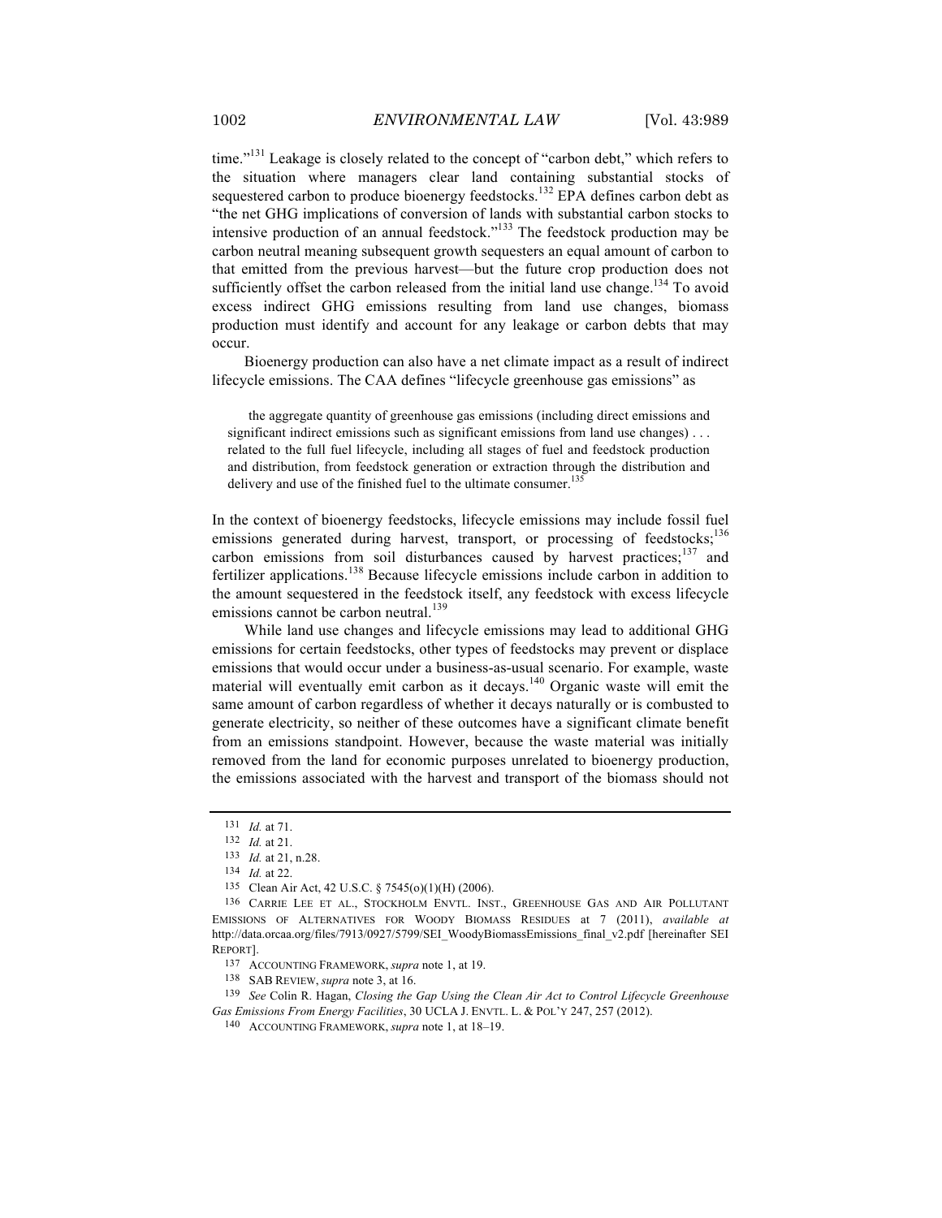time."[131] Leakage is closely related to the concept of "carbon debt," which refers to the situation where managers clear land containing substantial stocks of sequestered carbon to produce bioenergy feedstocks.[132] EPA defines carbon debt as "the net GHG implications of conversion of lands with substantial carbon stocks to intensive production of an annual feedstock."[133] The feedstock production may be carbon neutral meaning subsequent growth sequesters an equal amount of carbon to that emitted from the previous harvest—but the future crop production does not sufficiently offset the carbon released from the initial land use change.[134] To avoid excess indirect GHG emissions resulting from land use changes, biomass production must identify and account for any leakage or carbon debts that may occur.

Bioenergy production can also have a net climate impact as a result of indirect lifecycle emissions. The CAA defines "lifecycle greenhouse gas emissions" as

> the aggregate quantity of greenhouse gas emissions (including direct emissions and significant indirect emissions such as significant emissions from land use changes) . . . related to the full fuel lifecycle, including all stages of fuel and feedstock production and distribution, from feedstock generation or extraction through the distribution and delivery and use of the finished fuel to the ultimate consumer.[135]

In the context of bioenergy feedstocks, lifecycle emissions may include fossil fuel emissions generated during harvest, transport, or processing of feedstocks;[136] carbon emissions from soil disturbances caused by harvest practices;[137] and fertilizer applications.[138] Because lifecycle emissions include carbon in addition to the amount sequestered in the feedstock itself, any feedstock with excess lifecycle emissions cannot be carbon neutral.[139]

While land use changes and lifecycle emissions may lead to additional GHG emissions for certain feedstocks, other types of feedstocks may prevent or displace emissions that would occur under a business-as-usual scenario. For example, waste material will eventually emit carbon as it decays.[140] Organic waste will emit the same amount of carbon regardless of whether it decays naturally or is combusted to generate electricity, so neither of these outcomes have a significant climate benefit from an emissions standpoint. However, because the waste material was initially removed from the land for economic purposes unrelated to bioenergy production, the emissions associated with the harvest and transport of the biomass should not

---

131 *Id.* at 71.

132 *Id.* at 21.

133 *Id.* at 21, n.28.

134 *Id.* at 22.

135 Clean Air Act, 42 U.S.C. § 7545(o)(1)(H) (2006).

136 CARRIE LEE ET AL., STOCKHOLM ENVTL. INST., GREENHOUSE GAS AND AIR POLLUTANT EMISSIONS OF ALTERNATIVES FOR WOODY BIOMASS RESIDUES at 7 (2011), *available at* http://data.orcaa.org/files/7913/0927/5799/SEI_WoodyBiomassEmissions_final_v2.pdf [hereinafter SEI REPORT].

137 ACCOUNTING FRAMEWORK, *supra* note 1, at 19.

138 SAB REVIEW, *supra* note 3, at 16.

139 *See* Colin R. Hagan, *Closing the Gap Using the Clean Air Act to Control Lifecycle Greenhouse Gas Emissions From Energy Facilities*, 30 UCLA J. ENVTL. L. & POL'Y 247, 257 (2012).

140 ACCOUNTING FRAMEWORK, *supra* note 1, at 18–19.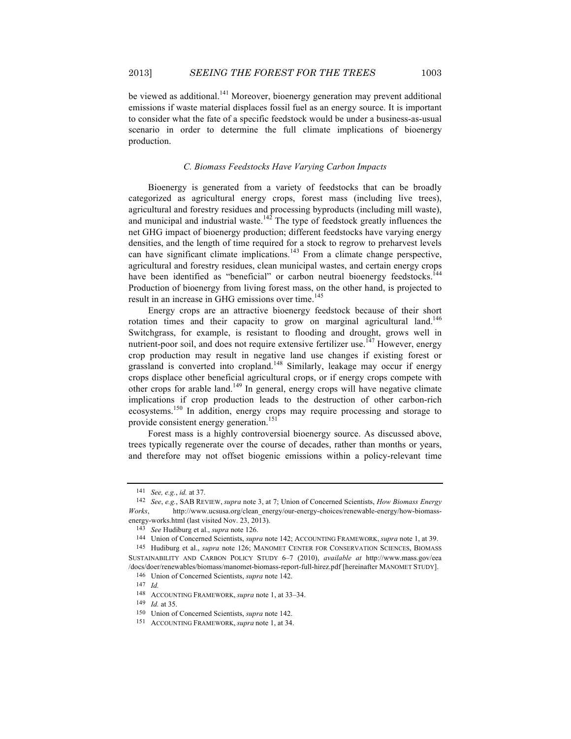be viewed as additional.[141] Moreover, bioenergy generation may prevent additional emissions if waste material displaces fossil fuel as an energy source. It is important to consider what the fate of a specific feedstock would be under a business-as-usual scenario in order to determine the full climate implications of bioenergy production.

### *C. Biomass Feedstocks Have Varying Carbon Impacts*

Bioenergy is generated from a variety of feedstocks that can be broadly categorized as agricultural energy crops, forest mass (including live trees), agricultural and forestry residues and processing byproducts (including mill waste), and municipal and industrial waste.[142] The type of feedstock greatly influences the net GHG impact of bioenergy production; different feedstocks have varying energy densities, and the length of time required for a stock to regrow to preharvest levels can have significant climate implications.[143] From a climate change perspective, agricultural and forestry residues, clean municipal wastes, and certain energy crops have been identified as "beneficial" or carbon neutral bioenergy feedstocks.[144] Production of bioenergy from living forest mass, on the other hand, is projected to result in an increase in GHG emissions over time.[145]

Energy crops are an attractive bioenergy feedstock because of their short rotation times and their capacity to grow on marginal agricultural land.[146] Switchgrass, for example, is resistant to flooding and drought, grows well in nutrient-poor soil, and does not require extensive fertilizer use.[147] However, energy crop production may result in negative land use changes if existing forest or grassland is converted into cropland.[148] Similarly, leakage may occur if energy crops displace other beneficial agricultural crops, or if energy crops compete with other crops for arable land.[149] In general, energy crops will have negative climate implications if crop production leads to the destruction of other carbon-rich ecosystems.[150] In addition, energy crops may require processing and storage to provide consistent energy generation.[151]

Forest mass is a highly controversial bioenergy source. As discussed above, trees typically regenerate over the course of decades, rather than months or years, and therefore may not offset biogenic emissions within a policy-relevant time

---

141 *See, e.g.*, *id.* at 37.

142 *See*, *e.g.*, SAB REVIEW, *supra* note 3, at 7; Union of Concerned Scientists, *How Biomass Energy Works*, http://www.ucsusa.org/clean_energy/our-energy-choices/renewable-energy/how-biomass-energy-works.html (last visited Nov. 23, 2013).

143 *See* Hudiburg et al., *supra* note 126.

144 Union of Concerned Scientists, *supra* note 142; ACCOUNTING FRAMEWORK, *supra* note 1, at 39.

145 Hudiburg et al., *supra* note 126; MANOMET CENTER FOR CONSERVATION SCIENCES, BIOMASS SUSTAINABILITY AND CARBON POLICY STUDY 6–7 (2010), *available at* http://www.mass.gov/eea/docs/doer/renewables/biomass/manomet-biomass-report-full-hirez.pdf [hereinafter MANOMET STUDY].

146 Union of Concerned Scientists, *supra* note 142.

147 *Id.*

148 ACCOUNTING FRAMEWORK, *supra* note 1, at 33–34.

149 *Id.* at 35.

150 Union of Concerned Scientists, *supra* note 142.

151 ACCOUNTING FRAMEWORK, *supra* note 1, at 34.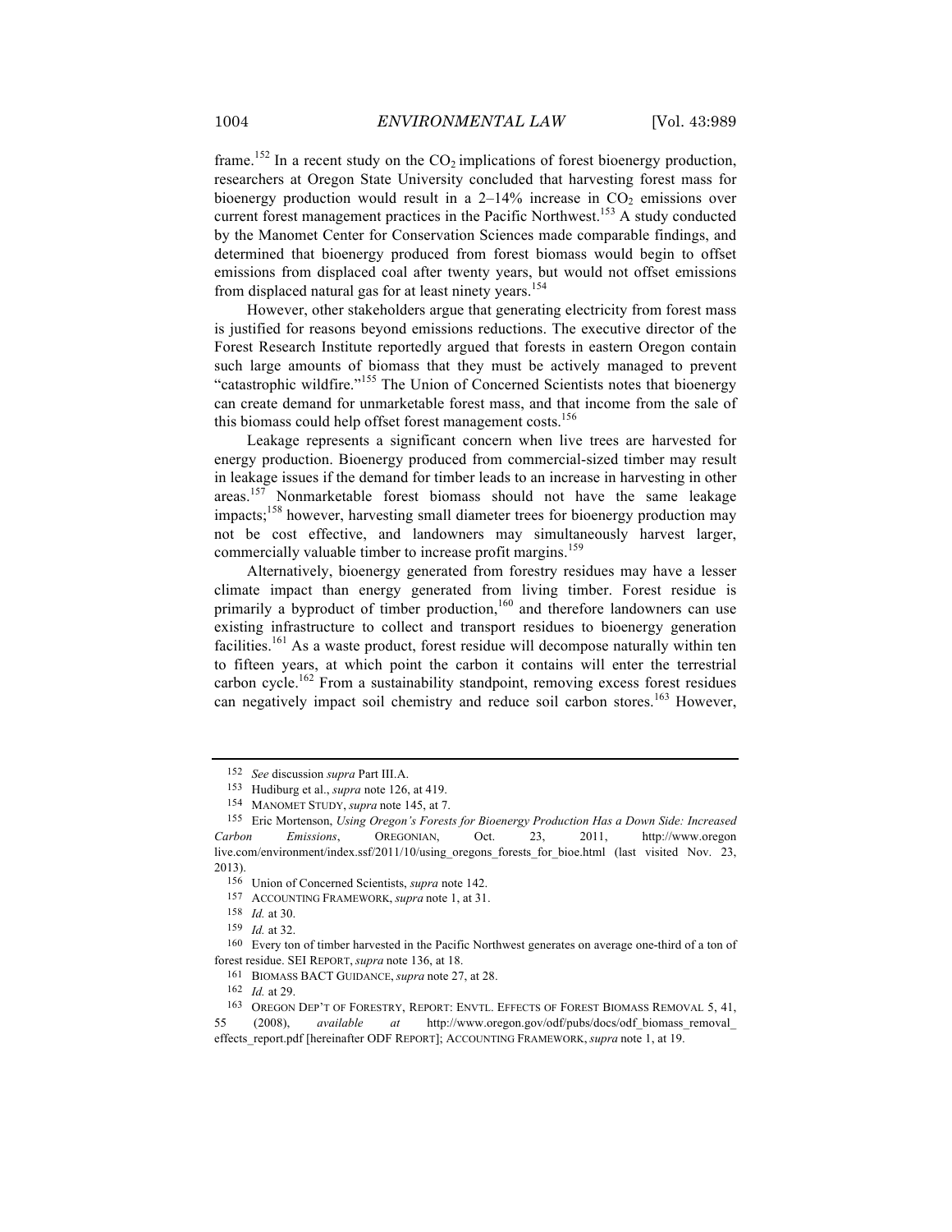frame.[152] In a recent study on the $CO_2$ implications of forest bioenergy production, researchers at Oregon State University concluded that harvesting forest mass for bioenergy production would result in a 2–14% increase in $CO_2$ emissions over current forest management practices in the Pacific Northwest.[153] A study conducted by the Manomet Center for Conservation Sciences made comparable findings, and determined that bioenergy produced from forest biomass would begin to offset emissions from displaced coal after twenty years, but would not offset emissions from displaced natural gas for at least ninety years.[154]

However, other stakeholders argue that generating electricity from forest mass is justified for reasons beyond emissions reductions. The executive director of the Forest Research Institute reportedly argued that forests in eastern Oregon contain such large amounts of biomass that they must be actively managed to prevent "catastrophic wildfire."[155] The Union of Concerned Scientists notes that bioenergy can create demand for unmarketable forest mass, and that income from the sale of this biomass could help offset forest management costs.[156]

Leakage represents a significant concern when live trees are harvested for energy production. Bioenergy produced from commercial-sized timber may result in leakage issues if the demand for timber leads to an increase in harvesting in other areas.[157] Nonmarketable forest biomass should not have the same leakage impacts;[158] however, harvesting small diameter trees for bioenergy production may not be cost effective, and landowners may simultaneously harvest larger, commercially valuable timber to increase profit margins.[159]

Alternatively, bioenergy generated from forestry residues may have a lesser climate impact than energy generated from living timber. Forest residue is primarily a byproduct of timber production,[160] and therefore landowners can use existing infrastructure to collect and transport residues to bioenergy generation facilities.[161] As a waste product, forest residue will decompose naturally within ten to fifteen years, at which point the carbon it contains will enter the terrestrial carbon cycle.[162] From a sustainability standpoint, removing excess forest residues can negatively impact soil chemistry and reduce soil carbon stores.[163] However,

---

152 *See* discussion *supra* Part III.A.

153 Hudiburg et al., *supra* note 126, at 419.

154 MANOMET STUDY, *supra* note 145, at 7.

155 Eric Mortenson, *Using Oregon's Forests for Bioenergy Production Has a Down Side: Increased Carbon Emissions*, OREGONIAN, Oct. 23, 2011, http://www.oregonlive.com/environment/index.ssf/2011/10/using_oregons_forests_for_bioe.html (last visited Nov. 23, 2013).

156 Union of Concerned Scientists, *supra* note 142.

157 ACCOUNTING FRAMEWORK, *supra* note 1, at 31.

158 *Id.* at 30.

159 *Id.* at 32.

160 Every ton of timber harvested in the Pacific Northwest generates on average one-third of a ton of forest residue. SEI REPORT, *supra* note 136, at 18.

161 BIOMASS BACT GUIDANCE, *supra* note 27, at 28.

162 *Id.* at 29.

163 OREGON DEP'T OF FORESTRY, REPORT: ENVTL. EFFECTS OF FOREST BIOMASS REMOVAL 5, 41, 55 (2008), *available at* http://www.oregon.gov/odf/pubs/docs/odf_biomass_removal_effects_report.pdf [hereinafter ODF REPORT]; ACCOUNTING FRAMEWORK, *supra* note 1, at 19.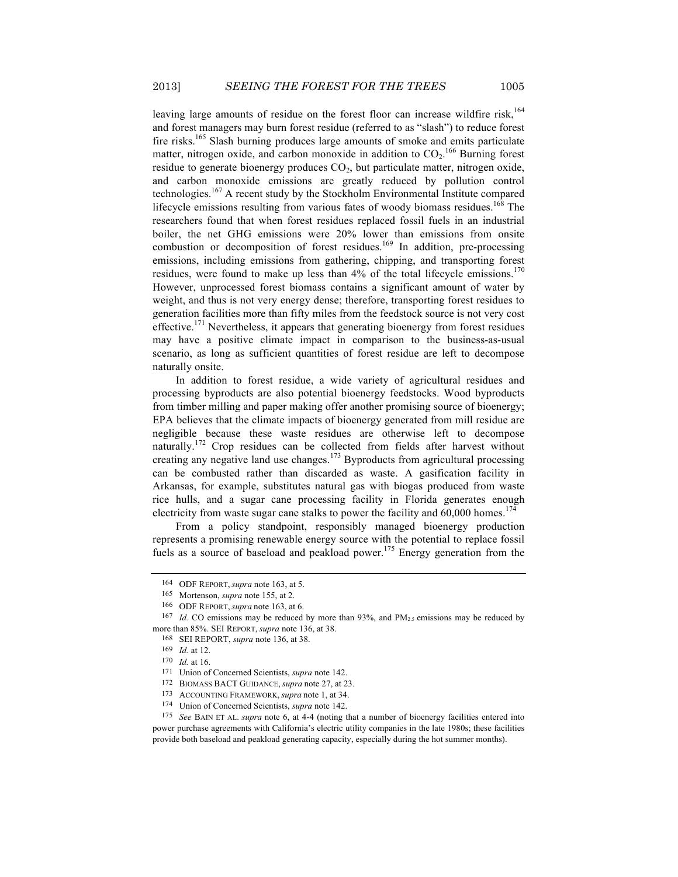leaving large amounts of residue on the forest floor can increase wildfire risk,[164] and forest managers may burn forest residue (referred to as "slash") to reduce forest fire risks.[165] Slash burning produces large amounts of smoke and emits particulate matter, nitrogen oxide, and carbon monoxide in addition to $CO_2$.[166] Burning forest residue to generate bioenergy produces $CO_2$, but particulate matter, nitrogen oxide, and carbon monoxide emissions are greatly reduced by pollution control technologies.[167] A recent study by the Stockholm Environmental Institute compared lifecycle emissions resulting from various fates of woody biomass residues.[168] The researchers found that when forest residues replaced fossil fuels in an industrial boiler, the net GHG emissions were 20% lower than emissions from onsite combustion or decomposition of forest residues.[169] In addition, pre-processing emissions, including emissions from gathering, chipping, and transporting forest residues, were found to make up less than 4% of the total lifecycle emissions.[170] However, unprocessed forest biomass contains a significant amount of water by weight, and thus is not very energy dense; therefore, transporting forest residues to generation facilities more than fifty miles from the feedstock source is not very cost effective.[171] Nevertheless, it appears that generating bioenergy from forest residues may have a positive climate impact in comparison to the business-as-usual scenario, as long as sufficient quantities of forest residue are left to decompose naturally onsite.

In addition to forest residue, a wide variety of agricultural residues and processing byproducts are also potential bioenergy feedstocks. Wood byproducts from timber milling and paper making offer another promising source of bioenergy; EPA believes that the climate impacts of bioenergy generated from mill residue are negligible because these waste residues are otherwise left to decompose naturally.[172] Crop residues can be collected from fields after harvest without creating any negative land use changes.[173] Byproducts from agricultural processing can be combusted rather than discarded as waste. A gasification facility in Arkansas, for example, substitutes natural gas with biogas produced from waste rice hulls, and a sugar cane processing facility in Florida generates enough electricity from waste sugar cane stalks to power the facility and 60,000 homes.[174]

From a policy standpoint, responsibly managed bioenergy production represents a promising renewable energy source with the potential to replace fossil fuels as a source of baseload and peakload power.[175] Energy generation from the

---

164 ODF REPORT, *supra* note 163, at 5.

165 Mortenson, *supra* note 155, at 2.

166 ODF REPORT, *supra* note 163, at 6.

167 *Id.* CO emissions may be reduced by more than 93%, and $PM_{2.5}$ emissions may be reduced by more than 85%. SEI REPORT, *supra* note 136, at 38.

168 SEI REPORT, *supra* note 136, at 38.

169 *Id.* at 12.

170 *Id.* at 16.

171 Union of Concerned Scientists, *supra* note 142.

172 BIOMASS BACT GUIDANCE, *supra* note 27, at 23.

173 ACCOUNTING FRAMEWORK, *supra* note 1, at 34.

174 Union of Concerned Scientists, *supra* note 142.

175 *See* BAIN ET AL. *supra* note 6, at 4-4 (noting that a number of bioenergy facilities entered into power purchase agreements with California's electric utility companies in the late 1980s; these facilities provide both baseload and peakload generating capacity, especially during the hot summer months).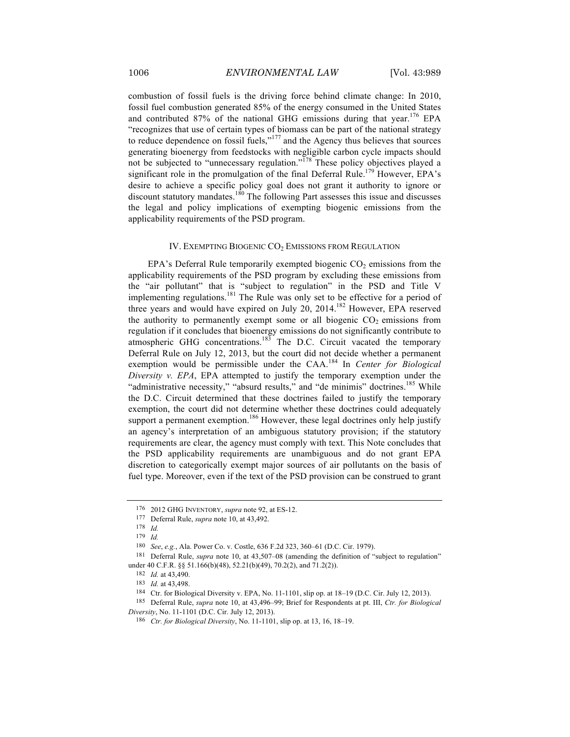combustion of fossil fuels is the driving force behind climate change: In 2010, fossil fuel combustion generated 85% of the energy consumed in the United States and contributed 87% of the national GHG emissions during that year.[176] EPA "recognizes that use of certain types of biomass can be part of the national strategy to reduce dependence on fossil fuels,"[177] and the Agency thus believes that sources generating bioenergy from feedstocks with negligible carbon cycle impacts should not be subjected to "unnecessary regulation."[178] These policy objectives played a significant role in the promulgation of the final Deferral Rule.[179] However, EPA's desire to achieve a specific policy goal does not grant it authority to ignore or discount statutory mandates.[180] The following Part assesses this issue and discusses the legal and policy implications of exempting biogenic emissions from the applicability requirements of the PSD program.

## IV. EXEMPTING BIOGENIC $CO_2$ EMISSIONS FROM REGULATION

EPA's Deferral Rule temporarily exempted biogenic $CO_2$ emissions from the applicability requirements of the PSD program by excluding these emissions from the "air pollutant" that is "subject to regulation" in the PSD and Title V implementing regulations.[181] The Rule was only set to be effective for a period of three years and would have expired on July 20, 2014.[182] However, EPA reserved the authority to permanently exempt some or all biogenic $CO_2$ emissions from regulation if it concludes that bioenergy emissions do not significantly contribute to atmospheric GHG concentrations.[183] The D.C. Circuit vacated the temporary Deferral Rule on July 12, 2013, but the court did not decide whether a permanent exemption would be permissible under the CAA.[184] In *Center for Biological Diversity v. EPA*, EPA attempted to justify the temporary exemption under the "administrative necessity," "absurd results," and "de minimis" doctrines.[185] While the D.C. Circuit determined that these doctrines failed to justify the temporary exemption, the court did not determine whether these doctrines could adequately support a permanent exemption.[186] However, these legal doctrines only help justify an agency's interpretation of an ambiguous statutory provision; if the statutory requirements are clear, the agency must comply with text. This Note concludes that the PSD applicability requirements are unambiguous and do not grant EPA discretion to categorically exempt major sources of air pollutants on the basis of fuel type. Moreover, even if the text of the PSD provision can be construed to grant

---

176 2012 GHG INVENTORY, *supra* note 92, at ES-12.

177 Deferral Rule, *supra* note 10, at 43,492.

178 *Id.*

179 *Id.*

180 *See, e.g.*, Ala. Power Co. v. Costle, 636 F.2d 323, 360–61 (D.C. Cir. 1979).

181 Deferral Rule, *supra* note 10, at 43,507–08 (amending the definition of "subject to regulation" under 40 C.F.R. §§ 51.166(b)(48), 52.21(b)(49), 70.2(2), and 71.2(2)).

182 *Id.* at 43,490.

183 *Id.* at 43,498.

184 Ctr. for Biological Diversity v. EPA, No. 11-1101, slip op. at 18–19 (D.C. Cir. July 12, 2013).

185 Deferral Rule, *supra* note 10, at 43,496–99; Brief for Respondents at pt. III, *Ctr. for Biological Diversity*, No. 11-1101 (D.C. Cir. July 12, 2013).

186 *Ctr. for Biological Diversity*, No. 11-1101, slip op. at 13, 16, 18–19.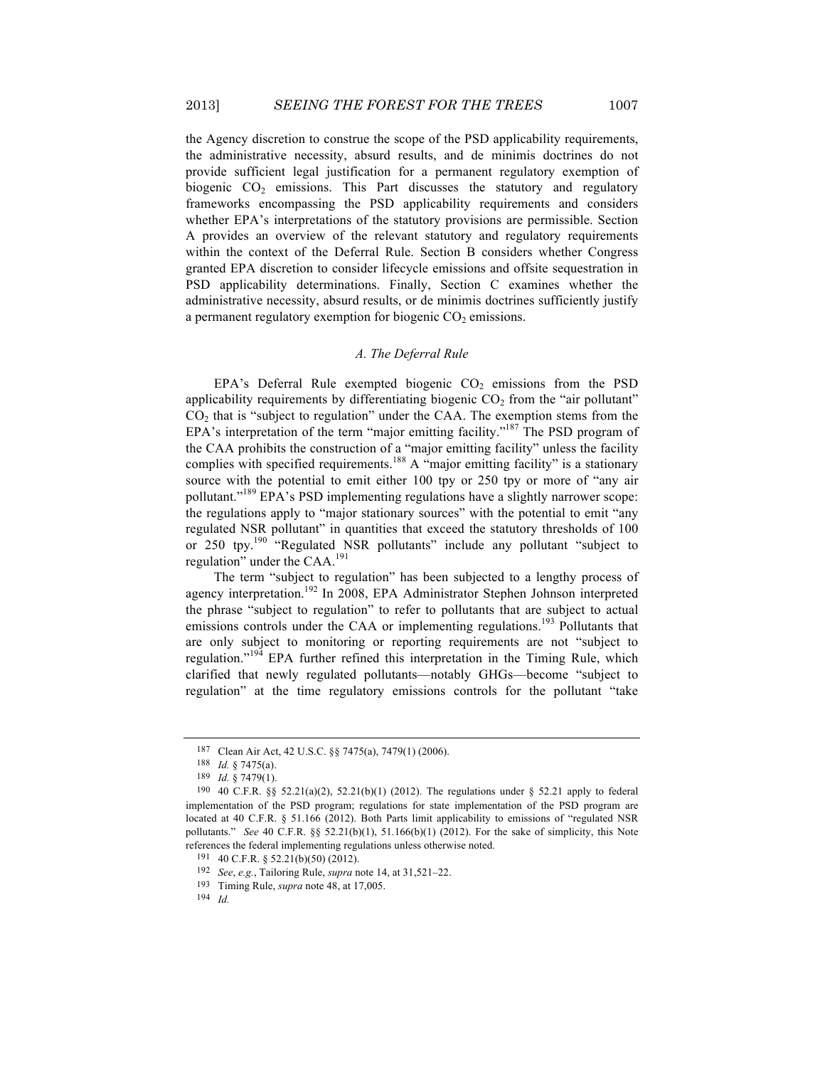the Agency discretion to construe the scope of the PSD applicability requirements, the administrative necessity, absurd results, and de minimis doctrines do not provide sufficient legal justification for a permanent regulatory exemption of biogenic $CO_2$ emissions. This Part discusses the statutory and regulatory frameworks encompassing the PSD applicability requirements and considers whether EPA's interpretations of the statutory provisions are permissible. Section A provides an overview of the relevant statutory and regulatory requirements within the context of the Deferral Rule. Section B considers whether Congress granted EPA discretion to consider lifecycle emissions and offsite sequestration in PSD applicability determinations. Finally, Section C examines whether the administrative necessity, absurd results, or de minimis doctrines sufficiently justify a permanent regulatory exemption for biogenic $CO_2$ emissions.

### *A. The Deferral Rule*

EPA's Deferral Rule exempted biogenic $CO_2$ emissions from the PSD applicability requirements by differentiating biogenic $CO_2$ from the "air pollutant" $CO_2$ that is "subject to regulation" under the CAA. The exemption stems from the EPA's interpretation of the term "major emitting facility."[187] The PSD program of the CAA prohibits the construction of a "major emitting facility" unless the facility complies with specified requirements.[188] A "major emitting facility" is a stationary source with the potential to emit either 100 tpy or 250 tpy or more of "any air pollutant."[189] EPA's PSD implementing regulations have a slightly narrower scope: the regulations apply to "major stationary sources" with the potential to emit "any regulated NSR pollutant" in quantities that exceed the statutory thresholds of 100 or 250 tpy.[190] "Regulated NSR pollutants" include any pollutant "subject to regulation" under the CAA.[191]

The term "subject to regulation" has been subjected to a lengthy process of agency interpretation.[192] In 2008, EPA Administrator Stephen Johnson interpreted the phrase "subject to regulation" to refer to pollutants that are subject to actual emissions controls under the CAA or implementing regulations.[193] Pollutants that are only subject to monitoring or reporting requirements are not "subject to regulation."[194] EPA further refined this interpretation in the Timing Rule, which clarified that newly regulated pollutants—notably GHGs—become "subject to regulation" at the time regulatory emissions controls for the pollutant "take

---

187 Clean Air Act, 42 U.S.C. §§ 7475(a), 7479(1) (2006).

188 *Id.* § 7475(a).

189 *Id.* § 7479(1).

190 40 C.F.R. §§ 52.21(a)(2), 52.21(b)(1) (2012). The regulations under § 52.21 apply to federal implementation of the PSD program; regulations for state implementation of the PSD program are located at 40 C.F.R. § 51.166 (2012). Both Parts limit applicability to emissions of "regulated NSR pollutants." *See* 40 C.F.R. §§ 52.21(b)(1), 51.166(b)(1) (2012). For the sake of simplicity, this Note references the federal implementing regulations unless otherwise noted.

191 40 C.F.R. § 52.21(b)(50) (2012).

192 *See*, *e.g.*, Tailoring Rule, *supra* note 14, at 31,521–22.

193 Timing Rule, *supra* note 48, at 17,005.

194 *Id.*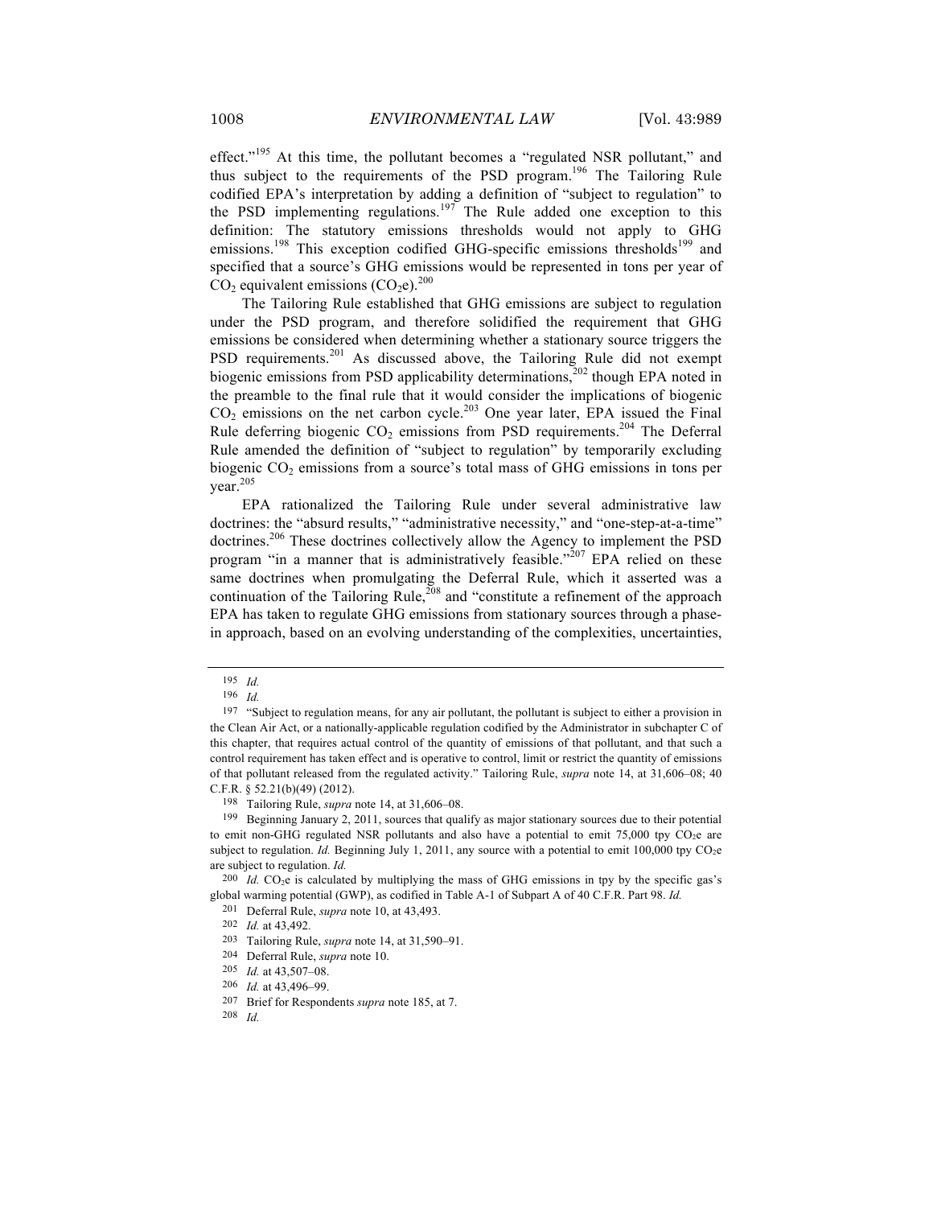effect."[195] At this time, the pollutant becomes a "regulated NSR pollutant," and thus subject to the requirements of the PSD program.[196] The Tailoring Rule codified EPA's interpretation by adding a definition of "subject to regulation" to the PSD implementing regulations.[197] The Rule added one exception to this definition: The statutory emissions thresholds would not apply to GHG emissions.[198] This exception codified GHG-specific emissions thresholds[199] and specified that a source's GHG emissions would be represented in tons per year of $CO_2$ equivalent emissions ($CO_2e$).[200]

The Tailoring Rule established that GHG emissions are subject to regulation under the PSD program, and therefore solidified the requirement that GHG emissions be considered when determining whether a stationary source triggers the PSD requirements.[201] As discussed above, the Tailoring Rule did not exempt biogenic emissions from PSD applicability determinations,[202] though EPA noted in the preamble to the final rule that it would consider the implications of biogenic $CO_2$ emissions on the net carbon cycle.[203] One year later, EPA issued the Final Rule deferring biogenic $CO_2$ emissions from PSD requirements.[204] The Deferral Rule amended the definition of "subject to regulation" by temporarily excluding biogenic $CO_2$ emissions from a source's total mass of GHG emissions in tons per year.[205]

EPA rationalized the Tailoring Rule under several administrative law doctrines: the "absurd results," "administrative necessity," and "one-step-at-a-time" doctrines.[206] These doctrines collectively allow the Agency to implement the PSD program "in a manner that is administratively feasible."[207] EPA relied on these same doctrines when promulgating the Deferral Rule, which it asserted was a continuation of the Tailoring Rule,[208] and "constitute a refinement of the approach EPA has taken to regulate GHG emissions from stationary sources through a phase-in approach, based on an evolving understanding of the complexities, uncertainties,

---

195 *Id.*

196 *Id.*

197 "Subject to regulation means, for any air pollutant, the pollutant is subject to either a provision in the Clean Air Act, or a nationally-applicable regulation codified by the Administrator in subchapter C of this chapter, that requires actual control of the quantity of emissions of that pollutant, and that such a control requirement has taken effect and is operative to control, limit or restrict the quantity of emissions of that pollutant released from the regulated activity." Tailoring Rule, *supra* note 14, at 31,606–08; 40 C.F.R. § 52.21(b)(49) (2012).

198 Tailoring Rule, *supra* note 14, at 31,606–08.

199 Beginning January 2, 2011, sources that qualify as major stationary sources due to their potential to emit non-GHG regulated NSR pollutants and also have a potential to emit 75,000 tpy $CO_2e$ are subject to regulation. *Id.* Beginning July 1, 2011, any source with a potential to emit 100,000 tpy $CO_2e$ are subject to regulation. *Id.*

200 *Id.* $CO_2e$ is calculated by multiplying the mass of GHG emissions in tpy by the specific gas's global warming potential (GWP), as codified in Table A-1 of Subpart A of 40 C.F.R. Part 98. *Id.*

201 Deferral Rule, *supra* note 10, at 43,493.

202 *Id.* at 43,492.

203 Tailoring Rule, *supra* note 14, at 31,590–91.

204 Deferral Rule, *supra* note 10.

205 *Id.* at 43,507–08.

206 *Id.* at 43,496–99.

207 Brief for Respondents *supra* note 185, at 7.

208 *Id.*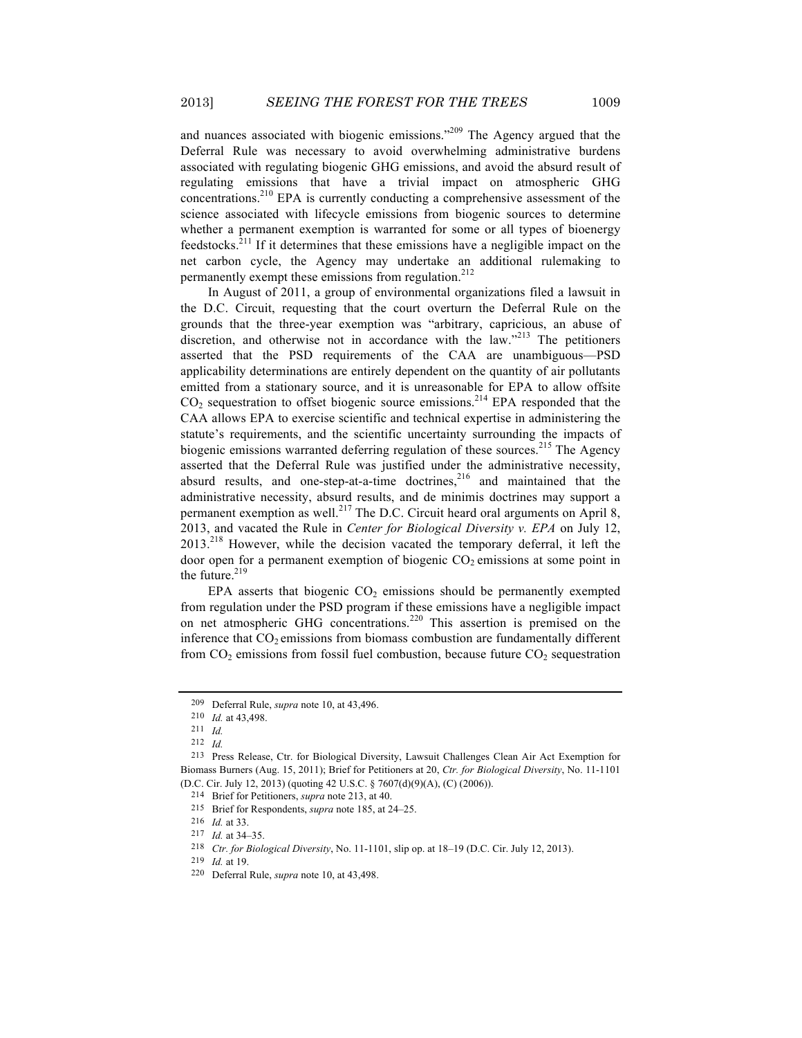and nuances associated with biogenic emissions."[209] The Agency argued that the Deferral Rule was necessary to avoid overwhelming administrative burdens associated with regulating biogenic GHG emissions, and avoid the absurd result of regulating emissions that have a trivial impact on atmospheric GHG concentrations.[210] EPA is currently conducting a comprehensive assessment of the science associated with lifecycle emissions from biogenic sources to determine whether a permanent exemption is warranted for some or all types of bioenergy feedstocks.[211] If it determines that these emissions have a negligible impact on the net carbon cycle, the Agency may undertake an additional rulemaking to permanently exempt these emissions from regulation.[212]

In August of 2011, a group of environmental organizations filed a lawsuit in the D.C. Circuit, requesting that the court overturn the Deferral Rule on the grounds that the three-year exemption was "arbitrary, capricious, an abuse of discretion, and otherwise not in accordance with the law."[213] The petitioners asserted that the PSD requirements of the CAA are unambiguous—PSD applicability determinations are entirely dependent on the quantity of air pollutants emitted from a stationary source, and it is unreasonable for EPA to allow offsite $CO_2$ sequestration to offset biogenic source emissions.[214] EPA responded that the CAA allows EPA to exercise scientific and technical expertise in administering the statute's requirements, and the scientific uncertainty surrounding the impacts of biogenic emissions warranted deferring regulation of these sources.[215] The Agency asserted that the Deferral Rule was justified under the administrative necessity, absurd results, and one-step-at-a-time doctrines,[216] and maintained that the administrative necessity, absurd results, and de minimis doctrines may support a permanent exemption as well.[217] The D.C. Circuit heard oral arguments on April 8, 2013, and vacated the Rule in *Center for Biological Diversity v. EPA* on July 12, 2013.[218] However, while the decision vacated the temporary deferral, it left the door open for a permanent exemption of biogenic $CO_2$ emissions at some point in the future.[219]

EPA asserts that biogenic $CO_2$ emissions should be permanently exempted from regulation under the PSD program if these emissions have a negligible impact on net atmospheric GHG concentrations.[220] This assertion is premised on the inference that $CO_2$ emissions from biomass combustion are fundamentally different from $CO_2$ emissions from fossil fuel combustion, because future $CO_2$ sequestration

---

209 Deferral Rule, *supra* note 10, at 43,496.

210 *Id.* at 43,498.

211 *Id.*

212 *Id.*

213 Press Release, Ctr. for Biological Diversity, Lawsuit Challenges Clean Air Act Exemption for Biomass Burners (Aug. 15, 2011); Brief for Petitioners at 20, *Ctr. for Biological Diversity*, No. 11-1101 (D.C. Cir. July 12, 2013) (quoting 42 U.S.C. § 7607(d)(9)(A), (C) (2006)).

214 Brief for Petitioners, *supra* note 213, at 40.

215 Brief for Respondents, *supra* note 185, at 24–25.

216 *Id.* at 33.

217 *Id.* at 34–35.

218 *Ctr. for Biological Diversity*, No. 11-1101, slip op. at 18–19 (D.C. Cir. July 12, 2013).

219 *Id.* at 19.

220 Deferral Rule, *supra* note 10, at 43,498.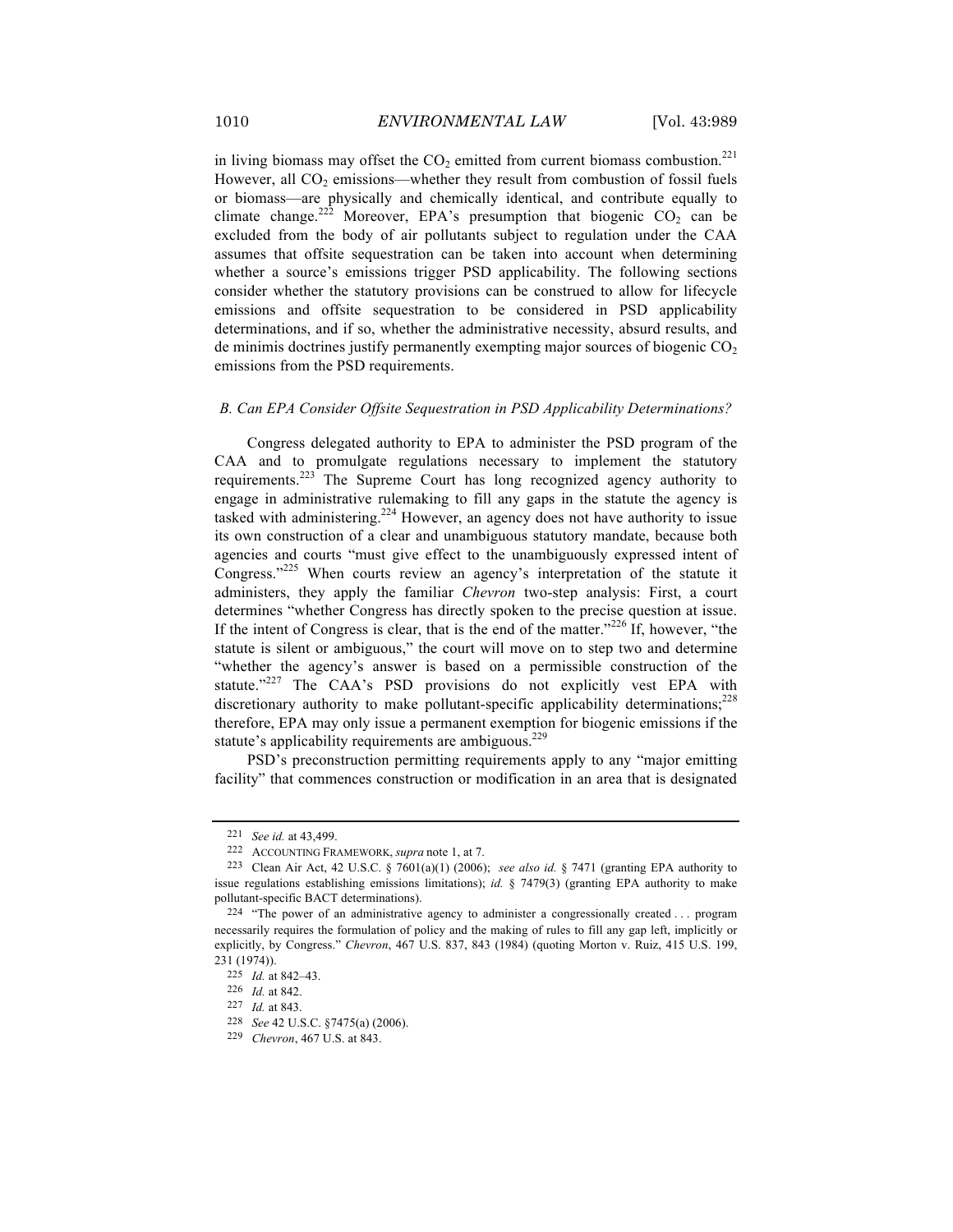in living biomass may offset the $CO_2$ emitted from current biomass combustion.[221] However, all $CO_2$ emissions—whether they result from combustion of fossil fuels or biomass—are physically and chemically identical, and contribute equally to climate change.[222] Moreover, EPA's presumption that biogenic $CO_2$ can be excluded from the body of air pollutants subject to regulation under the CAA assumes that offsite sequestration can be taken into account when determining whether a source's emissions trigger PSD applicability. The following sections consider whether the statutory provisions can be construed to allow for lifecycle emissions and offsite sequestration to be considered in PSD applicability determinations, and if so, whether the administrative necessity, absurd results, and de minimis doctrines justify permanently exempting major sources of biogenic $CO_2$ emissions from the PSD requirements.

### *B. Can EPA Consider Offsite Sequestration in PSD Applicability Determinations?*

Congress delegated authority to EPA to administer the PSD program of the CAA and to promulgate regulations necessary to implement the statutory requirements.[223] The Supreme Court has long recognized agency authority to engage in administrative rulemaking to fill any gaps in the statute the agency is tasked with administering.[224] However, an agency does not have authority to issue its own construction of a clear and unambiguous statutory mandate, because both agencies and courts "must give effect to the unambiguously expressed intent of Congress."[225] When courts review an agency's interpretation of the statute it administers, they apply the familiar *Chevron* two-step analysis: First, a court determines "whether Congress has directly spoken to the precise question at issue. If the intent of Congress is clear, that is the end of the matter."[226] If, however, "the statute is silent or ambiguous," the court will move on to step two and determine "whether the agency's answer is based on a permissible construction of the statute."[227] The CAA's PSD provisions do not explicitly vest EPA with discretionary authority to make pollutant-specific applicability determinations;[228] therefore, EPA may only issue a permanent exemption for biogenic emissions if the statute's applicability requirements are ambiguous.[229]

PSD's preconstruction permitting requirements apply to any "major emitting facility" that commences construction or modification in an area that is designated

---

221 *See id.* at 43,499.

222 ACCOUNTING FRAMEWORK, *supra* note 1, at 7.

223 Clean Air Act, 42 U.S.C. § 7601(a)(1) (2006); *see also id.* § 7471 (granting EPA authority to issue regulations establishing emissions limitations); *id.* § 7479(3) (granting EPA authority to make pollutant-specific BACT determinations).

224 "The power of an administrative agency to administer a congressionally created . . . program necessarily requires the formulation of policy and the making of rules to fill any gap left, implicitly or explicitly, by Congress." *Chevron*, 467 U.S. 837, 843 (1984) (quoting Morton v. Ruiz, 415 U.S. 199, 231 (1974)).

225 *Id.* at 842–43.

226 *Id.* at 842.

227 *Id.* at 843.

228 *See* 42 U.S.C. §7475(a) (2006).

229 *Chevron*, 467 U.S. at 843.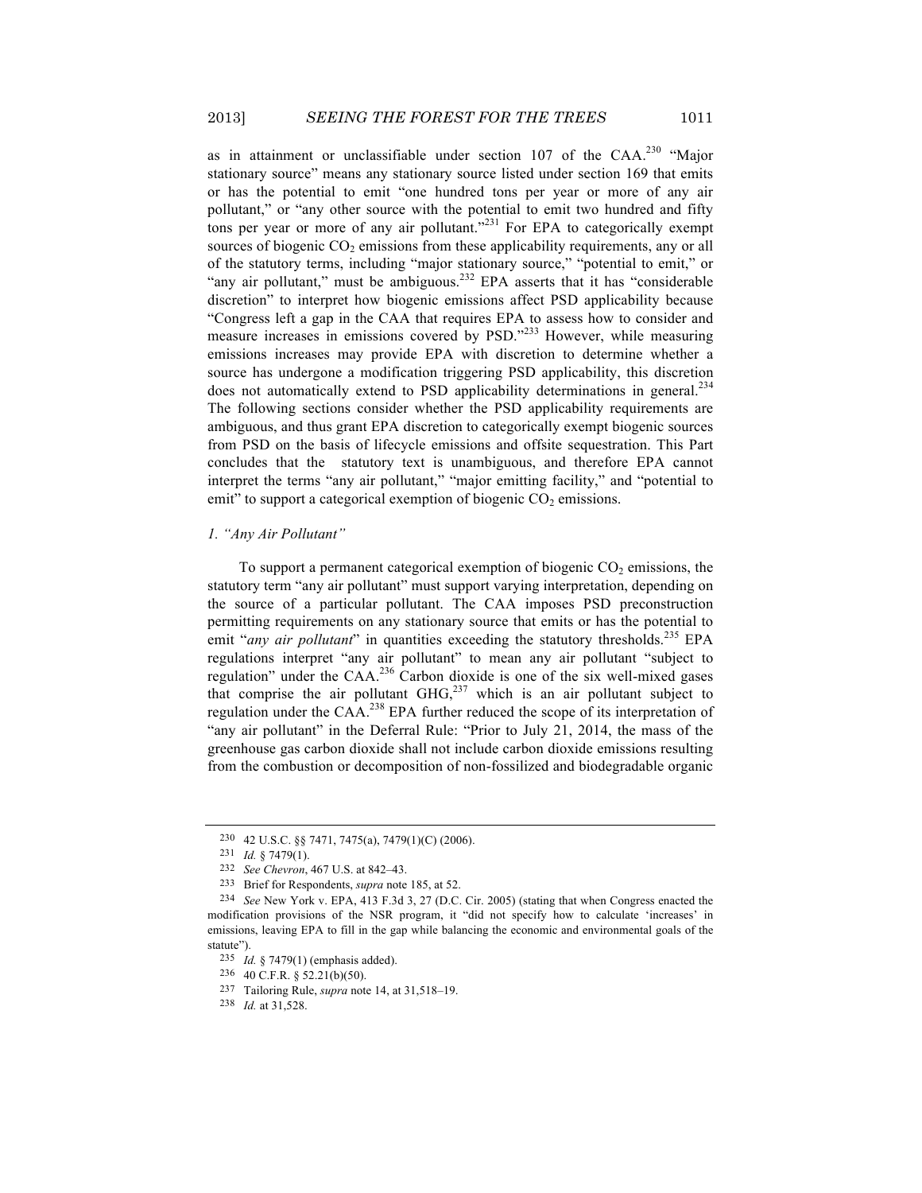as in attainment or unclassifiable under section 107 of the CAA.[230] "Major stationary source" means any stationary source listed under section 169 that emits or has the potential to emit "one hundred tons per year or more of any air pollutant," or "any other source with the potential to emit two hundred and fifty tons per year or more of any air pollutant."[231] For EPA to categorically exempt sources of biogenic $CO_2$ emissions from these applicability requirements, any or all of the statutory terms, including "major stationary source," "potential to emit," or "any air pollutant," must be ambiguous.[232] EPA asserts that it has "considerable discretion" to interpret how biogenic emissions affect PSD applicability because "Congress left a gap in the CAA that requires EPA to assess how to consider and measure increases in emissions covered by PSD."[233] However, while measuring emissions increases may provide EPA with discretion to determine whether a source has undergone a modification triggering PSD applicability, this discretion does not automatically extend to PSD applicability determinations in general.[234] The following sections consider whether the PSD applicability requirements are ambiguous, and thus grant EPA discretion to categorically exempt biogenic sources from PSD on the basis of lifecycle emissions and offsite sequestration. This Part concludes that the statutory text is unambiguous, and therefore EPA cannot interpret the terms "any air pollutant," "major emitting facility," and "potential to emit" to support a categorical exemption of biogenic $CO_2$ emissions.

### *1. "Any Air Pollutant"*

To support a permanent categorical exemption of biogenic $CO_2$ emissions, the statutory term "any air pollutant" must support varying interpretation, depending on the source of a particular pollutant. The CAA imposes PSD preconstruction permitting requirements on any stationary source that emits or has the potential to emit "*any air pollutant*" in quantities exceeding the statutory thresholds.[235] EPA regulations interpret "any air pollutant" to mean any air pollutant "subject to regulation" under the CAA.[236] Carbon dioxide is one of the six well-mixed gases that comprise the air pollutant GHG,[237] which is an air pollutant subject to regulation under the CAA.[238] EPA further reduced the scope of its interpretation of "any air pollutant" in the Deferral Rule: "Prior to July 21, 2014, the mass of the greenhouse gas carbon dioxide shall not include carbon dioxide emissions resulting from the combustion or decomposition of non-fossilized and biodegradable organic

---

230 42 U.S.C. §§ 7471, 7475(a), 7479(1)(C) (2006).

231 *Id.* § 7479(1).

232 *See Chevron*, 467 U.S. at 842–43.

233 Brief for Respondents, *supra* note 185, at 52.

234 *See* New York v. EPA, 413 F.3d 3, 27 (D.C. Cir. 2005) (stating that when Congress enacted the modification provisions of the NSR program, it "did not specify how to calculate 'increases' in emissions, leaving EPA to fill in the gap while balancing the economic and environmental goals of the statute").

235 *Id.* § 7479(1) (emphasis added).

236 40 C.F.R. § 52.21(b)(50).

237 Tailoring Rule, *supra* note 14, at 31,518–19.

238 *Id.* at 31,528.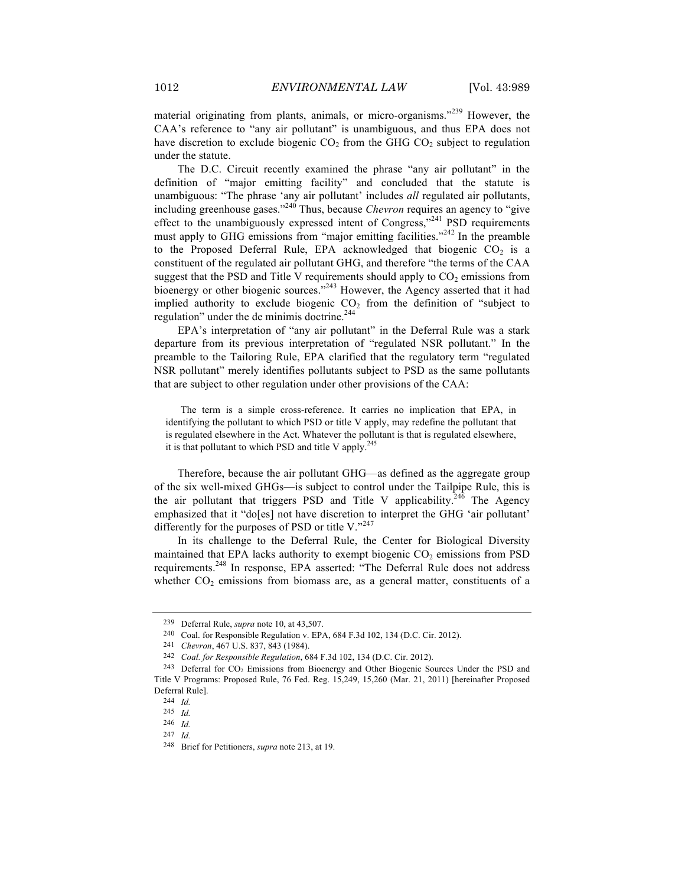material originating from plants, animals, or micro-organisms."[239] However, the CAA's reference to "any air pollutant" is unambiguous, and thus EPA does not have discretion to exclude biogenic $CO_2$ from the GHG $CO_2$ subject to regulation under the statute.

The D.C. Circuit recently examined the phrase "any air pollutant" in the definition of "major emitting facility" and concluded that the statute is unambiguous: "The phrase 'any air pollutant' includes *all* regulated air pollutants, including greenhouse gases."[240] Thus, because *Chevron* requires an agency to "give effect to the unambiguously expressed intent of Congress,"[241] PSD requirements must apply to GHG emissions from "major emitting facilities."[242] In the preamble to the Proposed Deferral Rule, EPA acknowledged that biogenic $CO_2$ is a constituent of the regulated air pollutant GHG, and therefore "the terms of the CAA suggest that the PSD and Title V requirements should apply to $CO_2$ emissions from bioenergy or other biogenic sources."[243] However, the Agency asserted that it had implied authority to exclude biogenic $CO_2$ from the definition of "subject to regulation" under the de minimis doctrine.[244]

EPA's interpretation of "any air pollutant" in the Deferral Rule was a stark departure from its previous interpretation of "regulated NSR pollutant." In the preamble to the Tailoring Rule, EPA clarified that the regulatory term "regulated NSR pollutant" merely identifies pollutants subject to PSD as the same pollutants that are subject to other regulation under other provisions of the CAA:

> The term is a simple cross-reference. It carries no implication that EPA, in identifying the pollutant to which PSD or title V apply, may redefine the pollutant that is regulated elsewhere in the Act. Whatever the pollutant is that is regulated elsewhere, it is that pollutant to which PSD and title V apply.[245]

Therefore, because the air pollutant GHG—as defined as the aggregate group of the six well-mixed GHGs—is subject to control under the Tailpipe Rule, this is the air pollutant that triggers PSD and Title V applicability.[246] The Agency emphasized that it "do[es] not have discretion to interpret the GHG 'air pollutant' differently for the purposes of PSD or title V."[247]

In its challenge to the Deferral Rule, the Center for Biological Diversity maintained that EPA lacks authority to exempt biogenic $CO_2$ emissions from PSD requirements.[248] In response, EPA asserted: "The Deferral Rule does not address whether $CO_2$ emissions from biomass are, as a general matter, constituents of a

---

239 Deferral Rule, *supra* note 10, at 43,507.

240 Coal. for Responsible Regulation v. EPA, 684 F.3d 102, 134 (D.C. Cir. 2012).

241 *Chevron*, 467 U.S. 837, 843 (1984).

242 *Coal. for Responsible Regulation*, 684 F.3d 102, 134 (D.C. Cir. 2012).

243 Deferral for $CO_2$ Emissions from Bioenergy and Other Biogenic Sources Under the PSD and Title V Programs: Proposed Rule, 76 Fed. Reg. 15,249, 15,260 (Mar. 21, 2011) [hereinafter Proposed Deferral Rule].

244 *Id.*

245 *Id.*

246 *Id.*

247 *Id.*

248 Brief for Petitioners, *supra* note 213, at 19.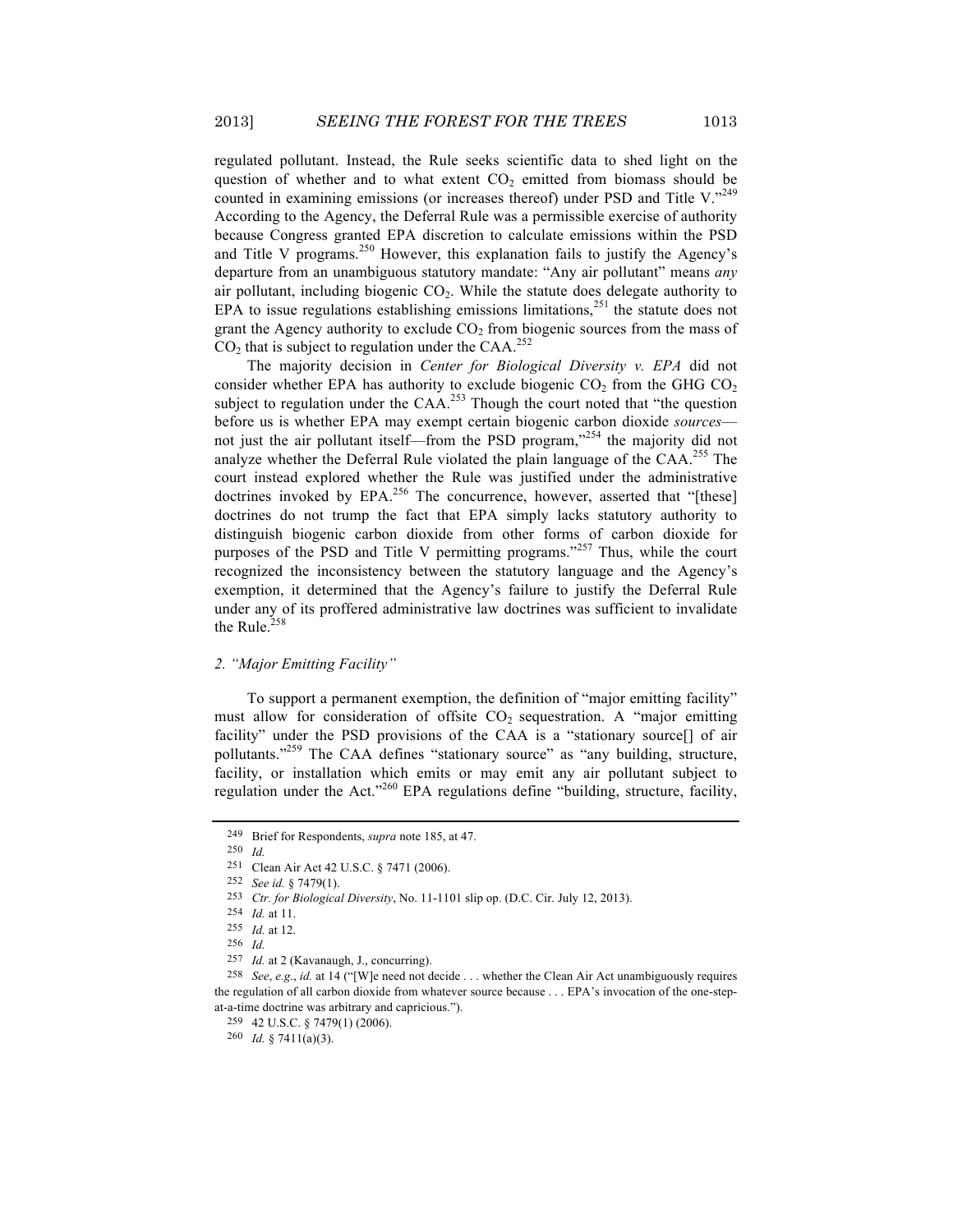regulated pollutant. Instead, the Rule seeks scientific data to shed light on the question of whether and to what extent $CO_2$ emitted from biomass should be counted in examining emissions (or increases thereof) under PSD and Title V."[249] According to the Agency, the Deferral Rule was a permissible exercise of authority because Congress granted EPA discretion to calculate emissions within the PSD and Title V programs.[250] However, this explanation fails to justify the Agency's departure from an unambiguous statutory mandate: "Any air pollutant" means *any* air pollutant, including biogenic $CO_2$. While the statute does delegate authority to EPA to issue regulations establishing emissions limitations,[251] the statute does not grant the Agency authority to exclude $CO_2$ from biogenic sources from the mass of $CO_2$ that is subject to regulation under the CAA.[252]

The majority decision in *Center for Biological Diversity v. EPA* did not consider whether EPA has authority to exclude biogenic $CO_2$ from the GHG $CO_2$ subject to regulation under the CAA.[253] Though the court noted that "the question before us is whether EPA may exempt certain biogenic carbon dioxide *sources*—not just the air pollutant itself—from the PSD program,"[254] the majority did not analyze whether the Deferral Rule violated the plain language of the CAA.[255] The court instead explored whether the Rule was justified under the administrative doctrines invoked by EPA.[256] The concurrence, however, asserted that "[these] doctrines do not trump the fact that EPA simply lacks statutory authority to distinguish biogenic carbon dioxide from other forms of carbon dioxide for purposes of the PSD and Title V permitting programs."[257] Thus, while the court recognized the inconsistency between the statutory language and the Agency's exemption, it determined that the Agency's failure to justify the Deferral Rule under any of its proffered administrative law doctrines was sufficient to invalidate the Rule.[258]

### 2. *"Major Emitting Facility"*

To support a permanent exemption, the definition of "major emitting facility" must allow for consideration of offsite $CO_2$ sequestration. A "major emitting facility" under the PSD provisions of the CAA is a "stationary source[] of air pollutants."[259] The CAA defines "stationary source" as "any building, structure, facility, or installation which emits or may emit any air pollutant subject to regulation under the Act."[260] EPA regulations define "building, structure, facility,

---

249 Brief for Respondents, *supra* note 185, at 47.

250 *Id.*

251 Clean Air Act 42 U.S.C. § 7471 (2006).

252 *See id.* § 7479(1).

253 *Ctr. for Biological Diversity*, No. 11-1101 slip op. (D.C. Cir. July 12, 2013).

254 *Id.* at 11.

255 *Id.* at 12.

256 *Id.*

257 *Id.* at 2 (Kavanaugh, J., concurring).

258 *See*, *e.g.*, *id.* at 14 ("[W]e need not decide . . . whether the Clean Air Act unambiguously requires the regulation of all carbon dioxide from whatever source because . . . EPA's invocation of the one-step-at-a-time doctrine was arbitrary and capricious.").

259 42 U.S.C. § 7479(1) (2006).

260 *Id.* § 7411(a)(3).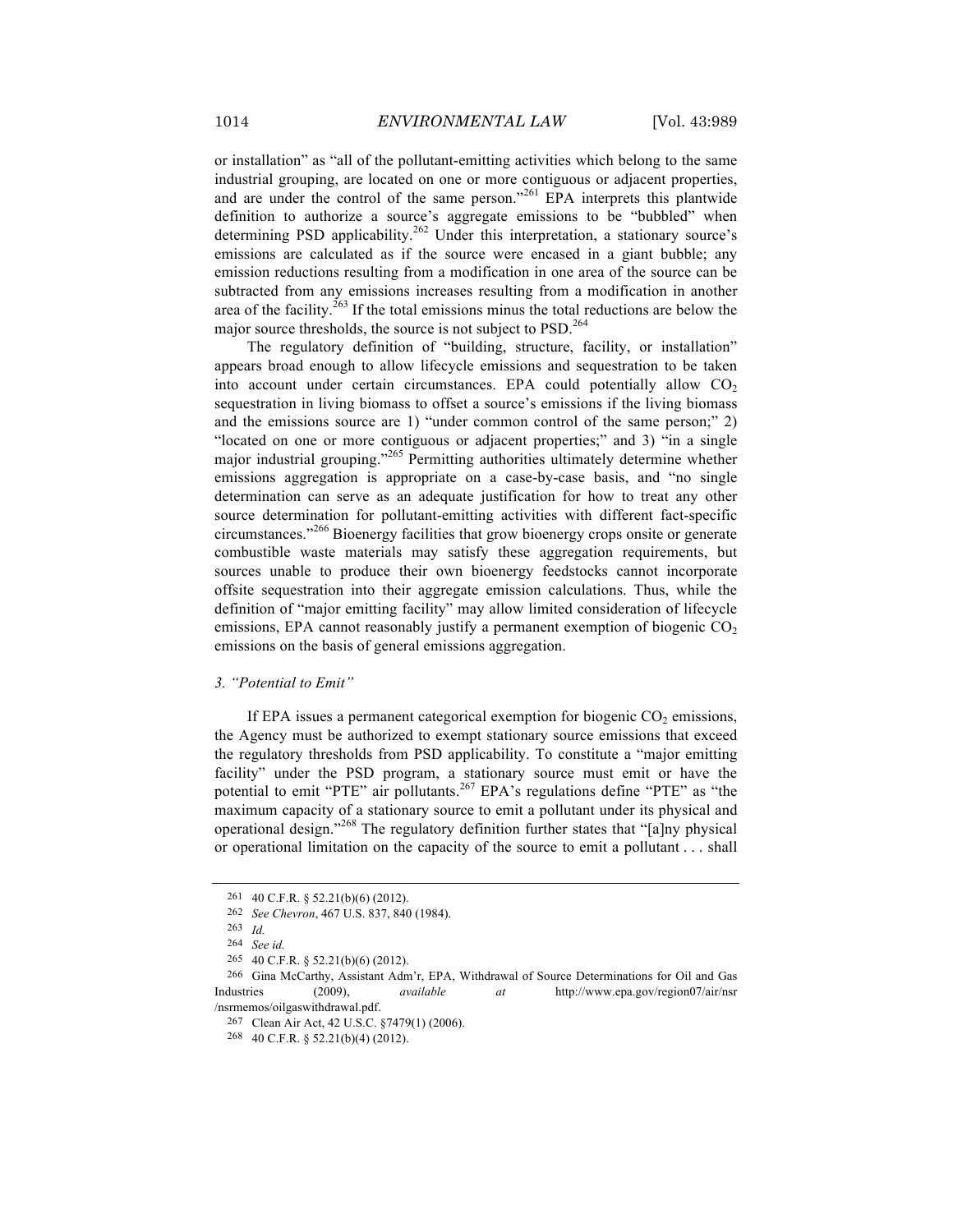or installation" as "all of the pollutant-emitting activities which belong to the same industrial grouping, are located on one or more contiguous or adjacent properties, and are under the control of the same person."[261] EPA interprets this plantwide definition to authorize a source's aggregate emissions to be "bubbled" when determining PSD applicability.[262] Under this interpretation, a stationary source's emissions are calculated as if the source were encased in a giant bubble; any emission reductions resulting from a modification in one area of the source can be subtracted from any emissions increases resulting from a modification in another area of the facility.[263] If the total emissions minus the total reductions are below the major source thresholds, the source is not subject to PSD.[264]

The regulatory definition of "building, structure, facility, or installation" appears broad enough to allow lifecycle emissions and sequestration to be taken into account under certain circumstances. EPA could potentially allow $CO_2$ sequestration in living biomass to offset a source's emissions if the living biomass and the emissions source are 1) "under common control of the same person;" 2) "located on one or more contiguous or adjacent properties;" and 3) "in a single major industrial grouping."[265] Permitting authorities ultimately determine whether emissions aggregation is appropriate on a case-by-case basis, and "no single determination can serve as an adequate justification for how to treat any other source determination for pollutant-emitting activities with different fact-specific circumstances."[266] Bioenergy facilities that grow bioenergy crops onsite or generate combustible waste materials may satisfy these aggregation requirements, but sources unable to produce their own bioenergy feedstocks cannot incorporate offsite sequestration into their aggregate emission calculations. Thus, while the definition of "major emitting facility" may allow limited consideration of lifecycle emissions, EPA cannot reasonably justify a permanent exemption of biogenic $CO_2$ emissions on the basis of general emissions aggregation.

### *3. "Potential to Emit"*

If EPA issues a permanent categorical exemption for biogenic $CO_2$ emissions, the Agency must be authorized to exempt stationary source emissions that exceed the regulatory thresholds from PSD applicability. To constitute a "major emitting facility" under the PSD program, a stationary source must emit or have the potential to emit "PTE" air pollutants.[267] EPA's regulations define "PTE" as "the maximum capacity of a stationary source to emit a pollutant under its physical and operational design."[268] The regulatory definition further states that "[a]ny physical or operational limitation on the capacity of the source to emit a pollutant . . . shall

---

261 40 C.F.R. § 52.21(b)(6) (2012).

262 *See Chevron*, 467 U.S. 837, 840 (1984).

263 *Id.*

264 *See id.*

265 40 C.F.R. § 52.21(b)(6) (2012).

266 Gina McCarthy, Assistant Adm'r, EPA, Withdrawal of Source Determinations for Oil and Gas Industries (2009), *available at* http://www.epa.gov/region07/air/nsr/nsrmemos/oilgaswithdrawal.pdf.

267 Clean Air Act, 42 U.S.C. §7479(1) (2006).

268 40 C.F.R. § 52.21(b)(4) (2012).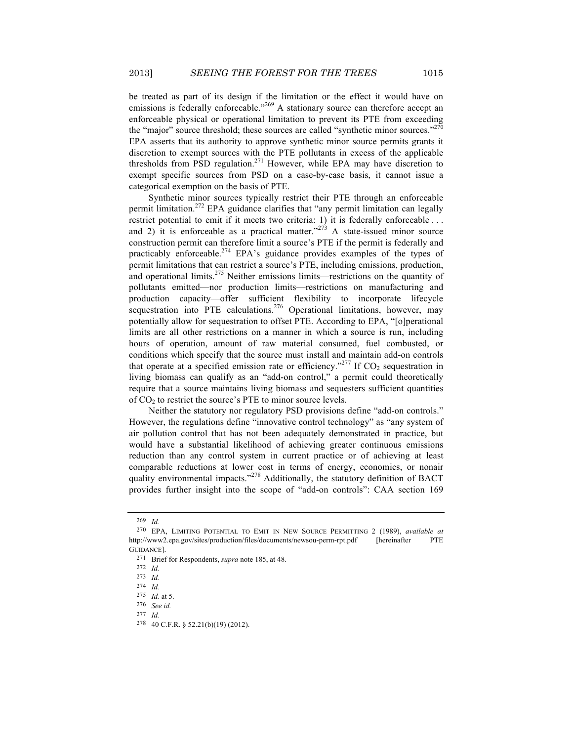be treated as part of its design if the limitation or the effect it would have on emissions is federally enforceable."[269] A stationary source can therefore accept an enforceable physical or operational limitation to prevent its PTE from exceeding the "major" source threshold; these sources are called "synthetic minor sources."[270] EPA asserts that its authority to approve synthetic minor source permits grants it discretion to exempt sources with the PTE pollutants in excess of the applicable thresholds from PSD regulation.[271] However, while EPA may have discretion to exempt specific sources from PSD on a case-by-case basis, it cannot issue a categorical exemption on the basis of PTE.

Synthetic minor sources typically restrict their PTE through an enforceable permit limitation.[272] EPA guidance clarifies that "any permit limitation can legally restrict potential to emit if it meets two criteria: 1) it is federally enforceable . . . and 2) it is enforceable as a practical matter."[273] A state-issued minor source construction permit can therefore limit a source's PTE if the permit is federally and practicably enforceable.[274] EPA's guidance provides examples of the types of permit limitations that can restrict a source's PTE, including emissions, production, and operational limits.[275] Neither emissions limits—restrictions on the quantity of pollutants emitted—nor production limits—restrictions on manufacturing and production capacity—offer sufficient flexibility to incorporate lifecycle sequestration into PTE calculations.[276] Operational limitations, however, may potentially allow for sequestration to offset PTE. According to EPA, "[o]perational limits are all other restrictions on a manner in which a source is run, including hours of operation, amount of raw material consumed, fuel combusted, or conditions which specify that the source must install and maintain add-on controls that operate at a specified emission rate or efficiency."[277] If $CO_2$ sequestration in living biomass can qualify as an "add-on control," a permit could theoretically require that a source maintains living biomass and sequesters sufficient quantities of $CO_2$ to restrict the source's PTE to minor source levels.

Neither the statutory nor regulatory PSD provisions define "add-on controls." However, the regulations define "innovative control technology" as "any system of air pollution control that has not been adequately demonstrated in practice, but would have a substantial likelihood of achieving greater continuous emissions reduction than any control system in current practice or of achieving at least comparable reductions at lower cost in terms of energy, economics, or nonair quality environmental impacts."[278] Additionally, the statutory definition of BACT provides further insight into the scope of "add-on controls": CAA section 169

---

269 *Id.*

270 EPA, LIMITING POTENTIAL TO EMIT IN NEW SOURCE PERMITTING 2 (1989), *available at* http://www2.epa.gov/sites/production/files/documents/newsou-perm-rpt.pdf [hereinafter PTE GUIDANCE].

271 Brief for Respondents, *supra* note 185, at 48.

272 *Id.*

273 *Id.*

274 *Id.*

275 *Id.* at 5.

276 *See id.*

277 *Id.*

278 40 C.F.R. § 52.21(b)(19) (2012).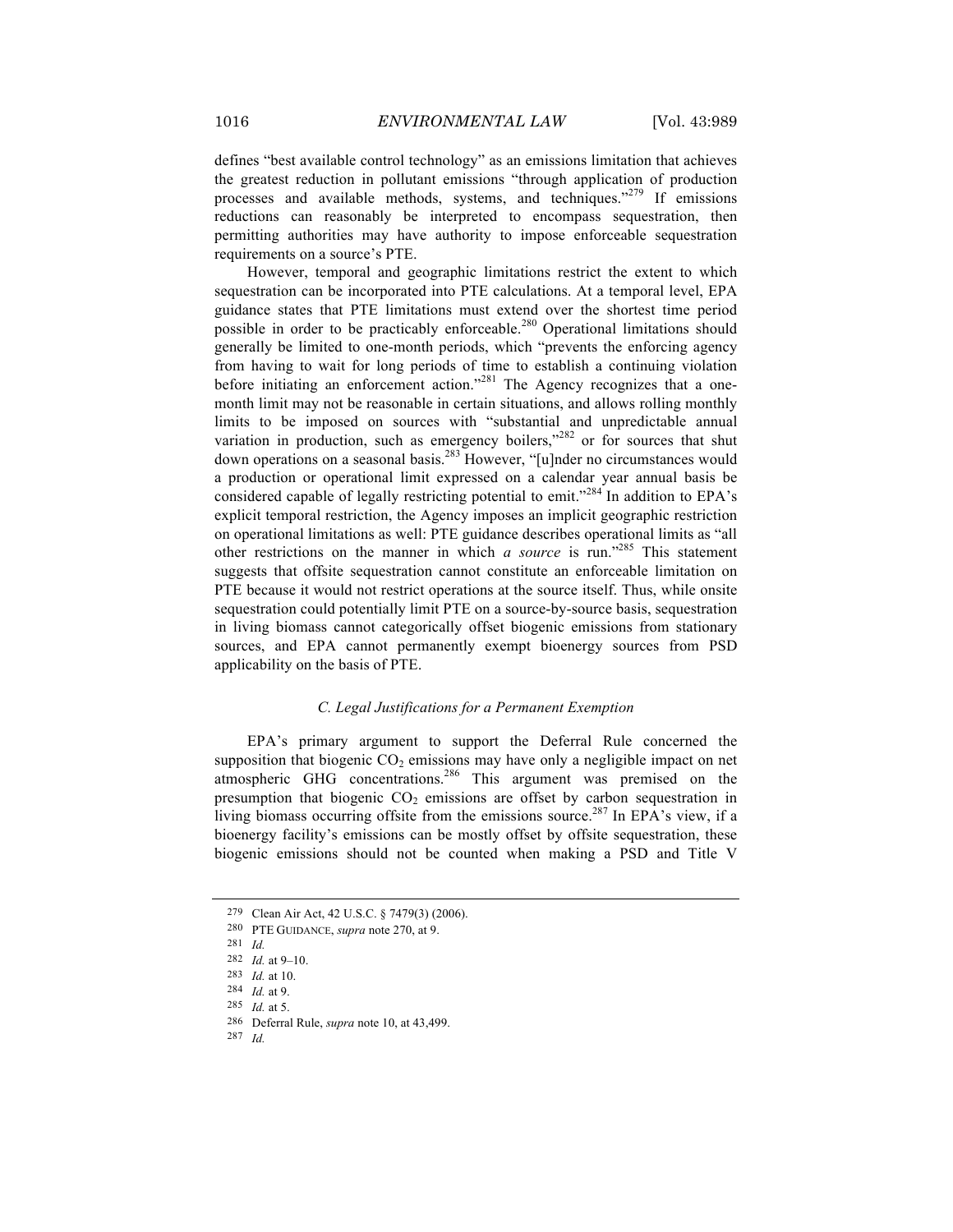defines "best available control technology" as an emissions limitation that achieves the greatest reduction in pollutant emissions "through application of production processes and available methods, systems, and techniques."[279] If emissions reductions can reasonably be interpreted to encompass sequestration, then permitting authorities may have authority to impose enforceable sequestration requirements on a source's PTE.

However, temporal and geographic limitations restrict the extent to which sequestration can be incorporated into PTE calculations. At a temporal level, EPA guidance states that PTE limitations must extend over the shortest time period possible in order to be practicably enforceable.[280] Operational limitations should generally be limited to one-month periods, which "prevents the enforcing agency from having to wait for long periods of time to establish a continuing violation before initiating an enforcement action."[281] The Agency recognizes that a one-month limit may not be reasonable in certain situations, and allows rolling monthly limits to be imposed on sources with "substantial and unpredictable annual variation in production, such as emergency boilers,"[282] or for sources that shut down operations on a seasonal basis.[283] However, "[u]nder no circumstances would a production or operational limit expressed on a calendar year annual basis be considered capable of legally restricting potential to emit."[284] In addition to EPA's explicit temporal restriction, the Agency imposes an implicit geographic restriction on operational limitations as well: PTE guidance describes operational limits as "all other restrictions on the manner in which *a source* is run."[285] This statement suggests that offsite sequestration cannot constitute an enforceable limitation on PTE because it would not restrict operations at the source itself. Thus, while onsite sequestration could potentially limit PTE on a source-by-source basis, sequestration in living biomass cannot categorically offset biogenic emissions from stationary sources, and EPA cannot permanently exempt bioenergy sources from PSD applicability on the basis of PTE.

### *C. Legal Justifications for a Permanent Exemption*

EPA's primary argument to support the Deferral Rule concerned the supposition that biogenic $CO_2$ emissions may have only a negligible impact on net atmospheric GHG concentrations.[286] This argument was premised on the presumption that biogenic $CO_2$ emissions are offset by carbon sequestration in living biomass occurring offsite from the emissions source.[287] In EPA's view, if a bioenergy facility's emissions can be mostly offset by offsite sequestration, these biogenic emissions should not be counted when making a PSD and Title V

---

279 Clean Air Act, 42 U.S.C. § 7479(3) (2006).

280 PTE GUIDANCE, *supra* note 270, at 9.

281 *Id.*

282 *Id.* at 9–10.

283 *Id.* at 10.

284 *Id.* at 9.

285 *Id.* at 5.

286 Deferral Rule, *supra* note 10, at 43,499.

287 *Id.*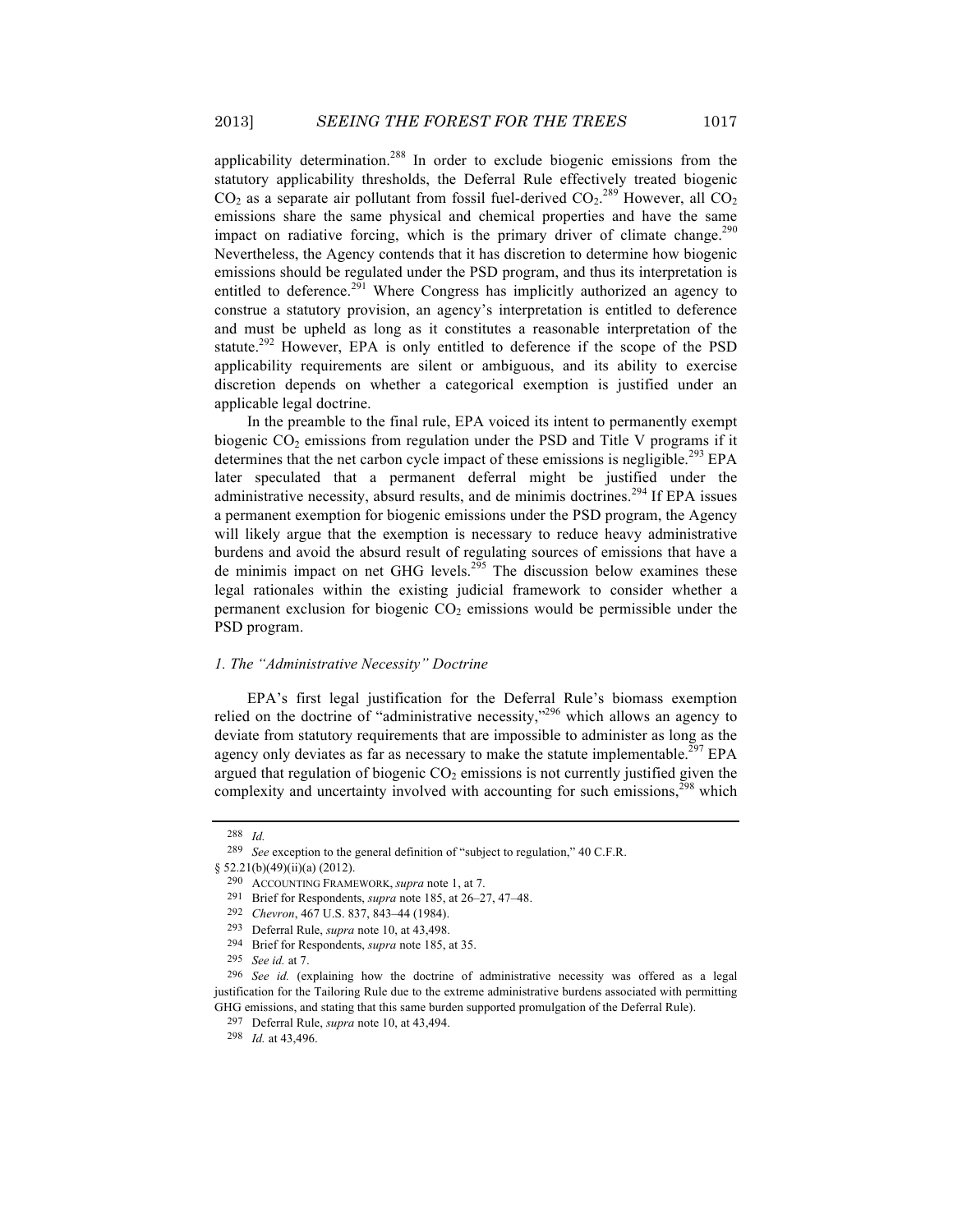applicability determination.[288] In order to exclude biogenic emissions from the statutory applicability thresholds, the Deferral Rule effectively treated biogenic $CO_2$ as a separate air pollutant from fossil fuel-derived $CO_2$.[289] However, all $CO_2$ emissions share the same physical and chemical properties and have the same impact on radiative forcing, which is the primary driver of climate change.[290] Nevertheless, the Agency contends that it has discretion to determine how biogenic emissions should be regulated under the PSD program, and thus its interpretation is entitled to deference.[291] Where Congress has implicitly authorized an agency to construe a statutory provision, an agency's interpretation is entitled to deference and must be upheld as long as it constitutes a reasonable interpretation of the statute.[292] However, EPA is only entitled to deference if the scope of the PSD applicability requirements are silent or ambiguous, and its ability to exercise discretion depends on whether a categorical exemption is justified under an applicable legal doctrine.

In the preamble to the final rule, EPA voiced its intent to permanently exempt biogenic $CO_2$ emissions from regulation under the PSD and Title V programs if it determines that the net carbon cycle impact of these emissions is negligible.[293] EPA later speculated that a permanent deferral might be justified under the administrative necessity, absurd results, and de minimis doctrines.[294] If EPA issues a permanent exemption for biogenic emissions under the PSD program, the Agency will likely argue that the exemption is necessary to reduce heavy administrative burdens and avoid the absurd result of regulating sources of emissions that have a de minimis impact on net GHG levels.[295] The discussion below examines these legal rationales within the existing judicial framework to consider whether a permanent exclusion for biogenic $CO_2$ emissions would be permissible under the PSD program.

*1. The "Administrative Necessity" Doctrine*

EPA's first legal justification for the Deferral Rule's biomass exemption relied on the doctrine of "administrative necessity,"[296] which allows an agency to deviate from statutory requirements that are impossible to administer as long as the agency only deviates as far as necessary to make the statute implementable.[297] EPA argued that regulation of biogenic $CO_2$ emissions is not currently justified given the complexity and uncertainty involved with accounting for such emissions,[298] which

---

288 *Id.*

289 *See* exception to the general definition of "subject to regulation," 40 C.F.R. § 52.21(b)(49)(ii)(a) (2012).

290 ACCOUNTING FRAMEWORK, *supra* note 1, at 7.

291 Brief for Respondents, *supra* note 185, at 26–27, 47–48.

292 *Chevron*, 467 U.S. 837, 843–44 (1984).

293 Deferral Rule, *supra* note 10, at 43,498.

294 Brief for Respondents, *supra* note 185, at 35.

295 *See id.* at 7.

296 *See id.* (explaining how the doctrine of administrative necessity was offered as a legal justification for the Tailoring Rule due to the extreme administrative burdens associated with permitting GHG emissions, and stating that this same burden supported promulgation of the Deferral Rule).

297 Deferral Rule, *supra* note 10, at 43,494.

298 *Id.* at 43,496.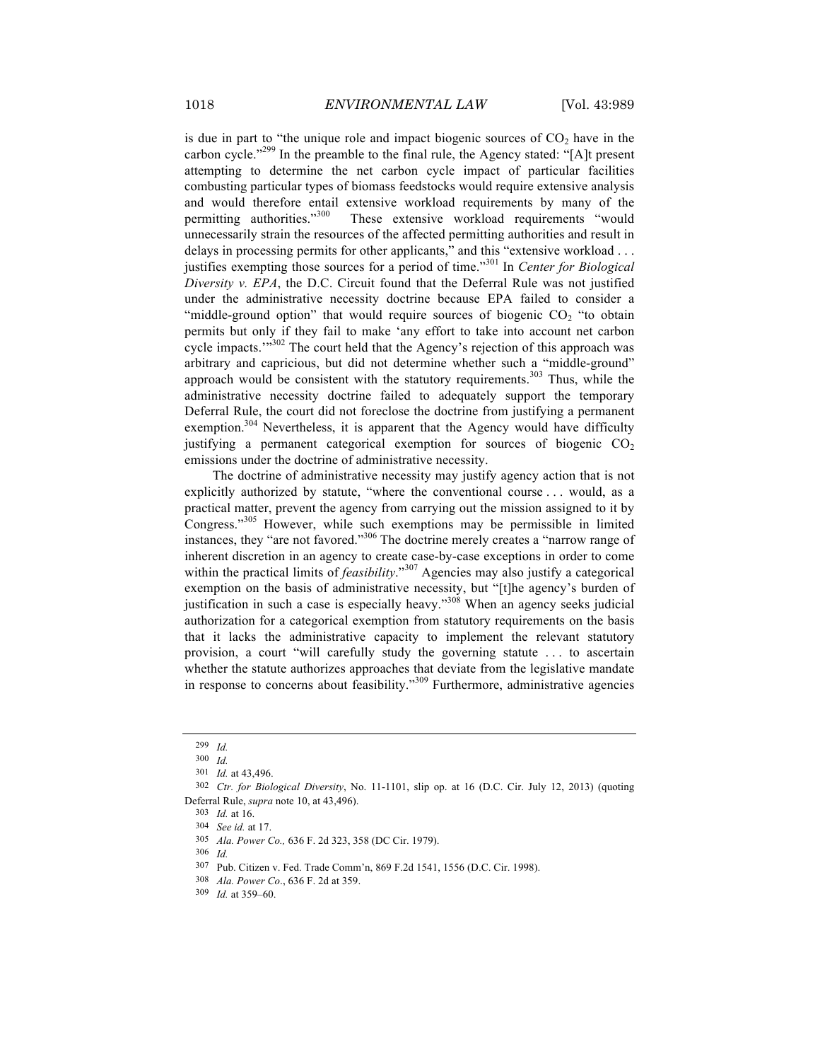is due in part to "the unique role and impact biogenic sources of $CO_2$ have in the carbon cycle."[299] In the preamble to the final rule, the Agency stated: "[A]t present attempting to determine the net carbon cycle impact of particular facilities combusting particular types of biomass feedstocks would require extensive analysis and would therefore entail extensive workload requirements by many of the permitting authorities."[300] These extensive workload requirements "would unnecessarily strain the resources of the affected permitting authorities and result in delays in processing permits for other applicants," and this "extensive workload . . . justifies exempting those sources for a period of time."[301] In *Center for Biological Diversity v. EPA*, the D.C. Circuit found that the Deferral Rule was not justified under the administrative necessity doctrine because EPA failed to consider a "middle-ground option" that would require sources of biogenic $CO_2$ "to obtain permits but only if they fail to make 'any effort to take into account net carbon cycle impacts.'"[302] The court held that the Agency's rejection of this approach was arbitrary and capricious, but did not determine whether such a "middle-ground" approach would be consistent with the statutory requirements.[303] Thus, while the administrative necessity doctrine failed to adequately support the temporary Deferral Rule, the court did not foreclose the doctrine from justifying a permanent exemption.[304] Nevertheless, it is apparent that the Agency would have difficulty justifying a permanent categorical exemption for sources of biogenic $CO_2$ emissions under the doctrine of administrative necessity.

The doctrine of administrative necessity may justify agency action that is not explicitly authorized by statute, "where the conventional course . . . would, as a practical matter, prevent the agency from carrying out the mission assigned to it by Congress."[305] However, while such exemptions may be permissible in limited instances, they "are not favored."[306] The doctrine merely creates a "narrow range of inherent discretion in an agency to create case-by-case exceptions in order to come within the practical limits of *feasibility*."[307] Agencies may also justify a categorical exemption on the basis of administrative necessity, but "[t]he agency's burden of justification in such a case is especially heavy."[308] When an agency seeks judicial authorization for a categorical exemption from statutory requirements on the basis that it lacks the administrative capacity to implement the relevant statutory provision, a court "will carefully study the governing statute . . . to ascertain whether the statute authorizes approaches that deviate from the legislative mandate in response to concerns about feasibility."[309] Furthermore, administrative agencies

---

299 *Id.*

300 *Id.*

301 *Id.* at 43,496.

302 *Ctr. for Biological Diversity*, No. 11-1101, slip op. at 16 (D.C. Cir. July 12, 2013) (quoting Deferral Rule, *supra* note 10, at 43,496).

303 *Id.* at 16.

304 *See id.* at 17.

305 *Ala. Power Co.,* 636 F. 2d 323, 358 (DC Cir. 1979).

306 *Id.*

307 Pub. Citizen v. Fed. Trade Comm'n, 869 F.2d 1541, 1556 (D.C. Cir. 1998).

308 *Ala. Power Co.*, 636 F. 2d at 359.

309 *Id.* at 359–60.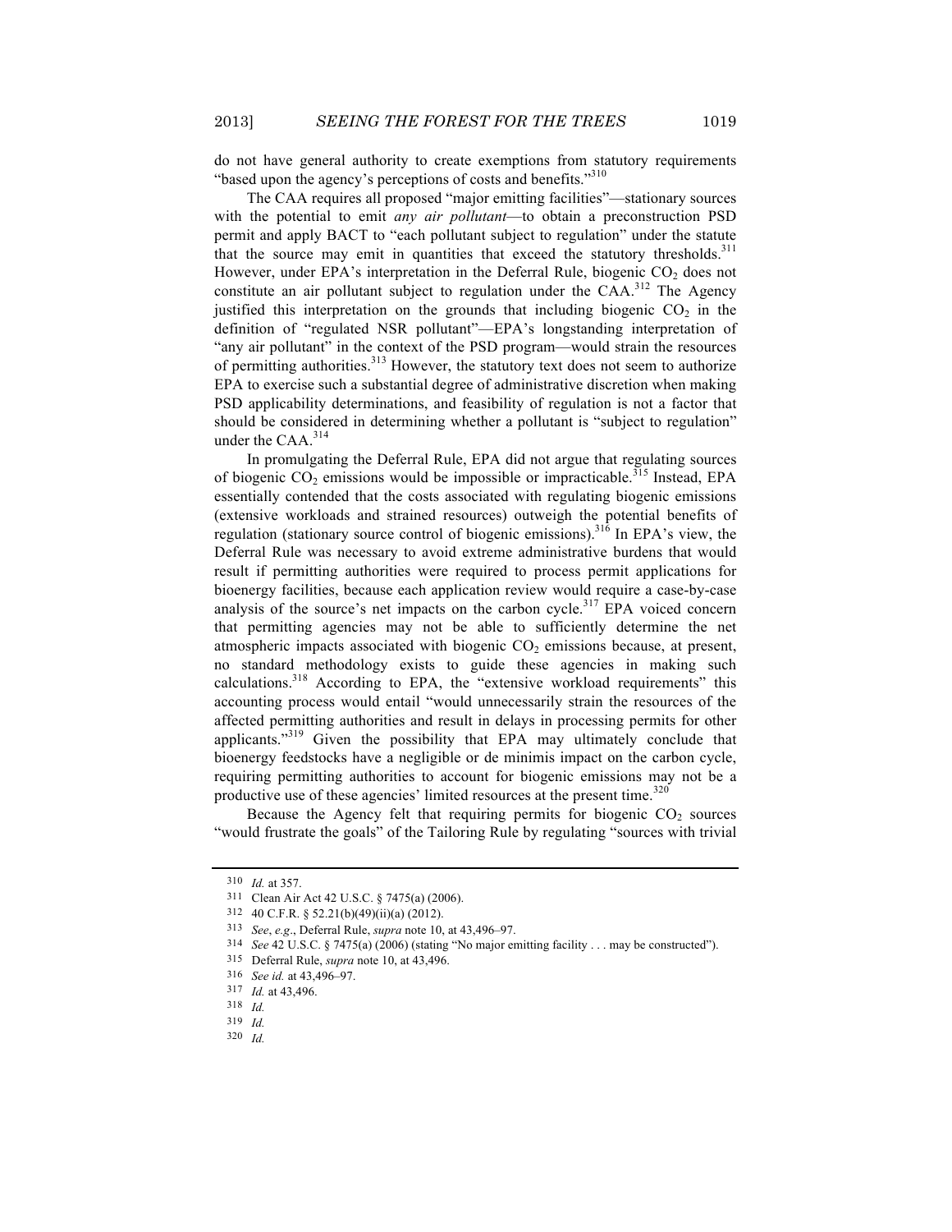do not have general authority to create exemptions from statutory requirements "based upon the agency's perceptions of costs and benefits."[310]

The CAA requires all proposed "major emitting facilities"—stationary sources with the potential to emit *any air pollutant*—to obtain a preconstruction PSD permit and apply BACT to "each pollutant subject to regulation" under the statute that the source may emit in quantities that exceed the statutory thresholds.[311] However, under EPA's interpretation in the Deferral Rule, biogenic $CO_2$ does not constitute an air pollutant subject to regulation under the CAA.[312] The Agency justified this interpretation on the grounds that including biogenic $CO_2$ in the definition of "regulated NSR pollutant"—EPA's longstanding interpretation of "any air pollutant" in the context of the PSD program—would strain the resources of permitting authorities.[313] However, the statutory text does not seem to authorize EPA to exercise such a substantial degree of administrative discretion when making PSD applicability determinations, and feasibility of regulation is not a factor that should be considered in determining whether a pollutant is "subject to regulation" under the CAA.[314]

In promulgating the Deferral Rule, EPA did not argue that regulating sources of biogenic $CO_2$ emissions would be impossible or impracticable.[315] Instead, EPA essentially contended that the costs associated with regulating biogenic emissions (extensive workloads and strained resources) outweigh the potential benefits of regulation (stationary source control of biogenic emissions).[316] In EPA's view, the Deferral Rule was necessary to avoid extreme administrative burdens that would result if permitting authorities were required to process permit applications for bioenergy facilities, because each application review would require a case-by-case analysis of the source's net impacts on the carbon cycle.[317] EPA voiced concern that permitting agencies may not be able to sufficiently determine the net atmospheric impacts associated with biogenic $CO_2$ emissions because, at present, no standard methodology exists to guide these agencies in making such calculations.[318] According to EPA, the "extensive workload requirements" this accounting process would entail "would unnecessarily strain the resources of the affected permitting authorities and result in delays in processing permits for other applicants."[319] Given the possibility that EPA may ultimately conclude that bioenergy feedstocks have a negligible or de minimis impact on the carbon cycle, requiring permitting authorities to account for biogenic emissions may not be a productive use of these agencies' limited resources at the present time.[320]

Because the Agency felt that requiring permits for biogenic $CO_2$ sources "would frustrate the goals" of the Tailoring Rule by regulating "sources with trivial

---

310 *Id.* at 357.

311 Clean Air Act 42 U.S.C. § 7475(a) (2006).

312 40 C.F.R. § 52.21(b)(49)(ii)(a) (2012).

313 *See*, *e.g*., Deferral Rule, *supra* note 10, at 43,496–97.

314 *See* 42 U.S.C. § 7475(a) (2006) (stating "No major emitting facility . . . may be constructed").

315 Deferral Rule, *supra* note 10, at 43,496.

316 *See id.* at 43,496–97.

317 *Id.* at 43,496.

318 *Id.*

319 *Id.*

320 *Id.*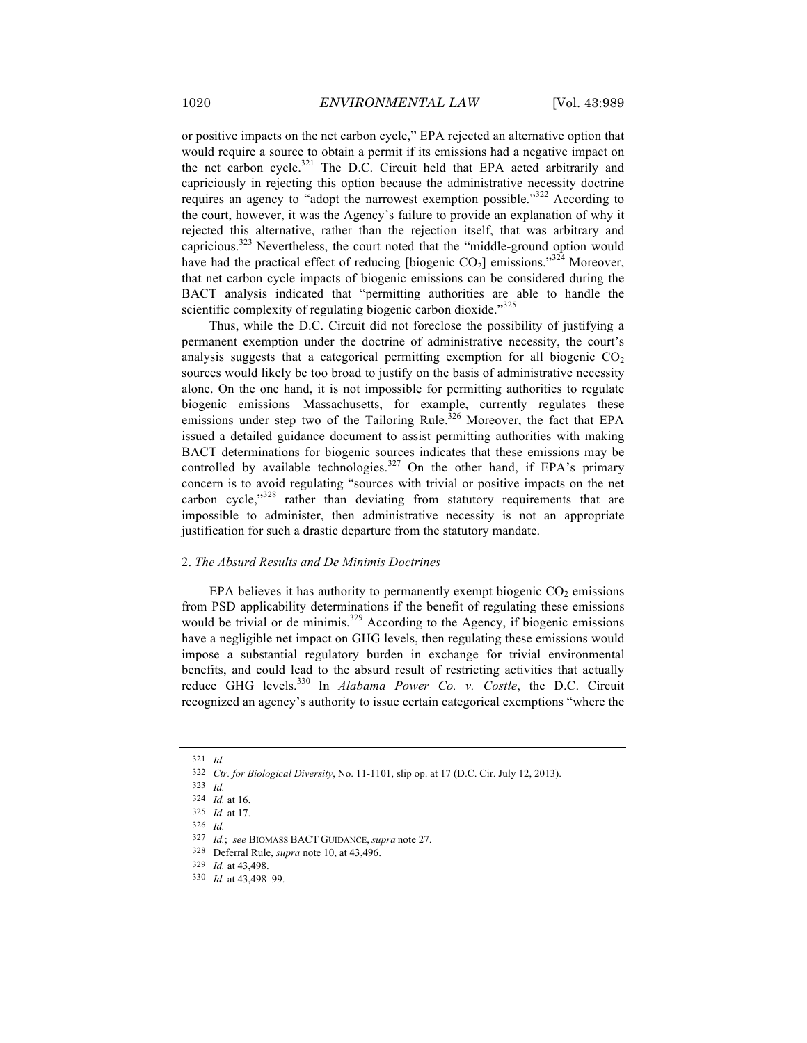or positive impacts on the net carbon cycle," EPA rejected an alternative option that would require a source to obtain a permit if its emissions had a negative impact on the net carbon cycle.[321] The D.C. Circuit held that EPA acted arbitrarily and capriciously in rejecting this option because the administrative necessity doctrine requires an agency to "adopt the narrowest exemption possible."[322] According to the court, however, it was the Agency's failure to provide an explanation of why it rejected this alternative, rather than the rejection itself, that was arbitrary and capricious.[323] Nevertheless, the court noted that the "middle-ground option would have had the practical effect of reducing [biogenic $CO_2$] emissions."[324] Moreover, that net carbon cycle impacts of biogenic emissions can be considered during the BACT analysis indicated that "permitting authorities are able to handle the scientific complexity of regulating biogenic carbon dioxide."[325]

Thus, while the D.C. Circuit did not foreclose the possibility of justifying a permanent exemption under the doctrine of administrative necessity, the court's analysis suggests that a categorical permitting exemption for all biogenic $CO_2$ sources would likely be too broad to justify on the basis of administrative necessity alone. On the one hand, it is not impossible for permitting authorities to regulate biogenic emissions—Massachusetts, for example, currently regulates these emissions under step two of the Tailoring Rule.[326] Moreover, the fact that EPA issued a detailed guidance document to assist permitting authorities with making BACT determinations for biogenic sources indicates that these emissions may be controlled by available technologies.[327] On the other hand, if EPA's primary concern is to avoid regulating "sources with trivial or positive impacts on the net carbon cycle,"[328] rather than deviating from statutory requirements that are impossible to administer, then administrative necessity is not an appropriate justification for such a drastic departure from the statutory mandate.

### 2. *The Absurd Results and De Minimis Doctrines*

EPA believes it has authority to permanently exempt biogenic $CO_2$ emissions from PSD applicability determinations if the benefit of regulating these emissions would be trivial or de minimis.[329] According to the Agency, if biogenic emissions have a negligible net impact on GHG levels, then regulating these emissions would impose a substantial regulatory burden in exchange for trivial environmental benefits, and could lead to the absurd result of restricting activities that actually reduce GHG levels.[330] In *Alabama Power Co. v. Costle*, the D.C. Circuit recognized an agency's authority to issue certain categorical exemptions "where the

---

321 *Id.*

322 *Ctr. for Biological Diversity*, No. 11-1101, slip op. at 17 (D.C. Cir. July 12, 2013).

323 *Id.*

324 *Id.* at 16.

325 *Id.* at 17.

326 *Id.*

327 *Id.*; *see* BIOMASS BACT GUIDANCE, *supra* note 27.

328 Deferral Rule, *supra* note 10, at 43,496.

329 *Id.* at 43,498.

330 *Id.* at 43,498–99.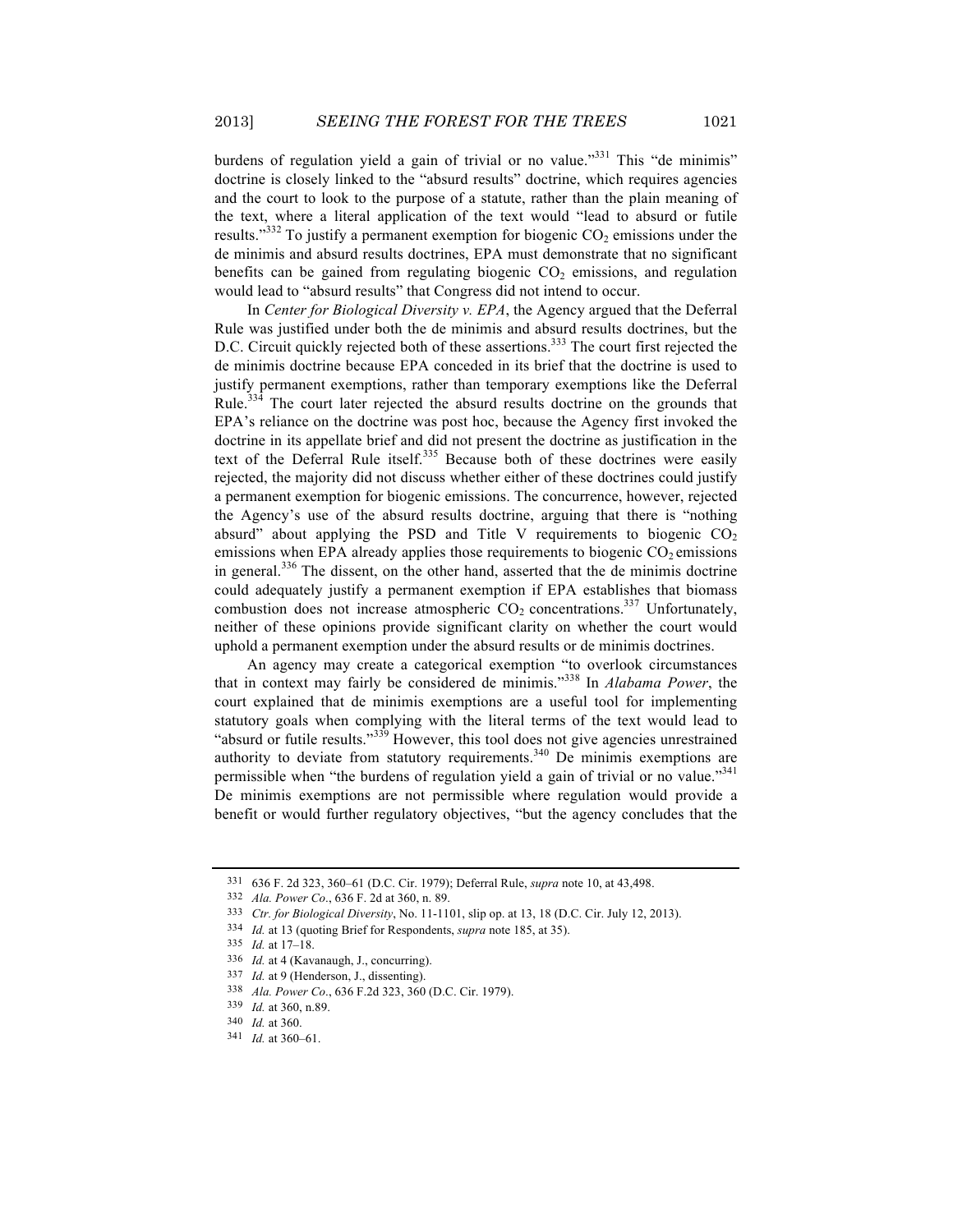burdens of regulation yield a gain of trivial or no value."[331] This "de minimis" doctrine is closely linked to the "absurd results" doctrine, which requires agencies and the court to look to the purpose of a statute, rather than the plain meaning of the text, where a literal application of the text would "lead to absurd or futile results."[332] To justify a permanent exemption for biogenic $CO_2$ emissions under the de minimis and absurd results doctrines, EPA must demonstrate that no significant benefits can be gained from regulating biogenic $CO_2$ emissions, and regulation would lead to "absurd results" that Congress did not intend to occur.

In *Center for Biological Diversity v. EPA*, the Agency argued that the Deferral Rule was justified under both the de minimis and absurd results doctrines, but the D.C. Circuit quickly rejected both of these assertions.[333] The court first rejected the de minimis doctrine because EPA conceded in its brief that the doctrine is used to justify permanent exemptions, rather than temporary exemptions like the Deferral Rule.[334] The court later rejected the absurd results doctrine on the grounds that EPA's reliance on the doctrine was post hoc, because the Agency first invoked the doctrine in its appellate brief and did not present the doctrine as justification in the text of the Deferral Rule itself.[335] Because both of these doctrines were easily rejected, the majority did not discuss whether either of these doctrines could justify a permanent exemption for biogenic emissions. The concurrence, however, rejected the Agency's use of the absurd results doctrine, arguing that there is "nothing absurd" about applying the PSD and Title V requirements to biogenic $CO_2$ emissions when EPA already applies those requirements to biogenic $CO_2$ emissions in general.[336] The dissent, on the other hand, asserted that the de minimis doctrine could adequately justify a permanent exemption if EPA establishes that biomass combustion does not increase atmospheric $CO_2$ concentrations.[337] Unfortunately, neither of these opinions provide significant clarity on whether the court would uphold a permanent exemption under the absurd results or de minimis doctrines.

An agency may create a categorical exemption "to overlook circumstances that in context may fairly be considered de minimis."[338] In *Alabama Power*, the court explained that de minimis exemptions are a useful tool for implementing statutory goals when complying with the literal terms of the text would lead to "absurd or futile results."[339] However, this tool does not give agencies unrestrained authority to deviate from statutory requirements.[340] De minimis exemptions are permissible when "the burdens of regulation yield a gain of trivial or no value."[341] De minimis exemptions are not permissible where regulation would provide a benefit or would further regulatory objectives, "but the agency concludes that the

---

331 636 F. 2d 323, 360–61 (D.C. Cir. 1979); Deferral Rule, *supra* note 10, at 43,498.

332 *Ala. Power Co*., 636 F. 2d at 360, n. 89.

333 *Ctr. for Biological Diversity*, No. 11-1101, slip op. at 13, 18 (D.C. Cir. July 12, 2013).

334 *Id.* at 13 (quoting Brief for Respondents, *supra* note 185, at 35).

335 *Id.* at 17–18.

336 *Id.* at 4 (Kavanaugh, J., concurring).

337 *Id.* at 9 (Henderson, J., dissenting).

338 *Ala. Power Co*., 636 F.2d 323, 360 (D.C. Cir. 1979).

339 *Id.* at 360, n.89.

340 *Id.* at 360.

341 *Id.* at 360–61.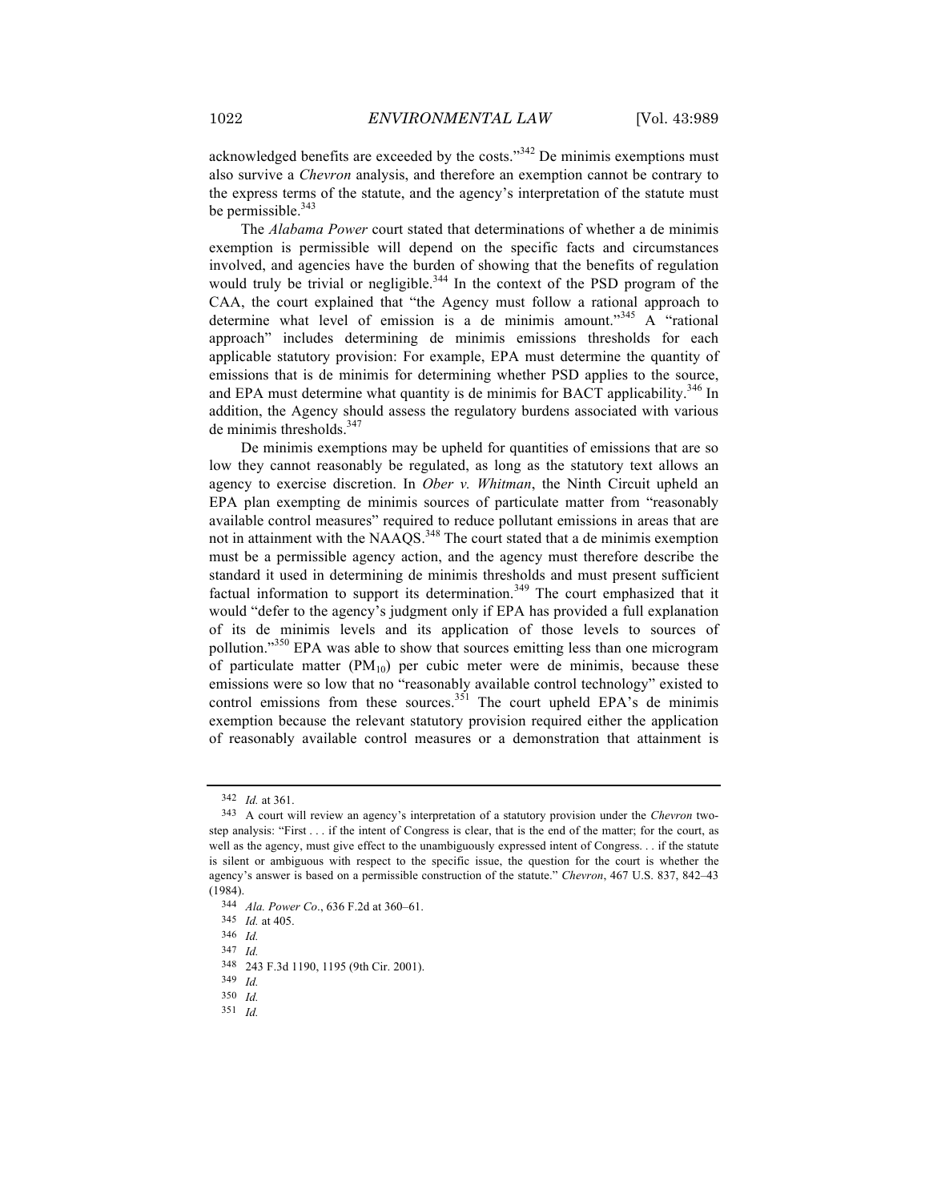acknowledged benefits are exceeded by the costs."[342] De minimis exemptions must also survive a *Chevron* analysis, and therefore an exemption cannot be contrary to the express terms of the statute, and the agency's interpretation of the statute must be permissible.[343]

The *Alabama Power* court stated that determinations of whether a de minimis exemption is permissible will depend on the specific facts and circumstances involved, and agencies have the burden of showing that the benefits of regulation would truly be trivial or negligible.[344] In the context of the PSD program of the CAA, the court explained that "the Agency must follow a rational approach to determine what level of emission is a de minimis amount."[345] A "rational approach" includes determining de minimis emissions thresholds for each applicable statutory provision: For example, EPA must determine the quantity of emissions that is de minimis for determining whether PSD applies to the source, and EPA must determine what quantity is de minimis for BACT applicability.[346] In addition, the Agency should assess the regulatory burdens associated with various de minimis thresholds.[347]

De minimis exemptions may be upheld for quantities of emissions that are so low they cannot reasonably be regulated, as long as the statutory text allows an agency to exercise discretion. In *Ober v. Whitman*, the Ninth Circuit upheld an EPA plan exempting de minimis sources of particulate matter from "reasonably available control measures" required to reduce pollutant emissions in areas that are not in attainment with the NAAQS.[348] The court stated that a de minimis exemption must be a permissible agency action, and the agency must therefore describe the standard it used in determining de minimis thresholds and must present sufficient factual information to support its determination.[349] The court emphasized that it would "defer to the agency's judgment only if EPA has provided a full explanation of its de minimis levels and its application of those levels to sources of pollution."[350] EPA was able to show that sources emitting less than one microgram of particulate matter ($PM_{10}$) per cubic meter were de minimis, because these emissions were so low that no "reasonably available control technology" existed to control emissions from these sources.[351] The court upheld EPA's de minimis exemption because the relevant statutory provision required either the application of reasonably available control measures or a demonstration that attainment is

---

342 *Id.* at 361.

343 A court will review an agency's interpretation of a statutory provision under the *Chevron* two-step analysis: "First . . . if the intent of Congress is clear, that is the end of the matter; for the court, as well as the agency, must give effect to the unambiguously expressed intent of Congress. . . if the statute is silent or ambiguous with respect to the specific issue, the question for the court is whether the agency's answer is based on a permissible construction of the statute." *Chevron*, 467 U.S. 837, 842–43 (1984).

344 *Ala. Power Co*., 636 F.2d at 360–61.

345 *Id.* at 405.

346 *Id.*

347 *Id.*

348 243 F.3d 1190, 1195 (9th Cir. 2001).

349 *Id.*

350 *Id.*

351 *Id.*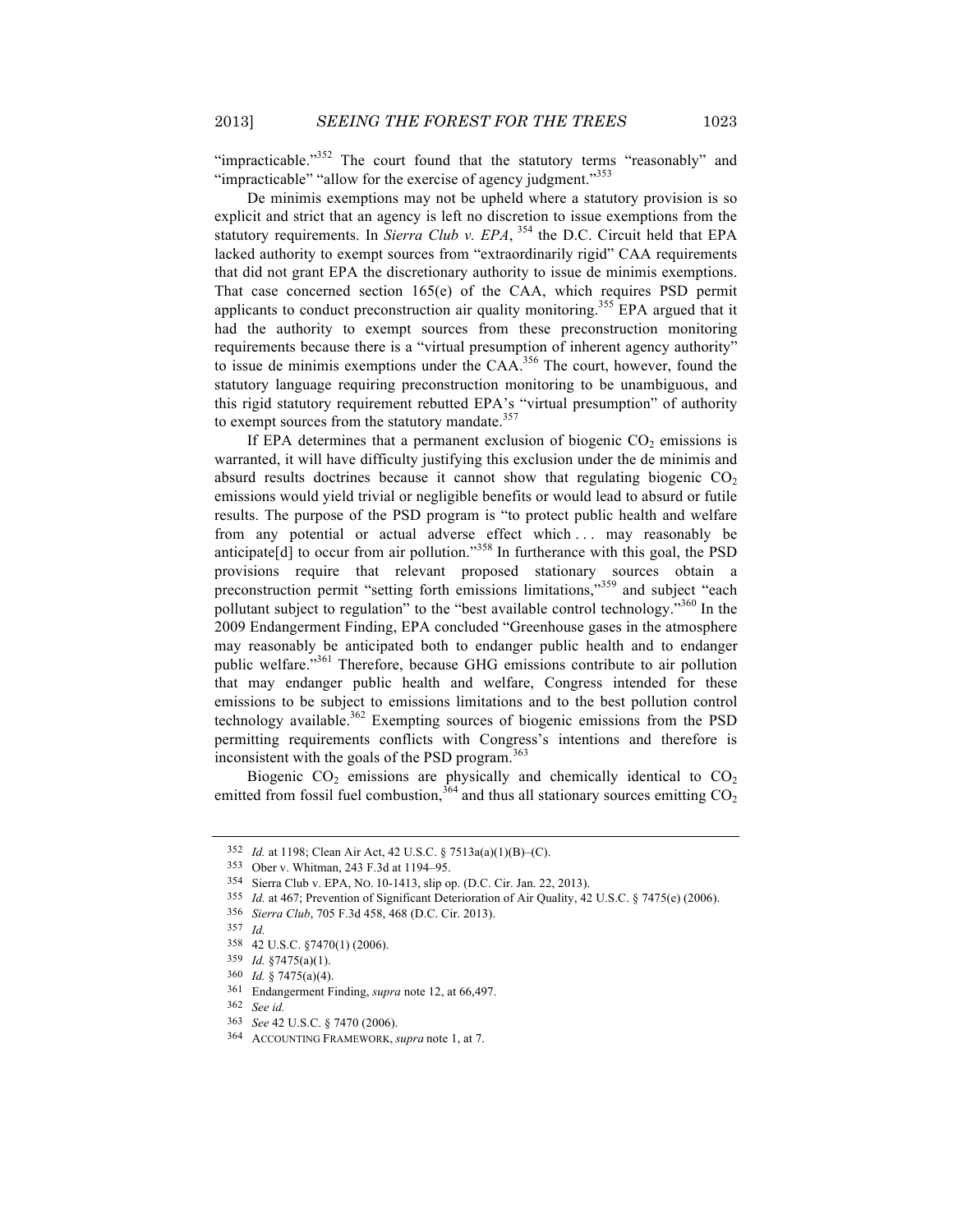"impracticable."[352] The court found that the statutory terms "reasonably" and "impracticable" "allow for the exercise of agency judgment."[353]

De minimis exemptions may not be upheld where a statutory provision is so explicit and strict that an agency is left no discretion to issue exemptions from the statutory requirements. In *Sierra Club v. EPA*, [354] the D.C. Circuit held that EPA lacked authority to exempt sources from "extraordinarily rigid" CAA requirements that did not grant EPA the discretionary authority to issue de minimis exemptions. That case concerned section 165(e) of the CAA, which requires PSD permit applicants to conduct preconstruction air quality monitoring.[355] EPA argued that it had the authority to exempt sources from these preconstruction monitoring requirements because there is a "virtual presumption of inherent agency authority" to issue de minimis exemptions under the CAA.[356] The court, however, found the statutory language requiring preconstruction monitoring to be unambiguous, and this rigid statutory requirement rebutted EPA's "virtual presumption" of authority to exempt sources from the statutory mandate.[357]

If EPA determines that a permanent exclusion of biogenic $CO_2$ emissions is warranted, it will have difficulty justifying this exclusion under the de minimis and absurd results doctrines because it cannot show that regulating biogenic $CO_2$ emissions would yield trivial or negligible benefits or would lead to absurd or futile results. The purpose of the PSD program is "to protect public health and welfare from any potential or actual adverse effect which . . . may reasonably be anticipate[d] to occur from air pollution."[358] In furtherance with this goal, the PSD provisions require that relevant proposed stationary sources obtain a preconstruction permit "setting forth emissions limitations,"[359] and subject "each pollutant subject to regulation" to the "best available control technology."[360] In the 2009 Endangerment Finding, EPA concluded "Greenhouse gases in the atmosphere may reasonably be anticipated both to endanger public health and to endanger public welfare."[361] Therefore, because GHG emissions contribute to air pollution that may endanger public health and welfare, Congress intended for these emissions to be subject to emissions limitations and to the best pollution control technology available.[362] Exempting sources of biogenic emissions from the PSD permitting requirements conflicts with Congress's intentions and therefore is inconsistent with the goals of the PSD program.[363]

Biogenic $CO_2$ emissions are physically and chemically identical to $CO_2$ emitted from fossil fuel combustion,[364] and thus all stationary sources emitting $CO_2$

---

352 *Id.* at 1198; Clean Air Act, 42 U.S.C. § 7513a(a)(1)(B)–(C).

353 Ober v. Whitman, 243 F.3d at 1194–95.

354 Sierra Club v. EPA, NO. 10-1413, slip op. (D.C. Cir. Jan. 22, 2013).

355 *Id.* at 467; Prevention of Significant Deterioration of Air Quality, 42 U.S.C. § 7475(e) (2006).

356 *Sierra Club*, 705 F.3d 458, 468 (D.C. Cir. 2013).

357 *Id.*

358 42 U.S.C. §7470(1) (2006).

359 *Id.* §7475(a)(1).

360 *Id.* § 7475(a)(4).

361 Endangerment Finding, *supra* note 12, at 66,497.

362 *See id.*

363 *See* 42 U.S.C. § 7470 (2006).

364 ACCOUNTING FRAMEWORK, *supra* note 1, at 7.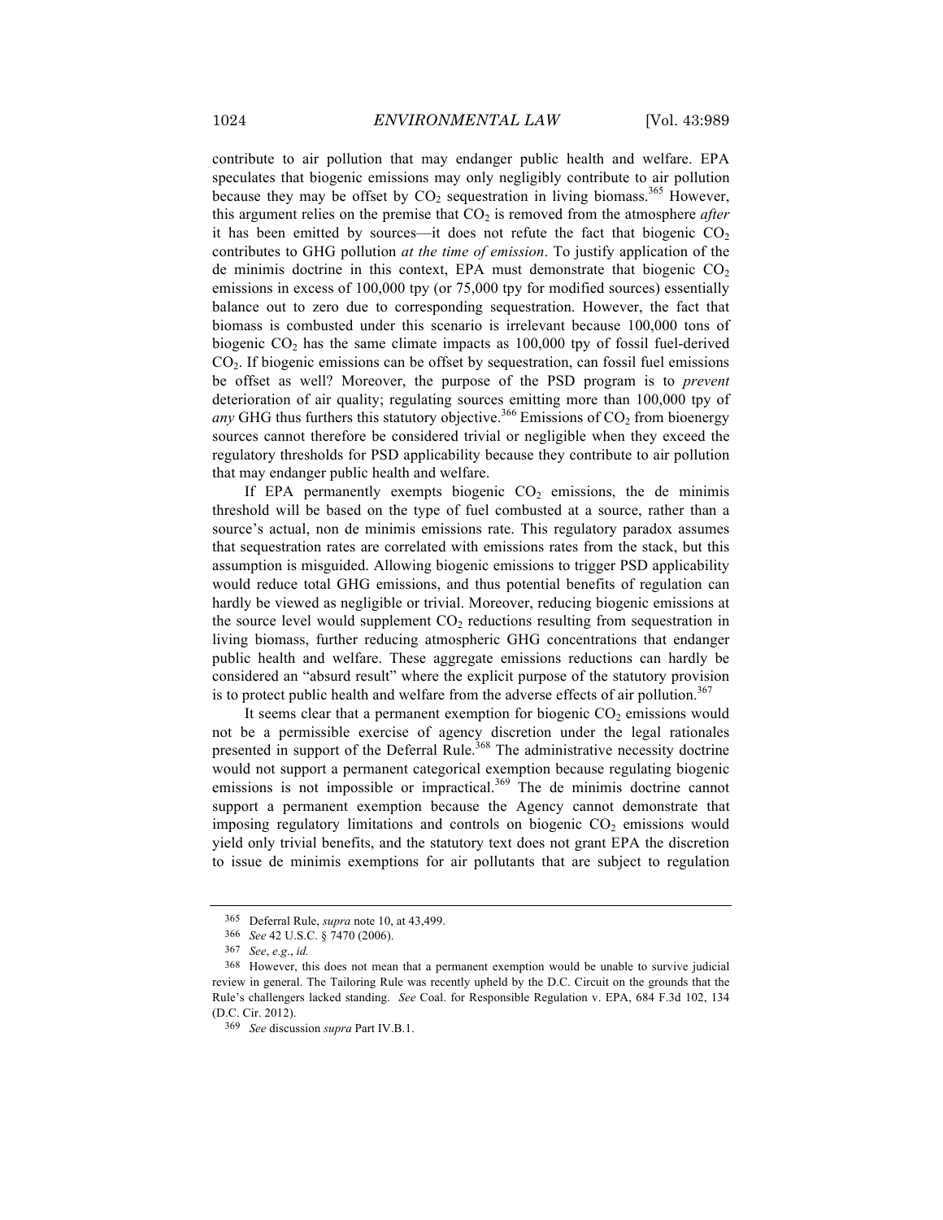contribute to air pollution that may endanger public health and welfare. EPA speculates that biogenic emissions may only negligibly contribute to air pollution because they may be offset by $CO_2$ sequestration in living biomass.[365] However, this argument relies on the premise that $CO_2$ is removed from the atmosphere *after* it has been emitted by sources—it does not refute the fact that biogenic $CO_2$ contributes to GHG pollution *at the time of emission*. To justify application of the de minimis doctrine in this context, EPA must demonstrate that biogenic $CO_2$ emissions in excess of 100,000 tpy (or 75,000 tpy for modified sources) essentially balance out to zero due to corresponding sequestration. However, the fact that biomass is combusted under this scenario is irrelevant because 100,000 tons of biogenic $CO_2$ has the same climate impacts as 100,000 tpy of fossil fuel-derived $CO_2$. If biogenic emissions can be offset by sequestration, can fossil fuel emissions be offset as well? Moreover, the purpose of the PSD program is to *prevent* deterioration of air quality; regulating sources emitting more than 100,000 tpy of *any* GHG thus furthers this statutory objective.[366] Emissions of $CO_2$ from bioenergy sources cannot therefore be considered trivial or negligible when they exceed the regulatory thresholds for PSD applicability because they contribute to air pollution that may endanger public health and welfare.

If EPA permanently exempts biogenic $CO_2$ emissions, the de minimis threshold will be based on the type of fuel combusted at a source, rather than a source's actual, non de minimis emissions rate. This regulatory paradox assumes that sequestration rates are correlated with emissions rates from the stack, but this assumption is misguided. Allowing biogenic emissions to trigger PSD applicability would reduce total GHG emissions, and thus potential benefits of regulation can hardly be viewed as negligible or trivial. Moreover, reducing biogenic emissions at the source level would supplement $CO_2$ reductions resulting from sequestration in living biomass, further reducing atmospheric GHG concentrations that endanger public health and welfare. These aggregate emissions reductions can hardly be considered an "absurd result" where the explicit purpose of the statutory provision is to protect public health and welfare from the adverse effects of air pollution.[367]

It seems clear that a permanent exemption for biogenic $CO_2$ emissions would not be a permissible exercise of agency discretion under the legal rationales presented in support of the Deferral Rule.[368] The administrative necessity doctrine would not support a permanent categorical exemption because regulating biogenic emissions is not impossible or impractical.[369] The de minimis doctrine cannot support a permanent exemption because the Agency cannot demonstrate that imposing regulatory limitations and controls on biogenic $CO_2$ emissions would yield only trivial benefits, and the statutory text does not grant EPA the discretion to issue de minimis exemptions for air pollutants that are subject to regulation

---

365 Deferral Rule, *supra* note 10, at 43,499.

366 *See* 42 U.S.C. § 7470 (2006).

367 *See*, *e.g.*, *id.*

368 However, this does not mean that a permanent exemption would be unable to survive judicial review in general. The Tailoring Rule was recently upheld by the D.C. Circuit on the grounds that the Rule's challengers lacked standing. *See* Coal. for Responsible Regulation v. EPA, 684 F.3d 102, 134 (D.C. Cir. 2012).

369 *See* discussion *supra* Part IV.B.1.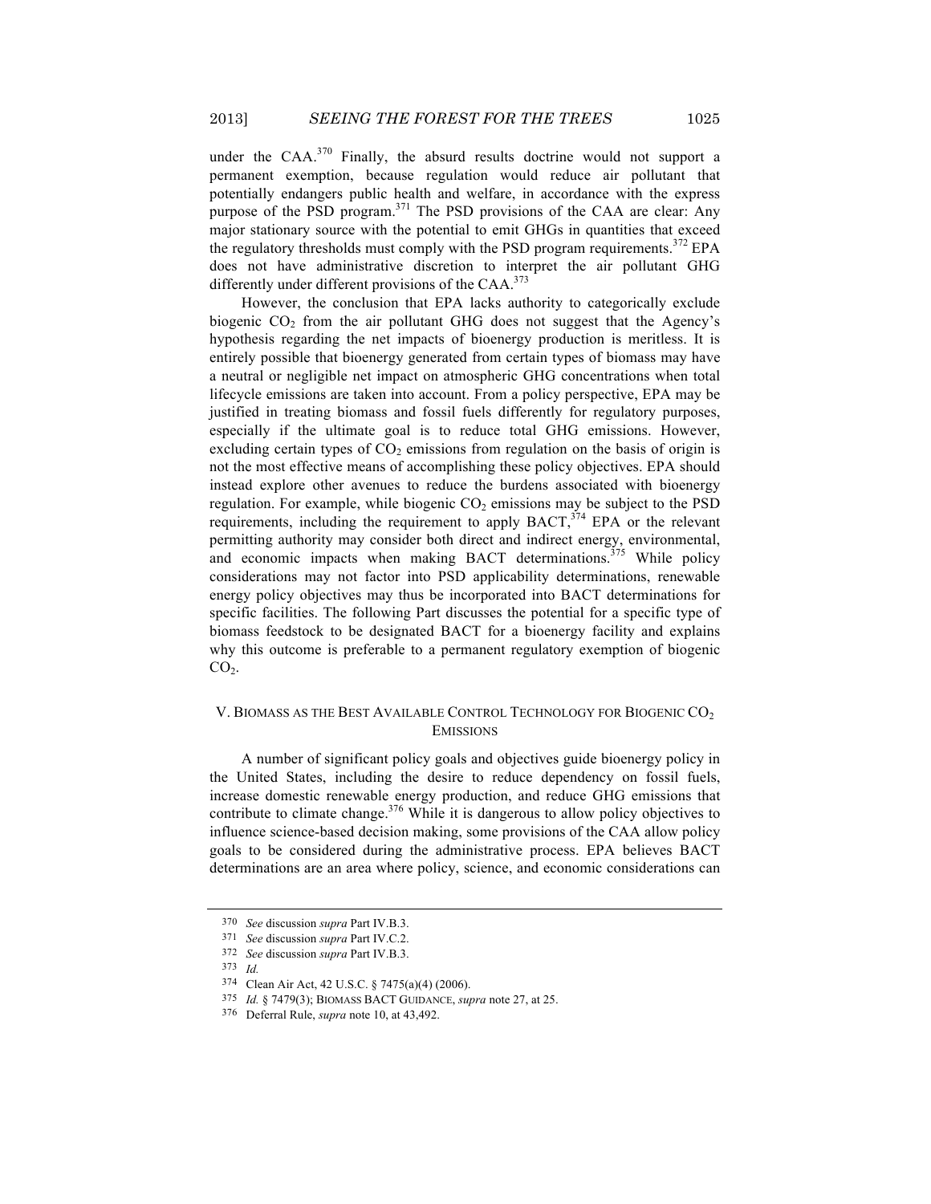under the CAA.[370] Finally, the absurd results doctrine would not support a permanent exemption, because regulation would reduce air pollutant that potentially endangers public health and welfare, in accordance with the express purpose of the PSD program.[371] The PSD provisions of the CAA are clear: Any major stationary source with the potential to emit GHGs in quantities that exceed the regulatory thresholds must comply with the PSD program requirements.[372] EPA does not have administrative discretion to interpret the air pollutant GHG differently under different provisions of the CAA.[373]

However, the conclusion that EPA lacks authority to categorically exclude biogenic $CO_2$ from the air pollutant GHG does not suggest that the Agency's hypothesis regarding the net impacts of bioenergy production is meritless. It is entirely possible that bioenergy generated from certain types of biomass may have a neutral or negligible net impact on atmospheric GHG concentrations when total lifecycle emissions are taken into account. From a policy perspective, EPA may be justified in treating biomass and fossil fuels differently for regulatory purposes, especially if the ultimate goal is to reduce total GHG emissions. However, excluding certain types of $CO_2$ emissions from regulation on the basis of origin is not the most effective means of accomplishing these policy objectives. EPA should instead explore other avenues to reduce the burdens associated with bioenergy regulation. For example, while biogenic $CO_2$ emissions may be subject to the PSD requirements, including the requirement to apply BACT,[374] EPA or the relevant permitting authority may consider both direct and indirect energy, environmental, and economic impacts when making BACT determinations.[375] While policy considerations may not factor into PSD applicability determinations, renewable energy policy objectives may thus be incorporated into BACT determinations for specific facilities. The following Part discusses the potential for a specific type of biomass feedstock to be designated BACT for a bioenergy facility and explains why this outcome is preferable to a permanent regulatory exemption of biogenic $CO_2$.

## V. Biomass as the Best Available Control Technology for Biogenic $CO_2$ Emissions

A number of significant policy goals and objectives guide bioenergy policy in the United States, including the desire to reduce dependency on fossil fuels, increase domestic renewable energy production, and reduce GHG emissions that contribute to climate change.[376] While it is dangerous to allow policy objectives to influence science-based decision making, some provisions of the CAA allow policy goals to be considered during the administrative process. EPA believes BACT determinations are an area where policy, science, and economic considerations can

---

370 *See* discussion *supra* Part IV.B.3.

371 *See* discussion *supra* Part IV.C.2.

372 *See* discussion *supra* Part IV.B.3.

373 *Id.*

374 Clean Air Act, 42 U.S.C. § 7475(a)(4) (2006).

375 *Id.* § 7479(3); Biomass BACT Guidance, *supra* note 27, at 25.

376 Deferral Rule, *supra* note 10, at 43,492.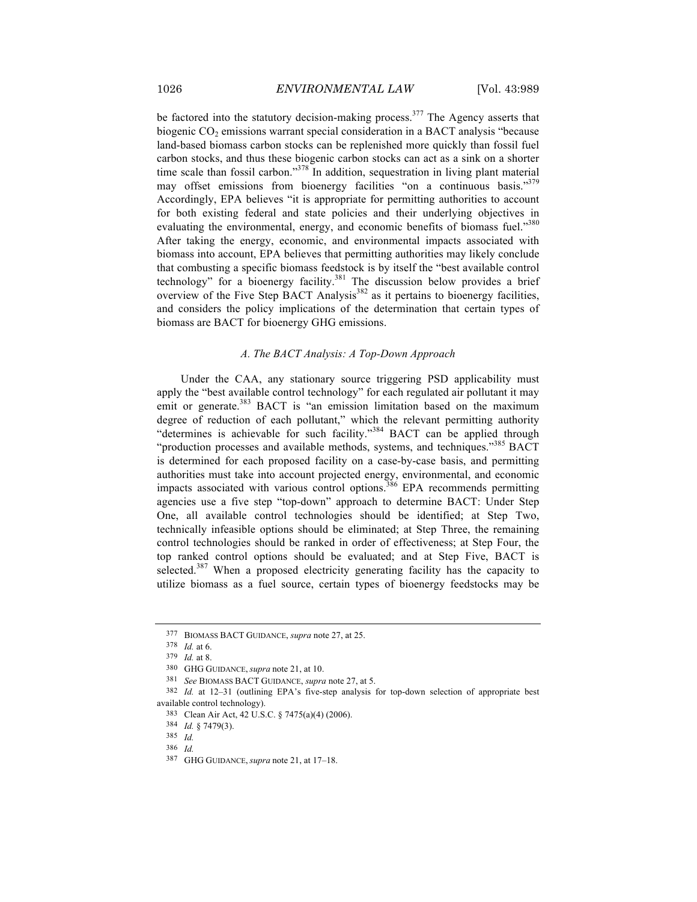be factored into the statutory decision-making process.[377] The Agency asserts that biogenic $CO_2$ emissions warrant special consideration in a BACT analysis "because land-based biomass carbon stocks can be replenished more quickly than fossil fuel carbon stocks, and thus these biogenic carbon stocks can act as a sink on a shorter time scale than fossil carbon."[378] In addition, sequestration in living plant material may offset emissions from bioenergy facilities "on a continuous basis."[379] Accordingly, EPA believes "it is appropriate for permitting authorities to account for both existing federal and state policies and their underlying objectives in evaluating the environmental, energy, and economic benefits of biomass fuel."[380] After taking the energy, economic, and environmental impacts associated with biomass into account, EPA believes that permitting authorities may likely conclude that combusting a specific biomass feedstock is by itself the "best available control technology" for a bioenergy facility.[381] The discussion below provides a brief overview of the Five Step BACT Analysis[382] as it pertains to bioenergy facilities, and considers the policy implications of the determination that certain types of biomass are BACT for bioenergy GHG emissions.

### *A. The BACT Analysis: A Top-Down Approach*

Under the CAA, any stationary source triggering PSD applicability must apply the "best available control technology" for each regulated air pollutant it may emit or generate.[383] BACT is "an emission limitation based on the maximum degree of reduction of each pollutant," which the relevant permitting authority "determines is achievable for such facility."[384] BACT can be applied through "production processes and available methods, systems, and techniques."[385] BACT is determined for each proposed facility on a case-by-case basis, and permitting authorities must take into account projected energy, environmental, and economic impacts associated with various control options.[386] EPA recommends permitting agencies use a five step "top-down" approach to determine BACT: Under Step One, all available control technologies should be identified; at Step Two, technically infeasible options should be eliminated; at Step Three, the remaining control technologies should be ranked in order of effectiveness; at Step Four, the top ranked control options should be evaluated; and at Step Five, BACT is selected.[387] When a proposed electricity generating facility has the capacity to utilize biomass as a fuel source, certain types of bioenergy feedstocks may be

---

377 BIOMASS BACT GUIDANCE, *supra* note 27, at 25.

378 *Id.* at 6.

379 *Id.* at 8.

380 GHG GUIDANCE, *supra* note 21, at 10.

381 *See* BIOMASS BACT GUIDANCE, *supra* note 27, at 5.

382 *Id.* at 12–31 (outlining EPA's five-step analysis for top-down selection of appropriate best available control technology).

383 Clean Air Act, 42 U.S.C. § 7475(a)(4) (2006).

384 *Id.* § 7479(3).

385 *Id.*

386 *Id.*

387 GHG GUIDANCE, *supra* note 21, at 17–18.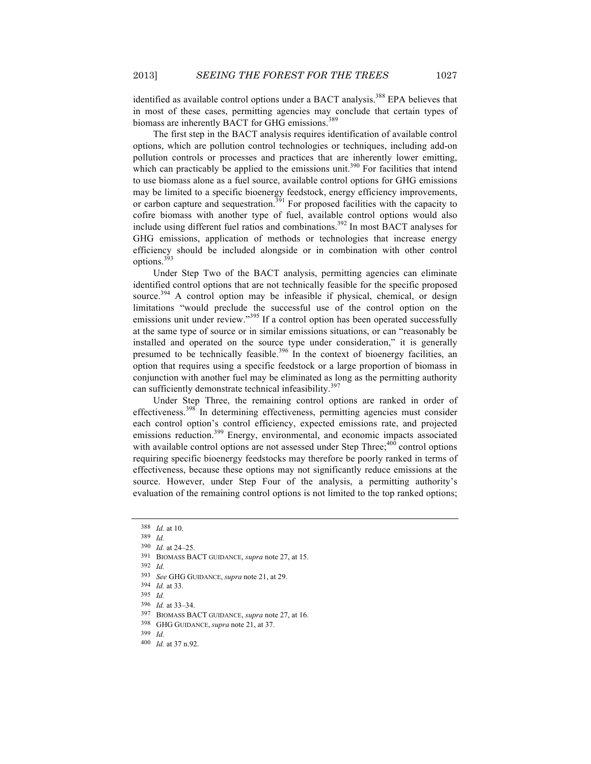identified as available control options under a BACT analysis.[388] EPA believes that in most of these cases, permitting agencies may conclude that certain types of biomass are inherently BACT for GHG emissions.[389]

The first step in the BACT analysis requires identification of available control options, which are pollution control technologies or techniques, including add-on pollution controls or processes and practices that are inherently lower emitting, which can practicably be applied to the emissions unit.[390] For facilities that intend to use biomass alone as a fuel source, available control options for GHG emissions may be limited to a specific bioenergy feedstock, energy efficiency improvements, or carbon capture and sequestration.[391] For proposed facilities with the capacity to cofire biomass with another type of fuel, available control options would also include using different fuel ratios and combinations.[392] In most BACT analyses for GHG emissions, application of methods or technologies that increase energy efficiency should be included alongside or in combination with other control options.[393]

Under Step Two of the BACT analysis, permitting agencies can eliminate identified control options that are not technically feasible for the specific proposed source.[394] A control option may be infeasible if physical, chemical, or design limitations "would preclude the successful use of the control option on the emissions unit under review."[395] If a control option has been operated successfully at the same type of source or in similar emissions situations, or can "reasonably be installed and operated on the source type under consideration," it is generally presumed to be technically feasible.[396] In the context of bioenergy facilities, an option that requires using a specific feedstock or a large proportion of biomass in conjunction with another fuel may be eliminated as long as the permitting authority can sufficiently demonstrate technical infeasibility.[397]

Under Step Three, the remaining control options are ranked in order of effectiveness.[398] In determining effectiveness, permitting agencies must consider each control option's control efficiency, expected emissions rate, and projected emissions reduction.[399] Energy, environmental, and economic impacts associated with available control options are not assessed under Step Three;[400] control options requiring specific bioenergy feedstocks may therefore be poorly ranked in terms of effectiveness, because these options may not significantly reduce emissions at the source. However, under Step Four of the analysis, a permitting authority's evaluation of the remaining control options is not limited to the top ranked options;

---

388 *Id.* at 10.

389 *Id.*

390 *Id.* at 24–25.

391 BIOMASS BACT GUIDANCE, *supra* note 27, at 15.

392 *Id.*

393 *See* GHG GUIDANCE, *supra* note 21, at 29.

394 *Id.* at 33.

395 *Id.*

396 *Id.* at 33–34.

397 BIOMASS BACT GUIDANCE, *supra* note 27, at 16.

398 GHG GUIDANCE, *supra* note 21, at 37.

399 *Id.*

400 *Id.* at 37 n.92.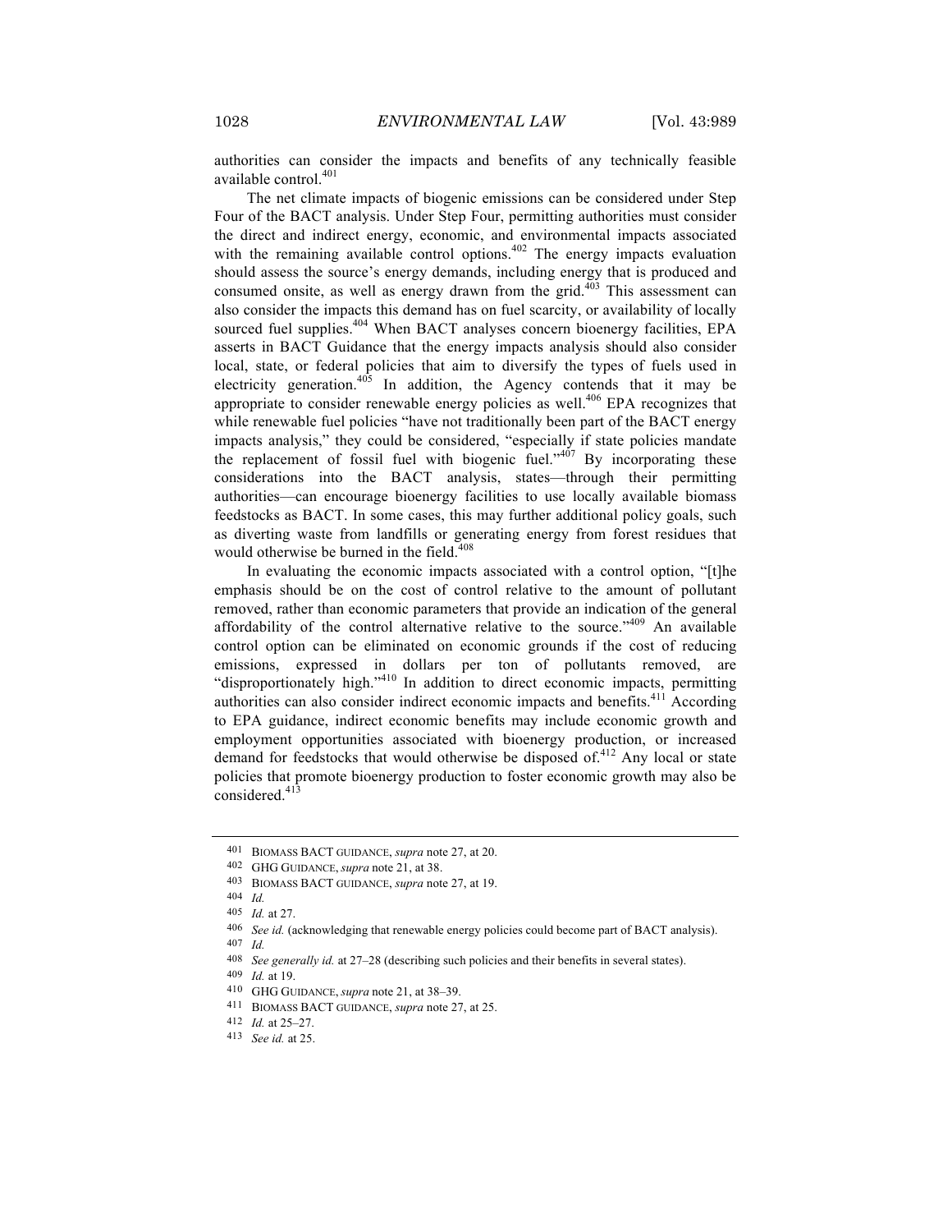authorities can consider the impacts and benefits of any technically feasible available control.[401]

The net climate impacts of biogenic emissions can be considered under Step Four of the BACT analysis. Under Step Four, permitting authorities must consider the direct and indirect energy, economic, and environmental impacts associated with the remaining available control options.[402] The energy impacts evaluation should assess the source's energy demands, including energy that is produced and consumed onsite, as well as energy drawn from the grid.[403] This assessment can also consider the impacts this demand has on fuel scarcity, or availability of locally sourced fuel supplies.[404] When BACT analyses concern bioenergy facilities, EPA asserts in BACT Guidance that the energy impacts analysis should also consider local, state, or federal policies that aim to diversify the types of fuels used in electricity generation.[405] In addition, the Agency contends that it may be appropriate to consider renewable energy policies as well.[406] EPA recognizes that while renewable fuel policies "have not traditionally been part of the BACT energy impacts analysis," they could be considered, "especially if state policies mandate the replacement of fossil fuel with biogenic fuel."[407] By incorporating these considerations into the BACT analysis, states—through their permitting authorities—can encourage bioenergy facilities to use locally available biomass feedstocks as BACT. In some cases, this may further additional policy goals, such as diverting waste from landfills or generating energy from forest residues that would otherwise be burned in the field.[408]

In evaluating the economic impacts associated with a control option, "[t]he emphasis should be on the cost of control relative to the amount of pollutant removed, rather than economic parameters that provide an indication of the general affordability of the control alternative relative to the source."[409] An available control option can be eliminated on economic grounds if the cost of reducing emissions, expressed in dollars per ton of pollutants removed, are "disproportionately high."[410] In addition to direct economic impacts, permitting authorities can also consider indirect economic impacts and benefits.[411] According to EPA guidance, indirect economic benefits may include economic growth and employment opportunities associated with bioenergy production, or increased demand for feedstocks that would otherwise be disposed of.[412] Any local or state policies that promote bioenergy production to foster economic growth may also be considered.[413]

---

401 BIOMASS BACT GUIDANCE, *supra* note 27, at 20.

402 GHG GUIDANCE, *supra* note 21, at 38.

403 BIOMASS BACT GUIDANCE, *supra* note 27, at 19.

404 *Id.*

405 *Id.* at 27.

406 *See id.* (acknowledging that renewable energy policies could become part of BACT analysis).

407 *Id.*

408 *See generally id.* at 27–28 (describing such policies and their benefits in several states).

409 *Id.* at 19.

410 GHG GUIDANCE, *supra* note 21, at 38–39.

411 BIOMASS BACT GUIDANCE, *supra* note 27, at 25.

412 *Id.* at 25–27.

413 *See id.* at 25.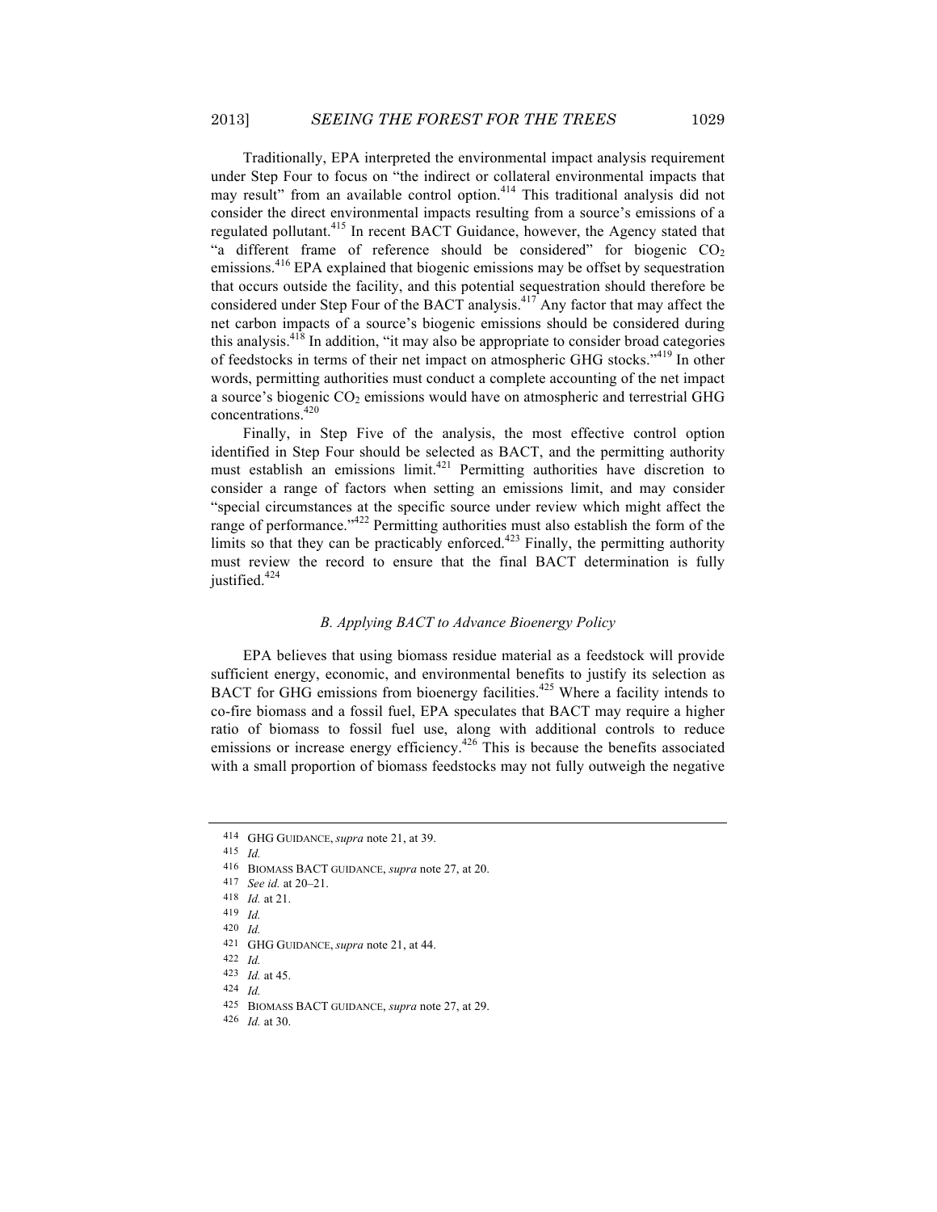Traditionally, EPA interpreted the environmental impact analysis requirement under Step Four to focus on "the indirect or collateral environmental impacts that may result" from an available control option.[414] This traditional analysis did not consider the direct environmental impacts resulting from a source's emissions of a regulated pollutant.[415] In recent BACT Guidance, however, the Agency stated that "a different frame of reference should be considered" for biogenic $CO_2$ emissions.[416] EPA explained that biogenic emissions may be offset by sequestration that occurs outside the facility, and this potential sequestration should therefore be considered under Step Four of the BACT analysis.[417] Any factor that may affect the net carbon impacts of a source's biogenic emissions should be considered during this analysis.[418] In addition, "it may also be appropriate to consider broad categories of feedstocks in terms of their net impact on atmospheric GHG stocks."[419] In other words, permitting authorities must conduct a complete accounting of the net impact a source's biogenic $CO_2$ emissions would have on atmospheric and terrestrial GHG concentrations.[420]

Finally, in Step Five of the analysis, the most effective control option identified in Step Four should be selected as BACT, and the permitting authority must establish an emissions limit.[421] Permitting authorities have discretion to consider a range of factors when setting an emissions limit, and may consider "special circumstances at the specific source under review which might affect the range of performance."[422] Permitting authorities must also establish the form of the limits so that they can be practicably enforced.[423] Finally, the permitting authority must review the record to ensure that the final BACT determination is fully justified.[424]

### *B. Applying BACT to Advance Bioenergy Policy*

EPA believes that using biomass residue material as a feedstock will provide sufficient energy, economic, and environmental benefits to justify its selection as BACT for GHG emissions from bioenergy facilities.[425] Where a facility intends to co-fire biomass and a fossil fuel, EPA speculates that BACT may require a higher ratio of biomass to fossil fuel use, along with additional controls to reduce emissions or increase energy efficiency.[426] This is because the benefits associated with a small proportion of biomass feedstocks may not fully outweigh the negative

---

414 GHG GUIDANCE, *supra* note 21, at 39.

415 *Id.*

416 BIOMASS BACT GUIDANCE, *supra* note 27, at 20.

417 *See id.* at 20–21.

418 *Id.* at 21.

419 *Id.*

420 *Id.*

421 GHG GUIDANCE, *supra* note 21, at 44.

422 *Id.*

423 *Id.* at 45.

424 *Id.*

425 BIOMASS BACT GUIDANCE, *supra* note 27, at 29.

426 *Id.* at 30.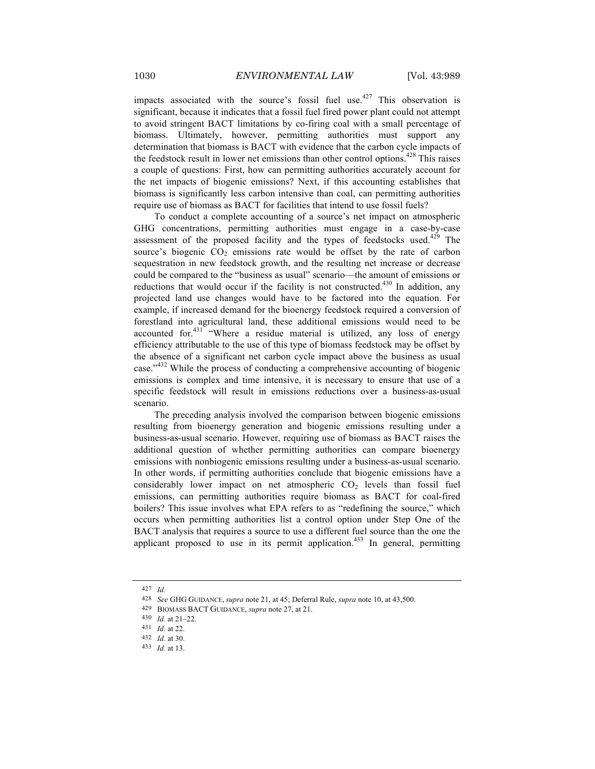impacts associated with the source's fossil fuel use.[427] This observation is significant, because it indicates that a fossil fuel fired power plant could not attempt to avoid stringent BACT limitations by co-firing coal with a small percentage of biomass. Ultimately, however, permitting authorities must support any determination that biomass is BACT with evidence that the carbon cycle impacts of the feedstock result in lower net emissions than other control options.[428] This raises a couple of questions: First, how can permitting authorities accurately account for the net impacts of biogenic emissions? Next, if this accounting establishes that biomass is significantly less carbon intensive than coal, can permitting authorities require use of biomass as BACT for facilities that intend to use fossil fuels?

To conduct a complete accounting of a source's net impact on atmospheric GHG concentrations, permitting authorities must engage in a case-by-case assessment of the proposed facility and the types of feedstocks used.[429] The source's biogenic $CO_2$ emissions rate would be offset by the rate of carbon sequestration in new feedstock growth, and the resulting net increase or decrease could be compared to the "business as usual" scenario—the amount of emissions or reductions that would occur if the facility is not constructed.[430] In addition, any projected land use changes would have to be factored into the equation. For example, if increased demand for the bioenergy feedstock required a conversion of forestland into agricultural land, these additional emissions would need to be accounted for.[431] "Where a residue material is utilized, any loss of energy efficiency attributable to the use of this type of biomass feedstock may be offset by the absence of a significant net carbon cycle impact above the business as usual case."[432] While the process of conducting a comprehensive accounting of biogenic emissions is complex and time intensive, it is necessary to ensure that use of a specific feedstock will result in emissions reductions over a business-as-usual scenario.

The preceding analysis involved the comparison between biogenic emissions resulting from bioenergy generation and biogenic emissions resulting under a business-as-usual scenario. However, requiring use of biomass as BACT raises the additional question of whether permitting authorities can compare bioenergy emissions with nonbiogenic emissions resulting under a business-as-usual scenario. In other words, if permitting authorities conclude that biogenic emissions have a considerably lower impact on net atmospheric $CO_2$ levels than fossil fuel emissions, can permitting authorities require biomass as BACT for coal-fired boilers? This issue involves what EPA refers to as "redefining the source," which occurs when permitting authorities list a control option under Step One of the BACT analysis that requires a source to use a different fuel source than the one the applicant proposed to use in its permit application.[433] In general, permitting

---

427 *Id.*

428 *See* GHG GUIDANCE, *supra* note 21, at 45; Deferral Rule, *supra* note 10, at 43,500.

429 BIOMASS BACT GUIDANCE, *supra* note 27, at 21.

430 *Id.* at 21–22.

431 *Id.* at 22.

432 *Id.* at 30.

433 *Id.* at 13.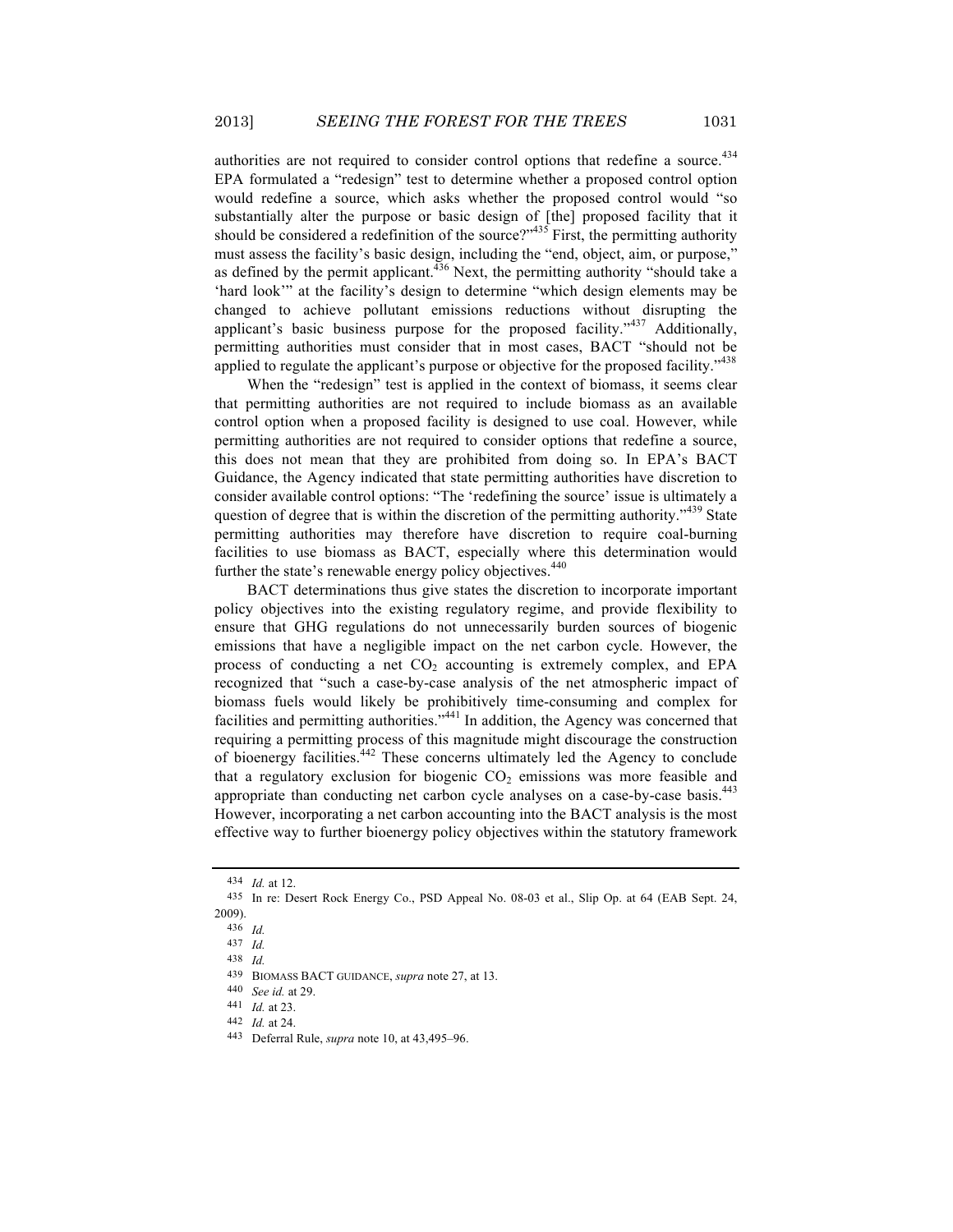authorities are not required to consider control options that redefine a source.[434] EPA formulated a "redesign" test to determine whether a proposed control option would redefine a source, which asks whether the proposed control would "so substantially alter the purpose or basic design of [the] proposed facility that it should be considered a redefinition of the source?"[435] First, the permitting authority must assess the facility's basic design, including the "end, object, aim, or purpose," as defined by the permit applicant.[436] Next, the permitting authority "should take a 'hard look'" at the facility's design to determine "which design elements may be changed to achieve pollutant emissions reductions without disrupting the applicant's basic business purpose for the proposed facility."[437] Additionally, permitting authorities must consider that in most cases, BACT "should not be applied to regulate the applicant's purpose or objective for the proposed facility."[438]

When the "redesign" test is applied in the context of biomass, it seems clear that permitting authorities are not required to include biomass as an available control option when a proposed facility is designed to use coal. However, while permitting authorities are not required to consider options that redefine a source, this does not mean that they are prohibited from doing so. In EPA's BACT Guidance, the Agency indicated that state permitting authorities have discretion to consider available control options: "The 'redefining the source' issue is ultimately a question of degree that is within the discretion of the permitting authority."[439] State permitting authorities may therefore have discretion to require coal-burning facilities to use biomass as BACT, especially where this determination would further the state's renewable energy policy objectives.[440]

BACT determinations thus give states the discretion to incorporate important policy objectives into the existing regulatory regime, and provide flexibility to ensure that GHG regulations do not unnecessarily burden sources of biogenic emissions that have a negligible impact on the net carbon cycle. However, the process of conducting a net $CO_2$ accounting is extremely complex, and EPA recognized that "such a case-by-case analysis of the net atmospheric impact of biomass fuels would likely be prohibitively time-consuming and complex for facilities and permitting authorities."[441] In addition, the Agency was concerned that requiring a permitting process of this magnitude might discourage the construction of bioenergy facilities.[442] These concerns ultimately led the Agency to conclude that a regulatory exclusion for biogenic $CO_2$ emissions was more feasible and appropriate than conducting net carbon cycle analyses on a case-by-case basis.[443] However, incorporating a net carbon accounting into the BACT analysis is the most effective way to further bioenergy policy objectives within the statutory framework

---

434 *Id.* at 12.

435 In re: Desert Rock Energy Co., PSD Appeal No. 08-03 et al., Slip Op. at 64 (EAB Sept. 24, 2009).

436 *Id.*

437 *Id.*

438 *Id.*

439 BIOMASS BACT GUIDANCE, *supra* note 27, at 13.

440 *See id.* at 29.

441 *Id.* at 23.

442 *Id.* at 24.

443 Deferral Rule, *supra* note 10, at 43,495–96.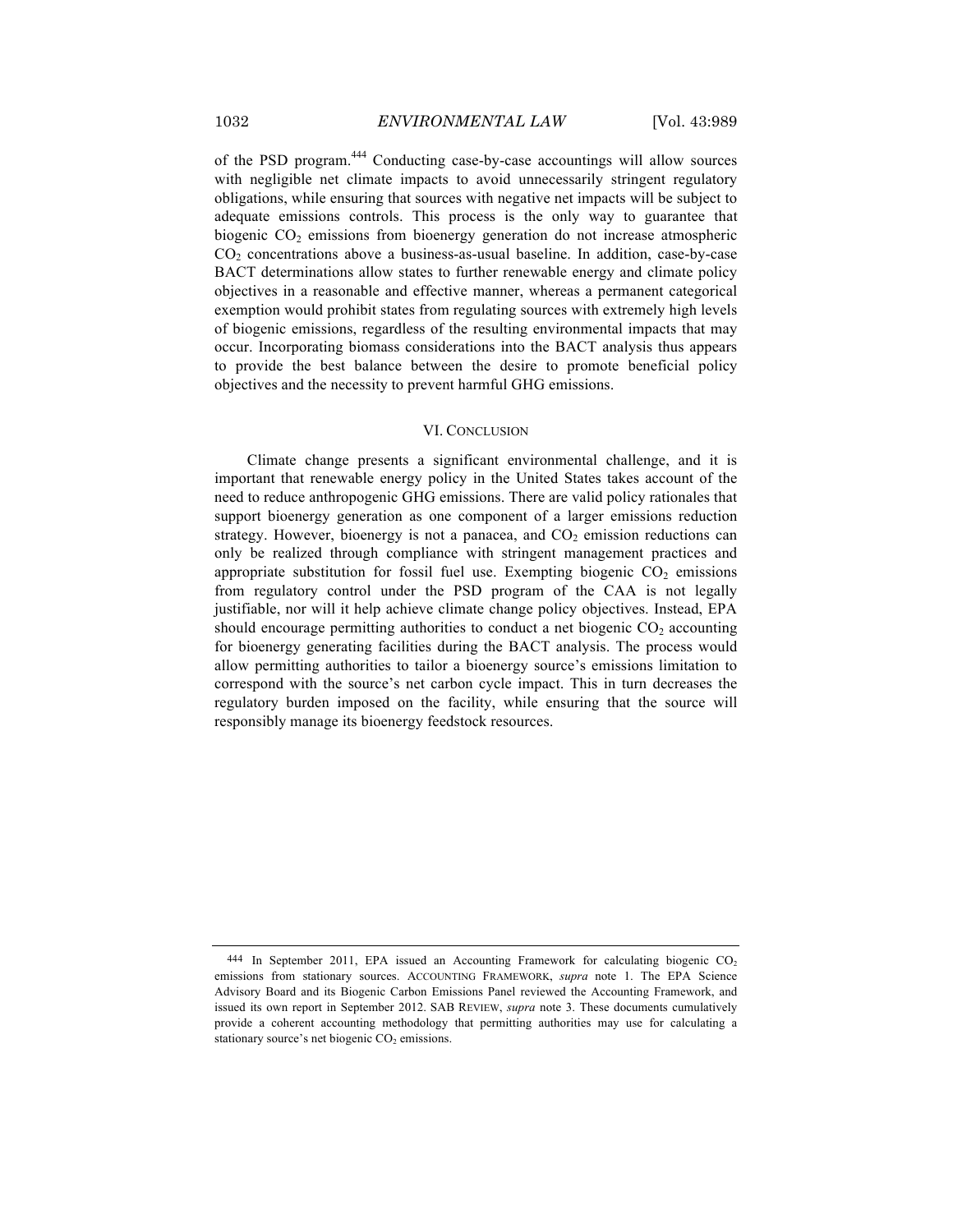of the PSD program.[444] Conducting case-by-case accountings will allow sources with negligible net climate impacts to avoid unnecessarily stringent regulatory obligations, while ensuring that sources with negative net impacts will be subject to adequate emissions controls. This process is the only way to guarantee that biogenic $CO_2$ emissions from bioenergy generation do not increase atmospheric $CO_2$ concentrations above a business-as-usual baseline. In addition, case-by-case BACT determinations allow states to further renewable energy and climate policy objectives in a reasonable and effective manner, whereas a permanent categorical exemption would prohibit states from regulating sources with extremely high levels of biogenic emissions, regardless of the resulting environmental impacts that may occur. Incorporating biomass considerations into the BACT analysis thus appears to provide the best balance between the desire to promote beneficial policy objectives and the necessity to prevent harmful GHG emissions.

## VI. CONCLUSION

Climate change presents a significant environmental challenge, and it is important that renewable energy policy in the United States takes account of the need to reduce anthropogenic GHG emissions. There are valid policy rationales that support bioenergy generation as one component of a larger emissions reduction strategy. However, bioenergy is not a panacea, and $CO_2$ emission reductions can only be realized through compliance with stringent management practices and appropriate substitution for fossil fuel use. Exempting biogenic $CO_2$ emissions from regulatory control under the PSD program of the CAA is not legally justifiable, nor will it help achieve climate change policy objectives. Instead, EPA should encourage permitting authorities to conduct a net biogenic $CO_2$ accounting for bioenergy generating facilities during the BACT analysis. The process would allow permitting authorities to tailor a bioenergy source's emissions limitation to correspond with the source's net carbon cycle impact. This in turn decreases the regulatory burden imposed on the facility, while ensuring that the source will responsibly manage its bioenergy feedstock resources.

---

[444] In September 2011, EPA issued an Accounting Framework for calculating biogenic $CO_2$ emissions from stationary sources. ACCOUNTING FRAMEWORK, *supra* note 1. The EPA Science Advisory Board and its Biogenic Carbon Emissions Panel reviewed the Accounting Framework, and issued its own report in September 2012. SAB REVIEW, *supra* note 3. These documents cumulatively provide a coherent accounting methodology that permitting authorities may use for calculating a stationary source's net biogenic $CO_2$ emissions.